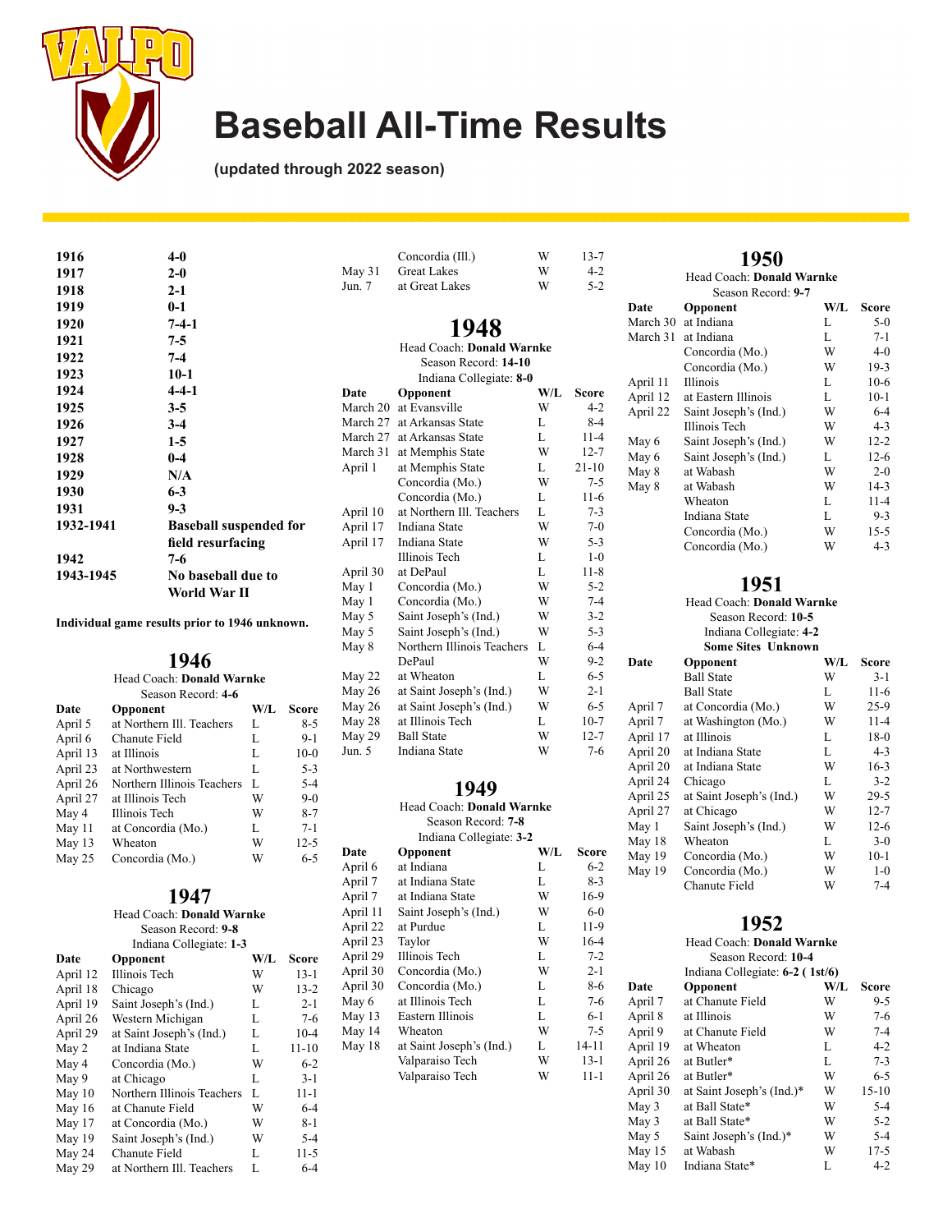# Baseball All-Time Results

**(updated through 2022 season)**

| | |
|---|---|
| **1916** | **4-0** |
| **1917** | **2-0** |
| **1918** | **2-1** |
| **1919** | **0-1** |
| **1920** | **7-4-1** |
| **1921** | **7-5** |
| **1922** | **7-4** |
| **1923** | **10-1** |
| **1924** | **4-4-1** |
| **1925** | **3-5** |
| **1926** | **3-4** |
| **1927** | **1-5** |
| **1928** | **0-4** |
| **1929** | **N/A** |
| **1930** | **6-3** |
| **1931** | **9-3** |
| **1932-1941** | **Baseball suspended for field resurfacing** |
| **1942** | **7-6** |
| **1943-1945** | **No baseball due to World War II** |

**Individual game results prior to 1946 unknown.**

## 1946

Head Coach: **Donald Warnke**
Season Record: **4-6**

| Date | Opponent | W/L | Score |
|---|---|---|---|
| April 5 | at Northern Ill. Teachers | L | 8-5 |
| April 6 | Chanute Field | L | 9-1 |
| April 13 | at Illinois | L | 10-0 |
| April 23 | at Northwestern | L | 5-3 |
| April 26 | Northern Illinois Teachers | L | 5-4 |
| April 27 | at Illinois Tech | W | 9-0 |
| May 4 | Illinois Tech | W | 8-7 |
| May 11 | at Concordia (Mo.) | L | 7-1 |
| May 13 | Wheaton | W | 12-5 |
| May 25 | Concordia (Mo.) | W | 6-5 |

## 1947

Head Coach: **Donald Warnke**
Season Record: **9-8**
Indiana Collegiate: **1-3**

| Date | Opponent | W/L | Score |
|---|---|---|---|
| April 12 | Illinois Tech | W | 13-1 |
| April 18 | Chicago | W | 13-2 |
| April 19 | Saint Joseph's (Ind.) | L | 2-1 |
| April 26 | Western Michigan | L | 7-6 |
| April 29 | at Saint Joseph's (Ind.) | L | 10-4 |
| May 2 | at Indiana State | L | 11-10 |
| May 4 | Concordia (Mo.) | W | 6-2 |
| May 9 | at Chicago | L | 3-1 |
| May 10 | Northern Illinois Teachers | L | 11-1 |
| May 16 | at Chanute Field | W | 6-4 |
| May 17 | at Concordia (Mo.) | W | 8-1 |
| May 19 | Saint Joseph's (Ind.) | W | 5-4 |
| May 24 | Chanute Field | L | 11-5 |
| May 29 | at Northern Ill. Teachers | L | 6-4 |
| | Concordia (Ill.) | W | 13-7 |
| May 31 | Great Lakes | W | 4-2 |
| Jun. 7 | at Great Lakes | W | 5-2 |

## 1948

Head Coach: **Donald Warnke**
Season Record: **14-10**
Indiana Collegiate: **8-0**

| Date | Opponent | W/L | Score |
|---|---|---|---|
| March 20 | at Evansville | W | 4-2 |
| March 27 | at Arkansas State | L | 8-4 |
| March 27 | at Arkansas State | L | 11-4 |
| March 31 | at Memphis State | W | 12-7 |
| April 1 | at Memphis State | L | 21-10 |
| | Concordia (Mo.) | W | 7-5 |
| | Concordia (Mo.) | L | 11-6 |
| April 10 | at Northern Ill. Teachers | L | 7-3 |
| April 17 | Indiana State | W | 7-0 |
| April 17 | Indiana State | W | 5-3 |
| | Illinois Tech | L | 1-0 |
| April 30 | at DePaul | L | 11-8 |
| May 1 | Concordia (Mo.) | W | 5-2 |
| May 1 | Concordia (Mo.) | W | 7-4 |
| May 5 | Saint Joseph's (Ind.) | W | 3-2 |
| May 5 | Saint Joseph's (Ind.) | W | 5-3 |
| May 8 | Northern Illinois Teachers | L | 6-4 |
| | DePaul | W | 9-2 |
| May 22 | at Wheaton | L | 6-5 |
| May 26 | at Saint Joseph's (Ind.) | W | 2-1 |
| May 26 | at Saint Joseph's (Ind.) | W | 6-5 |
| May 28 | at Illinois Tech | L | 10-7 |
| May 29 | Ball State | W | 12-7 |
| Jun. 5 | Indiana State | W | 7-6 |

## 1949

Head Coach: **Donald Warnke**
Season Record: **7-8**
Indiana Collegiate: **3-2**

| Date | Opponent | W/L | Score |
|---|---|---|---|
| April 6 | at Indiana | L | 6-2 |
| April 7 | at Indiana State | L | 8-3 |
| April 7 | at Indiana State | W | 16-9 |
| April 11 | Saint Joseph's (Ind.) | W | 6-0 |
| April 22 | at Purdue | L | 11-9 |
| April 23 | Taylor | W | 16-4 |
| April 29 | Illinois Tech | L | 7-2 |
| April 30 | Concordia (Mo.) | W | 2-1 |
| April 30 | Concordia (Mo.) | L | 8-6 |
| May 6 | at Illinois Tech | L | 7-6 |
| May 13 | Eastern Illinois | L | 6-1 |
| May 14 | Wheaton | W | 7-5 |
| May 18 | at Saint Joseph's (Ind.) | L | 14-11 |
| | Valparaiso Tech | W | 13-1 |
| | Valparaiso Tech | W | 11-1 |

## 1950

Head Coach: **Donald Warnke**
Season Record: **9-7**

| Date | Opponent | W/L | Score |
|---|---|---|---|
| March 30 | at Indiana | L | 5-0 |
| March 31 | at Indiana | L | 7-1 |
| | Concordia (Mo.) | W | 4-0 |
| | Concordia (Mo.) | W | 19-3 |
| April 11 | Illinois | L | 10-6 |
| April 12 | at Eastern Illinois | L | 10-1 |
| April 22 | Saint Joseph's (Ind.) | W | 6-4 |
| | Illinois Tech | W | 4-3 |
| May 6 | Saint Joseph's (Ind.) | W | 12-2 |
| May 6 | Saint Joseph's (Ind.) | L | 12-6 |
| May 8 | at Wabash | W | 2-0 |
| May 8 | at Wabash | W | 14-3 |
| | Wheaton | L | 11-4 |
| | Indiana State | L | 9-3 |
| | Concordia (Mo.) | W | 15-5 |
| | Concordia (Mo.) | W | 4-3 |

## 1951

Head Coach: **Donald Warnke**
Season Record: **10-5**
Indiana Collegiate: **4-2**
**Some Sites Unknown**

| Date | Opponent | W/L | Score |
|---|---|---|---|
| | Ball State | W | 3-1 |
| | Ball State | L | 11-6 |
| April 7 | at Concordia (Mo.) | W | 25-9 |
| April 7 | at Washington (Mo.) | W | 11-4 |
| April 17 | at Illinois | L | 18-0 |
| April 20 | at Indiana State | L | 4-3 |
| April 20 | at Indiana State | W | 16-3 |
| April 24 | Chicago | L | 3-2 |
| April 25 | at Saint Joseph's (Ind.) | W | 29-5 |
| April 27 | at Chicago | W | 12-7 |
| May 1 | Saint Joseph's (Ind.) | W | 12-6 |
| May 18 | Wheaton | L | 3-0 |
| May 19 | Concordia (Mo.) | W | 10-1 |
| May 19 | Concordia (Mo.) | W | 1-0 |
| | Chanute Field | W | 7-4 |

## 1952

Head Coach: **Donald Warnke**
Season Record: **10-4**
Indiana Collegiate: **6-2 ( 1st/6)**

| Date | Opponent | W/L | Score |
|---|---|---|---|
| April 7 | at Chanute Field | W | 9-5 |
| April 8 | at Illinois | W | 7-6 |
| April 9 | at Chanute Field | W | 7-4 |
| April 19 | at Wheaton | L | 4-2 |
| April 26 | at Butler* | L | 7-3 |
| April 26 | at Butler* | W | 6-5 |
| April 30 | at Saint Joseph's (Ind.)* | W | 15-10 |
| May 3 | at Ball State* | W | 5-4 |
| May 3 | at Ball State* | W | 5-2 |
| May 5 | Saint Joseph's (Ind.)* | W | 5-4 |
| May 15 | at Wabash | W | 17-5 |
| May 10 | Indiana State* | L | 4-2 |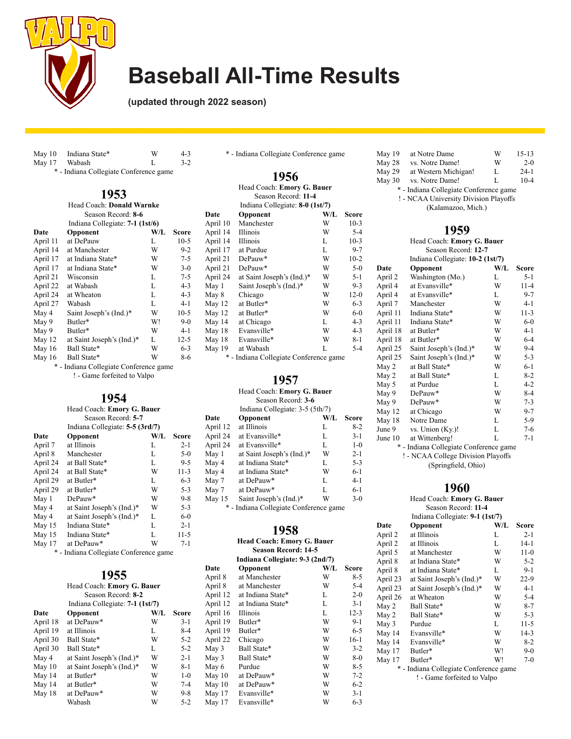| Date | Opponent | W/L | Score |
|---|---|---|---|
| May 10 | Indiana State* | W | 4-3 |
| May 17 | Wabash | L | 3-2 |

* - Indiana Collegiate Conference game

## 1953

Head Coach: **Donald Warnke**
Season Record: **8-6**
Indiana Collegiate: **7-1 (1st/6)**

| Date | Opponent | W/L | Score |
|---|---|---|---|
| April 11 | at DePauw | L | 10-5 |
| April 14 | at Manchester | W | 9-2 |
| April 17 | at Indiana State* | W | 7-5 |
| April 17 | at Indiana State* | W | 3-0 |
| April 21 | Wisconsin | L | 7-5 |
| April 22 | at Wabash | L | 4-3 |
| April 24 | at Wheaton | L | 4-3 |
| April 27 | Wabash | L | 4-1 |
| May 4 | Saint Joseph's (Ind.)* | W | 10-5 |
| May 9 | Butler* | W! | 9-0 |
| May 9 | Butler* | W | 4-1 |
| May 12 | at Saint Joseph's (Ind.)* | L | 12-5 |
| May 16 | Ball State* | W | 6-3 |
| May 16 | Ball State* | W | 8-6 |

* - Indiana Collegiate Conference game
! - Game forfeited to Valpo

## 1954

Head Coach: **Emory G. Bauer**
Season Record: **5-7**
Indiana Collegiate: **5-5 (3rd/7)**

| Date | Opponent | W/L | Score |
|---|---|---|---|
| April 7 | at Illinois | L | 2-1 |
| April 8 | Manchester | L | 5-0 |
| April 24 | at Ball State* | L | 9-5 |
| April 24 | at Ball State* | W | 11-3 |
| April 29 | at Butler* | L | 6-3 |
| April 29 | at Butler* | W | 5-3 |
| May 1 | DePauw* | W | 9-8 |
| May 4 | at Saint Joseph's (Ind.)* | W | 5-3 |
| May 4 | at Saint Joseph's (Ind.)* | L | 6-0 |
| May 15 | Indiana State* | L | 2-1 |
| May 15 | Indiana State* | L | 11-5 |
| May 17 | at DePauw* | W | 7-1 |

* - Indiana Collegiate Conference game

## 1955

Head Coach: **Emory G. Bauer**
Season Record: **8-2**
Indiana Collegiate: **7-1 (1st/7)**

| Date | Opponent | W/L | Score |
|---|---|---|---|
| April 18 | at DePauw* | W | 3-1 |
| April 19 | at Illinois | L | 8-4 |
| April 30 | Ball State* | W | 5-2 |
| April 30 | Ball State* | L | 5-2 |
| May 4 | at Saint Joseph's (Ind.)* | W | 2-1 |
| May 10 | at Saint Joseph's (Ind.)* | W | 8-1 |
| May 14 | at Butler* | W | 1-0 |
| May 14 | at Butler* | W | 7-4 |
| May 18 | at DePauw* | W | 9-8 |
| | Wabash | W | 5-2 |

* - Indiana Collegiate Conference game

## 1956

Head Coach: **Emory G. Bauer**
Season Record: **11-4**
Indiana Collegiate: **8-0 (1st/7)**

| Date | Opponent | W/L | Score |
|---|---|---|---|
| April 10 | Manchester | W | 10-3 |
| April 14 | Illinois | W | 5-4 |
| April 14 | Illinois | L | 10-3 |
| April 17 | at Purdue | L | 9-7 |
| April 21 | DePauw* | W | 10-2 |
| April 21 | DePauw* | W | 5-0 |
| April 24 | at Saint Joseph's (Ind.)* | W | 5-1 |
| May 1 | Saint Joseph's (Ind.)* | W | 9-3 |
| May 8 | Chicago | W | 12-0 |
| May 12 | at Butler* | W | 6-3 |
| May 12 | at Butler* | W | 6-0 |
| May 14 | at Chicago | L | 4-3 |
| May 18 | Evansville* | W | 4-3 |
| May 18 | Evansville* | W | 8-1 |
| May 19 | at Wabash | L | 5-4 |

* - Indiana Collegiate Conference game

## 1957

Head Coach: **Emory G. Bauer**
Season Record: **3-6**
Indiana Collegiate: 3-5 (5th/7)

| Date | Opponent | W/L | Score |
|---|---|---|---|
| April 12 | at Illinois | L | 8-2 |
| April 24 | at Evansville* | L | 3-1 |
| April 24 | at Evansville* | L | 1-0 |
| May 1 | at Saint Joseph's (Ind.)* | W | 2-1 |
| May 4 | at Indiana State* | L | 5-3 |
| May 4 | at Indiana State* | W | 6-1 |
| May 7 | at DePauw* | L | 4-1 |
| May 7 | at DePauw* | L | 6-1 |
| May 15 | Saint Joseph's (Ind.)* | W | 3-0 |

* - Indiana Collegiate Conference game

## 1958

**Head Coach: Emory G. Bauer**
**Season Record: 14-5**
**Indiana Collegiate: 9-3 (2nd/7)**

| Date | Opponent | W/L | Score |
|---|---|---|---|
| April 8 | at Manchester | W | 8-5 |
| April 8 | at Manchester | W | 5-4 |
| April 12 | at Indiana State* | L | 2-0 |
| April 12 | at Indiana State* | L | 3-1 |
| April 16 | Illinois | L | 12-3 |
| April 19 | Butler* | W | 9-1 |
| April 19 | Butler* | W | 6-5 |
| April 22 | Chicago | W | 16-1 |
| May 3 | Ball State* | W | 3-2 |
| May 3 | Ball State* | W | 8-0 |
| May 6 | Purdue | W | 8-5 |
| May 10 | at DePauw* | W | 7-2 |
| May 10 | at DePauw* | W | 6-2 |
| May 17 | Evansville* | W | 3-1 |
| May 17 | Evansville* | W | 6-3 |
| May 19 | at Notre Dame | W | 15-13 |
| May 28 | vs. Notre Dame! | W | 2-0 |
| May 29 | at Western Michigan! | L | 24-1 |
| May 30 | vs. Notre Dame! | L | 10-4 |

* - Indiana Collegiate Conference game
! - NCAA University Division Playoffs (Kalamazoo, Mich.)

## 1959

Head Coach: **Emory G. Bauer**
Season Record: **12-7**
Indiana Collegiate: **10-2 (1st/7)**

| Date | Opponent | W/L | Score |
|---|---|---|---|
| April 2 | Washington (Mo.) | L | 5-1 |
| April 4 | at Evansville* | W | 11-4 |
| April 4 | at Evansville* | L | 9-7 |
| April 7 | Manchester | W | 4-1 |
| April 11 | Indiana State* | W | 11-3 |
| April 11 | Indiana State* | W | 6-0 |
| April 18 | at Butler* | W | 4-1 |
| April 18 | at Butler* | W | 6-4 |
| April 25 | Saint Joseph's (Ind.)* | W | 9-4 |
| April 25 | Saint Joseph's (Ind.)* | W | 5-3 |
| May 2 | at Ball State* | W | 6-1 |
| May 2 | at Ball State* | L | 8-2 |
| May 5 | at Purdue | L | 4-2 |
| May 9 | DePauw* | W | 8-4 |
| May 9 | DePauw* | W | 7-3 |
| May 12 | at Chicago | W | 9-7 |
| May 18 | Notre Dame | L | 5-9 |
| June 9 | vs. Union (Ky.)! | L | 7-6 |
| June 10 | at Wittenberg! | L | 7-1 |

* - Indiana Collegiate Conference game
! - NCAA College Division Playoffs (Springfield, Ohio)

## 1960

Head Coach: **Emory G. Bauer**
Season Record: **11-4**
Indiana Collegiate: **9-1 (1st/7)**

| Date | Opponent | W/L | Score |
|---|---|---|---|
| April 2 | at Illinois | L | 2-1 |
| April 2 | at Illinois | L | 14-1 |
| April 5 | at Manchester | W | 11-0 |
| April 8 | at Indiana State* | W | 5-2 |
| April 8 | at Indiana State* | L | 9-1 |
| April 23 | at Saint Joseph's (Ind.)* | W | 22-9 |
| April 23 | at Saint Joseph's (Ind.)* | W | 4-1 |
| April 26 | at Wheaton | W | 5-4 |
| May 2 | Ball State* | W | 8-7 |
| May 2 | Ball State* | W | 5-3 |
| May 3 | Purdue | L | 11-5 |
| May 14 | Evansville* | W | 14-3 |
| May 14 | Evansville* | W | 8-2 |
| May 17 | Butler* | W! | 9-0 |
| May 17 | Butler* | W! | 7-0 |

* - Indiana Collegiate Conference game
! - Game forfeited to Valpo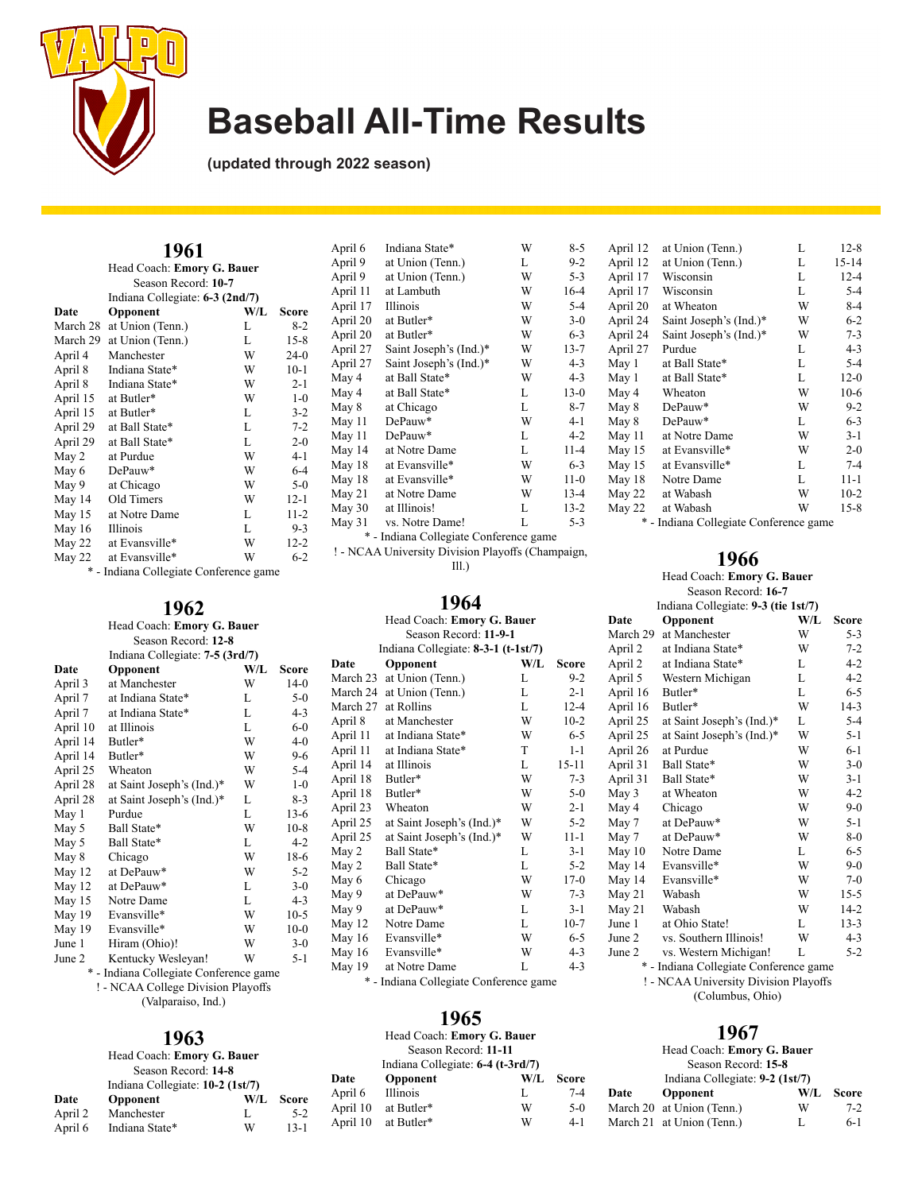# Baseball All-Time Results

**(updated through 2022 season)**

## 1961

Head Coach: **Emory G. Bauer**
Season Record: **10-7**
Indiana Collegiate: **6-3 (2nd/7)**

| Date | Opponent | W/L | Score |
|---|---|---|---|
| March 28 | at Union (Tenn.) | L | 8-2 |
| March 29 | at Union (Tenn.) | L | 15-8 |
| April 4 | Manchester | W | 24-0 |
| April 8 | Indiana State* | W | 10-1 |
| April 8 | Indiana State* | W | 2-1 |
| April 15 | at Butler* | W | 1-0 |
| April 15 | at Butler* | L | 3-2 |
| April 29 | at Ball State* | L | 7-2 |
| April 29 | at Ball State* | L | 2-0 |
| May 2 | at Purdue | W | 4-1 |
| May 6 | DePauw* | W | 6-4 |
| May 9 | at Chicago | W | 5-0 |
| May 14 | Old Timers | W | 12-1 |
| May 15 | at Notre Dame | L | 11-2 |
| May 16 | Illinois | L | 9-3 |
| May 22 | at Evansville* | W | 12-2 |
| May 22 | at Evansville* | W | 6-2 |

* - Indiana Collegiate Conference game

## 1962

Head Coach: **Emory G. Bauer**
Season Record: **12-8**
Indiana Collegiate: **7-5 (3rd/7)**

| Date | Opponent | W/L | Score |
|---|---|---|---|
| April 3 | at Manchester | W | 14-0 |
| April 7 | at Indiana State* | L | 5-0 |
| April 7 | at Indiana State* | L | 4-3 |
| April 10 | at Illinois | L | 6-0 |
| April 14 | Butler* | W | 4-0 |
| April 14 | Butler* | W | 9-6 |
| April 25 | Wheaton | W | 5-4 |
| April 28 | at Saint Joseph's (Ind.)* | W | 1-0 |
| April 28 | at Saint Joseph's (Ind.)* | L | 8-3 |
| May 1 | Purdue | L | 13-6 |
| May 5 | Ball State* | W | 10-8 |
| May 5 | Ball State* | L | 4-2 |
| May 8 | Chicago | W | 18-6 |
| May 12 | at DePauw* | W | 5-2 |
| May 12 | at DePauw* | L | 3-0 |
| May 15 | Notre Dame | L | 4-3 |
| May 19 | Evansville* | W | 10-5 |
| May 19 | Evansville* | W | 10-0 |
| June 1 | Hiram (Ohio)! | W | 3-0 |
| June 2 | Kentucky Wesleyan! | W | 5-1 |

* - Indiana Collegiate Conference game
! - NCAA College Division Playoffs (Valparaiso, Ind.)

## 1963

Head Coach: **Emory G. Bauer**
Season Record: **14-8**
Indiana Collegiate: **10-2 (1st/7)**

| Date | Opponent | W/L | Score |
|---|---|---|---|
| April 2 | Manchester | L | 5-2 |
| April 6 | Indiana State* | W | 13-1 |
| April 6 | Indiana State* | W | 8-5 |
| April 9 | at Union (Tenn.) | L | 9-2 |
| April 9 | at Union (Tenn.) | W | 5-3 |
| April 11 | at Lambuth | W | 16-4 |
| April 17 | Illinois | W | 5-4 |
| April 20 | at Butler* | W | 3-0 |
| April 20 | at Butler* | W | 6-3 |
| April 27 | Saint Joseph's (Ind.)* | W | 13-7 |
| April 27 | Saint Joseph's (Ind.)* | W | 4-3 |
| May 4 | at Ball State* | W | 4-3 |
| May 4 | at Ball State* | L | 13-0 |
| May 8 | at Chicago | L | 8-7 |
| May 11 | DePauw* | W | 4-1 |
| May 11 | DePauw* | L | 4-2 |
| May 14 | at Notre Dame | L | 11-4 |
| May 18 | at Evansville* | W | 6-3 |
| May 18 | at Evansville* | W | 11-0 |
| May 21 | at Notre Dame | W | 13-4 |
| May 30 | at Illinois! | L | 13-2 |
| May 31 | vs. Notre Dame! | L | 5-3 |

* - Indiana Collegiate Conference game
! - NCAA University Division Playoffs (Champaign, Ill.)

## 1964

Head Coach: **Emory G. Bauer**
Season Record: **11-9-1**
Indiana Collegiate: **8-3-1 (t-1st/7)**

| Date | Opponent | W/L | Score |
|---|---|---|---|
| March 23 | at Union (Tenn.) | L | 9-2 |
| March 24 | at Union (Tenn.) | L | 2-1 |
| March 27 | at Rollins | L | 12-4 |
| April 8 | at Manchester | W | 10-2 |
| April 11 | at Indiana State* | W | 6-5 |
| April 11 | at Indiana State* | T | 1-1 |
| April 14 | at Illinois | L | 15-11 |
| April 18 | Butler* | W | 7-3 |
| April 18 | Butler* | W | 5-0 |
| April 23 | Wheaton | W | 2-1 |
| April 25 | at Saint Joseph's (Ind.)* | W | 5-2 |
| April 25 | at Saint Joseph's (Ind.)* | W | 11-1 |
| May 2 | Ball State* | L | 3-1 |
| May 2 | Ball State* | L | 5-2 |
| May 6 | Chicago | W | 17-0 |
| May 9 | at DePauw* | W | 7-3 |
| May 9 | at DePauw* | L | 3-1 |
| May 12 | Notre Dame | L | 10-7 |
| May 16 | Evansville* | W | 6-5 |
| May 16 | Evansville* | W | 4-3 |
| May 19 | at Notre Dame | L | 4-3 |

* - Indiana Collegiate Conference game

## 1965

Head Coach: **Emory G. Bauer**
Season Record: **11-11**
Indiana Collegiate: **6-4 (t-3rd/7)**

| Date | Opponent | W/L | Score |
|---|---|---|---|
| April 6 | Illinois | L | 7-4 |
| April 10 | at Butler* | W | 5-0 |
| April 10 | at Butler* | W | 4-1 |
| April 12 | at Union (Tenn.) | L | 12-8 |
| April 12 | at Union (Tenn.) | L | 15-14 |
| April 17 | Wisconsin | L | 12-4 |
| April 17 | Wisconsin | L | 5-4 |
| April 20 | at Wheaton | W | 8-4 |
| April 24 | Saint Joseph's (Ind.)* | W | 6-2 |
| April 24 | Saint Joseph's (Ind.)* | W | 7-3 |
| April 27 | Purdue | L | 4-3 |
| May 1 | at Ball State* | L | 5-4 |
| May 1 | at Ball State* | L | 12-0 |
| May 4 | Wheaton | W | 10-6 |
| May 8 | DePauw* | W | 9-2 |
| May 8 | DePauw* | L | 6-3 |
| May 11 | at Notre Dame | W | 3-1 |
| May 15 | at Evansville* | W | 2-0 |
| May 15 | at Evansville* | L | 7-4 |
| May 18 | Notre Dame | L | 11-1 |
| May 22 | at Wabash | W | 10-2 |
| May 22 | at Wabash | W | 15-8 |

* - Indiana Collegiate Conference game

## 1966

Head Coach: **Emory G. Bauer**
Season Record: **16-7**
Indiana Collegiate: **9-3 (tie 1st/7)**

| Date | Opponent | W/L | Score |
|---|---|---|---|
| March 29 | at Manchester | W | 5-3 |
| April 2 | at Indiana State* | W | 7-2 |
| April 2 | at Indiana State* | L | 4-2 |
| April 5 | Western Michigan | L | 4-2 |
| April 16 | Butler* | L | 6-5 |
| April 16 | Butler* | W | 14-3 |
| April 25 | at Saint Joseph's (Ind.)* | L | 5-4 |
| April 25 | at Saint Joseph's (Ind.)* | W | 5-1 |
| April 26 | at Purdue | W | 6-1 |
| April 31 | Ball State* | W | 3-0 |
| April 31 | Ball State* | W | 3-1 |
| May 3 | at Wheaton | W | 4-2 |
| May 4 | Chicago | W | 9-0 |
| May 7 | at DePauw* | W | 5-1 |
| May 7 | at DePauw* | W | 8-0 |
| May 10 | Notre Dame | L | 6-5 |
| May 14 | Evansville* | W | 9-0 |
| May 14 | Evansville* | W | 7-0 |
| May 21 | Wabash | W | 15-5 |
| May 21 | Wabash | W | 14-2 |
| June 1 | at Ohio State! | L | 13-3 |
| June 2 | vs. Southern Illinois! | W | 4-3 |
| June 2 | vs. Western Michigan! | L | 5-2 |

* - Indiana Collegiate Conference game
! - NCAA University Division Playoffs (Columbus, Ohio)

## 1967

Head Coach: **Emory G. Bauer**
Season Record: **15-8**
Indiana Collegiate: **9-2 (1st/7)**

| Date | Opponent | W/L | Score |
|---|---|---|---|
| March 20 | at Union (Tenn.) | W | 7-2 |
| March 21 | at Union (Tenn.) | L | 6-1 |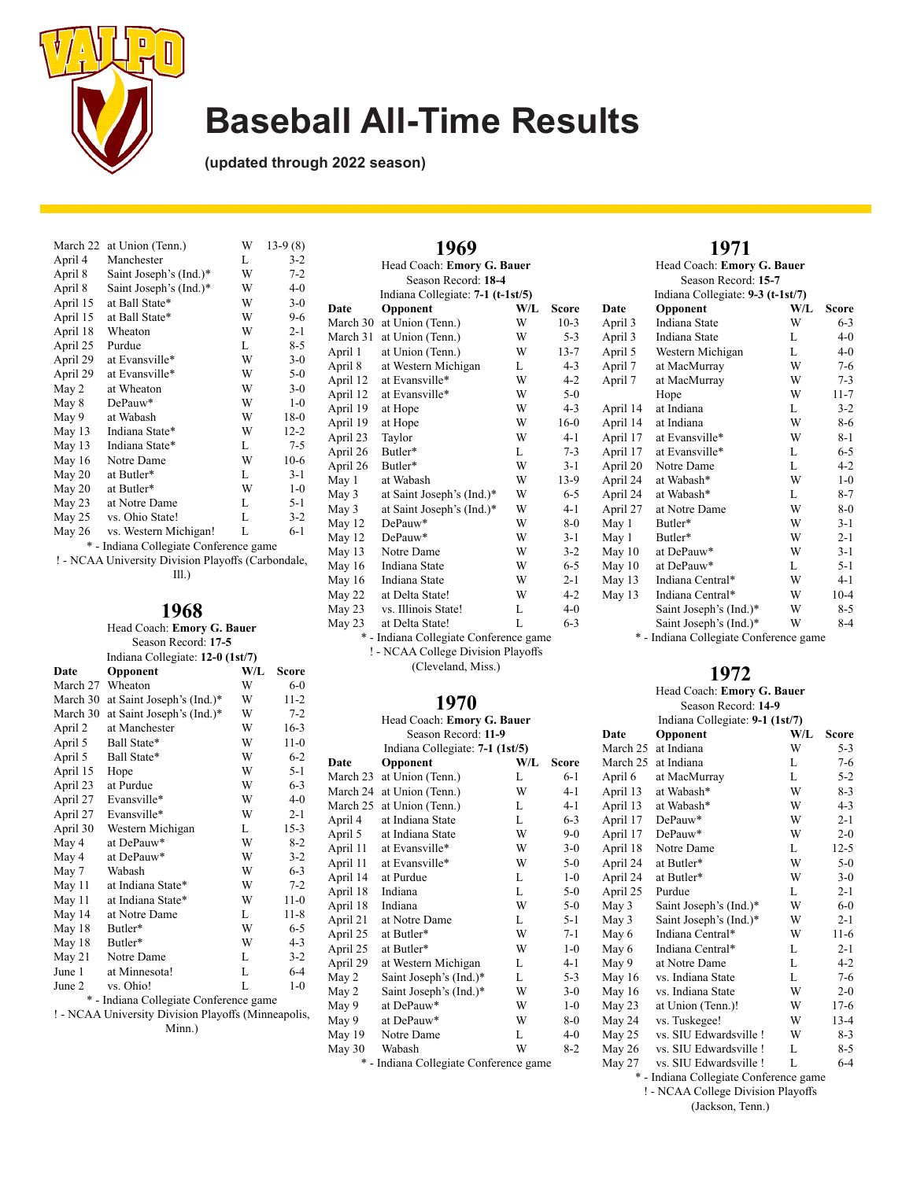# Baseball All-Time Results

**(updated through 2022 season)**

| Date | Opponent | W/L | Score |
|---|---|---|---|
| March 22 | at Union (Tenn.) | W | 13-9 (8) |
| April 4 | Manchester | L | 3-2 |
| April 8 | Saint Joseph's (Ind.)* | W | 7-2 |
| April 8 | Saint Joseph's (Ind.)* | W | 4-0 |
| April 15 | at Ball State* | W | 3-0 |
| April 15 | at Ball State* | W | 9-6 |
| April 18 | Wheaton | W | 2-1 |
| April 25 | Purdue | L | 8-5 |
| April 29 | at Evansville* | W | 3-0 |
| April 29 | at Evansville* | W | 5-0 |
| May 2 | at Wheaton | W | 3-0 |
| May 8 | DePauw* | W | 1-0 |
| May 9 | at Wabash | W | 18-0 |
| May 13 | Indiana State* | W | 12-2 |
| May 13 | Indiana State* | L | 7-5 |
| May 16 | Notre Dame | W | 10-6 |
| May 20 | at Butler* | L | 3-1 |
| May 20 | at Butler* | W | 1-0 |
| May 23 | at Notre Dame | L | 5-1 |
| May 25 | vs. Ohio State! | L | 3-2 |
| May 26 | vs. Western Michigan! | L | 6-1 |

\* - Indiana Collegiate Conference game

! - NCAA University Division Playoffs (Carbondale, Ill.)

## 1968

Head Coach: **Emory G. Bauer**
Season Record: **17-5**
Indiana Collegiate: **12-0 (1st/7)**

| Date | Opponent | W/L | Score |
|---|---|---|---|
| March 27 | Wheaton | W | 6-0 |
| March 30 | at Saint Joseph's (Ind.)* | W | 11-2 |
| March 30 | at Saint Joseph's (Ind.)* | W | 7-2 |
| April 2 | at Manchester | W | 16-3 |
| April 5 | Ball State* | W | 11-0 |
| April 5 | Ball State* | W | 6-2 |
| April 15 | Hope | W | 5-1 |
| April 23 | at Purdue | W | 6-3 |
| April 27 | Evansville* | W | 4-0 |
| April 27 | Evansville* | W | 2-1 |
| April 30 | Western Michigan | L | 15-3 |
| May 4 | at DePauw* | W | 8-2 |
| May 4 | at DePauw* | W | 3-2 |
| May 7 | Wabash | W | 6-3 |
| May 11 | at Indiana State* | W | 7-2 |
| May 11 | at Indiana State* | W | 11-0 |
| May 14 | at Notre Dame | L | 11-8 |
| May 18 | Butler* | W | 6-5 |
| May 18 | Butler* | W | 4-3 |
| May 21 | Notre Dame | L | 3-2 |
| June 1 | at Minnesota! | L | 6-4 |
| June 2 | vs. Ohio! | L | 1-0 |

\* - Indiana Collegiate Conference game

! - NCAA University Division Playoffs (Minneapolis, Minn.)

## 1969

Head Coach: **Emory G. Bauer**
Season Record: **18-4**
Indiana Collegiate: **7-1 (t-1st/5)**

| Date | Opponent | W/L | Score |
|---|---|---|---|
| March 30 | at Union (Tenn.) | W | 10-3 |
| March 31 | at Union (Tenn.) | W | 5-3 |
| April 1 | at Union (Tenn.) | W | 13-7 |
| April 8 | at Western Michigan | L | 4-3 |
| April 12 | at Evansville* | W | 4-2 |
| April 12 | at Evansville* | W | 5-0 |
| April 19 | at Hope | W | 4-3 |
| April 19 | at Hope | W | 16-0 |
| April 23 | Taylor | W | 4-1 |
| April 26 | Butler* | L | 7-3 |
| April 26 | Butler* | W | 3-1 |
| May 1 | at Wabash | W | 13-9 |
| May 3 | at Saint Joseph's (Ind.)* | W | 6-5 |
| May 3 | at Saint Joseph's (Ind.)* | W | 4-1 |
| May 12 | DePauw* | W | 8-0 |
| May 12 | DePauw* | W | 3-1 |
| May 13 | Notre Dame | W | 3-2 |
| May 16 | Indiana State | W | 6-5 |
| May 16 | Indiana State | W | 2-1 |
| May 22 | at Delta State! | W | 4-2 |
| May 23 | vs. Illinois State! | L | 4-0 |
| May 23 | at Delta State! | L | 6-3 |

\* - Indiana Collegiate Conference game

! - NCAA College Division Playoffs (Cleveland, Miss.)

## 1970

Head Coach: **Emory G. Bauer**
Season Record: **11-9**
Indiana Collegiate: **7-1 (1st/5)**

| Date | Opponent | W/L | Score |
|---|---|---|---|
| March 23 | at Union (Tenn.) | L | 6-1 |
| March 24 | at Union (Tenn.) | W | 4-1 |
| March 25 | at Union (Tenn.) | L | 4-1 |
| April 4 | at Indiana State | L | 6-3 |
| April 5 | at Indiana State | W | 9-0 |
| April 11 | at Evansville* | W | 3-0 |
| April 11 | at Evansville* | W | 5-0 |
| April 14 | at Purdue | L | 1-0 |
| April 18 | Indiana | L | 5-0 |
| April 18 | Indiana | W | 5-0 |
| April 21 | at Notre Dame | L | 5-1 |
| April 25 | at Butler* | W | 7-1 |
| April 25 | at Butler* | W | 1-0 |
| April 29 | at Western Michigan | L | 4-1 |
| May 2 | Saint Joseph's (Ind.)* | L | 5-3 |
| May 2 | Saint Joseph's (Ind.)* | W | 3-0 |
| May 9 | at DePauw* | W | 1-0 |
| May 9 | at DePauw* | W | 8-0 |
| May 19 | Notre Dame | L | 4-0 |
| May 30 | Wabash | W | 8-2 |

\* - Indiana Collegiate Conference game

## 1971

Head Coach: **Emory G. Bauer**
Season Record: **15-7**
Indiana Collegiate: **9-3 (t-1st/7)**

| Date | Opponent | W/L | Score |
|---|---|---|---|
| April 3 | Indiana State | W | 6-3 |
| April 3 | Indiana State | L | 4-0 |
| April 5 | Western Michigan | L | 4-0 |
| April 7 | at MacMurray | W | 7-6 |
| April 7 | at MacMurray | W | 7-3 |
| | Hope | W | 11-7 |
| April 14 | at Indiana | L | 3-2 |
| April 14 | at Indiana | W | 8-6 |
| April 17 | at Evansville* | W | 8-1 |
| April 17 | at Evansville* | L | 6-5 |
| April 20 | Notre Dame | L | 4-2 |
| April 24 | at Wabash* | W | 1-0 |
| April 24 | at Wabash* | L | 8-7 |
| April 27 | at Notre Dame | W | 8-0 |
| May 1 | Butler* | W | 3-1 |
| May 1 | Butler* | W | 2-1 |
| May 10 | at DePauw* | W | 3-1 |
| May 10 | at DePauw* | L | 5-1 |
| May 13 | Indiana Central* | W | 4-1 |
| May 13 | Indiana Central* | W | 10-4 |
| | Saint Joseph's (Ind.)* | W | 8-5 |
| | Saint Joseph's (Ind.)* | W | 8-4 |

\* - Indiana Collegiate Conference game

## 1972

Head Coach: **Emory G. Bauer**
Season Record: **14-9**
Indiana Collegiate: **9-1 (1st/7)**

| Date | Opponent | W/L | Score |
|---|---|---|---|
| March 25 | at Indiana | W | 5-3 |
| March 25 | at Indiana | L | 7-6 |
| April 6 | at MacMurray | L | 5-2 |
| April 13 | at Wabash* | W | 8-3 |
| April 13 | at Wabash* | W | 4-3 |
| April 17 | DePauw* | W | 2-1 |
| April 17 | DePauw* | W | 2-0 |
| April 18 | Notre Dame | L | 12-5 |
| April 24 | at Butler* | W | 5-0 |
| April 24 | at Butler* | W | 3-0 |
| April 25 | Purdue | L | 2-1 |
| May 3 | Saint Joseph's (Ind.)* | W | 6-0 |
| May 3 | Saint Joseph's (Ind.)* | W | 2-1 |
| May 6 | Indiana Central* | W | 11-6 |
| May 6 | Indiana Central* | L | 2-1 |
| May 9 | at Notre Dame | L | 4-2 |
| May 16 | vs. Indiana State | L | 7-6 |
| May 16 | vs. Indiana State | W | 2-0 |
| May 23 | at Union (Tenn.)! | W | 17-6 |
| May 24 | vs. Tuskegee! | W | 13-4 |
| May 25 | vs. SIU Edwardsville ! | W | 8-3 |
| May 26 | vs. SIU Edwardsville ! | L | 8-5 |
| May 27 | vs. SIU Edwardsville ! | L | 6-4 |

\* - Indiana Collegiate Conference game

! - NCAA College Division Playoffs (Jackson, Tenn.)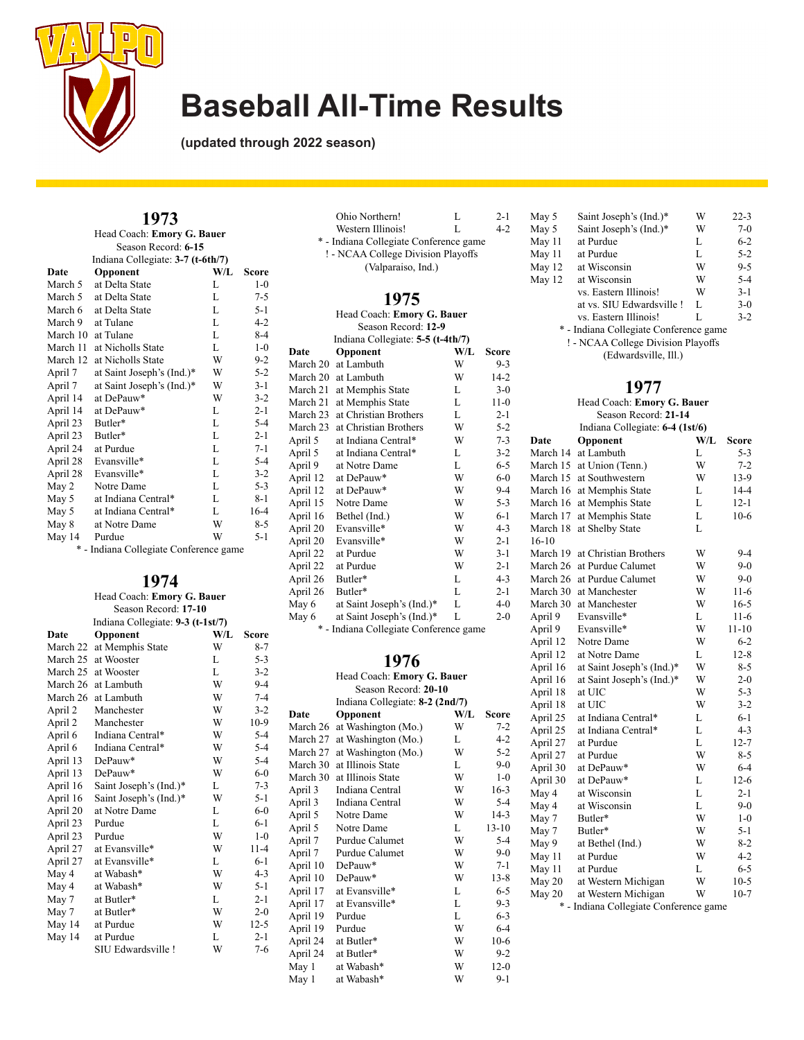# Baseball All-Time Results

**(updated through 2022 season)**

## 1973

Head Coach: **Emory G. Bauer**
Season Record: **6-15**
Indiana Collegiate: **3-7 (t-6th/7)**

| Date | Opponent | W/L | Score |
|---|---|---|---|
| March 5 | at Delta State | L | 1-0 |
| March 5 | at Delta State | L | 7-5 |
| March 6 | at Delta State | L | 5-1 |
| March 9 | at Tulane | L | 4-2 |
| March 10 | at Tulane | L | 8-4 |
| March 11 | at Nicholls State | L | 1-0 |
| March 12 | at Nicholls State | W | 9-2 |
| April 7 | at Saint Joseph's (Ind.)* | W | 5-2 |
| April 7 | at Saint Joseph's (Ind.)* | W | 3-1 |
| April 14 | at DePauw* | W | 3-2 |
| April 14 | at DePauw* | L | 2-1 |
| April 23 | Butler* | L | 5-4 |
| April 23 | Butler* | L | 2-1 |
| April 24 | at Purdue | L | 7-1 |
| April 28 | Evansville* | L | 5-4 |
| April 28 | Evansville* | L | 3-2 |
| May 2 | Notre Dame | L | 5-3 |
| May 5 | at Indiana Central* | L | 8-1 |
| May 5 | at Indiana Central* | L | 16-4 |
| May 8 | at Notre Dame | W | 8-5 |
| May 14 | Purdue | W | 5-1 |

\* - Indiana Collegiate Conference game

## 1974

Head Coach: **Emory G. Bauer**
Season Record: **17-10**
Indiana Collegiate: **9-3 (t-1st/7)**

| Date | Opponent | W/L | Score |
|---|---|---|---|
| March 22 | at Memphis State | W | 8-7 |
| March 25 | at Wooster | L | 5-3 |
| March 25 | at Wooster | L | 3-2 |
| March 26 | at Lambuth | W | 9-4 |
| March 26 | at Lambuth | W | 7-4 |
| April 2 | Manchester | W | 3-2 |
| April 2 | Manchester | W | 10-9 |
| April 6 | Indiana Central* | W | 5-4 |
| April 6 | Indiana Central* | W | 5-4 |
| April 13 | DePauw* | W | 5-4 |
| April 13 | DePauw* | W | 6-0 |
| April 16 | Saint Joseph's (Ind.)* | L | 7-3 |
| April 16 | Saint Joseph's (Ind.)* | W | 5-1 |
| April 20 | at Notre Dame | L | 6-0 |
| April 23 | Purdue | L | 6-1 |
| April 23 | Purdue | W | 1-0 |
| April 27 | at Evansville* | W | 11-4 |
| April 27 | at Evansville* | L | 6-1 |
| May 4 | at Wabash* | W | 4-3 |
| May 4 | at Wabash* | W | 5-1 |
| May 7 | at Butler* | L | 2-1 |
| May 7 | at Butler* | W | 2-0 |
| May 14 | at Purdue | W | 12-5 |
| May 14 | at Purdue | L | 2-1 |
| | SIU Edwardsville ! | W | 7-6 |
| | Ohio Northern! | L | 2-1 |
| | Western Illinois! | L | 4-2 |

\* - Indiana Collegiate Conference game
! - NCAA College Division Playoffs (Valparaiso, Ind.)

## 1975

Head Coach: **Emory G. Bauer**
Season Record: **12-9**
Indiana Collegiate: **5-5 (t-4th/7)**

| Date | Opponent | W/L | Score |
|---|---|---|---|
| March 20 | at Lambuth | W | 9-3 |
| March 20 | at Lambuth | W | 14-2 |
| March 21 | at Memphis State | L | 3-0 |
| March 21 | at Memphis State | L | 11-0 |
| March 23 | at Christian Brothers | L | 2-1 |
| March 23 | at Christian Brothers | W | 5-2 |
| April 5 | at Indiana Central* | W | 7-3 |
| April 5 | at Indiana Central* | L | 3-2 |
| April 9 | at Notre Dame | L | 6-5 |
| April 12 | at DePauw* | W | 6-0 |
| April 12 | at DePauw* | W | 9-4 |
| April 15 | Notre Dame | W | 5-3 |
| April 16 | Bethel (Ind.) | W | 6-1 |
| April 20 | Evansville* | W | 4-3 |
| April 20 | Evansville* | W | 2-1 |
| April 22 | at Purdue | W | 3-1 |
| April 22 | at Purdue | W | 2-1 |
| April 26 | Butler* | L | 4-3 |
| April 26 | Butler* | L | 2-1 |
| May 6 | at Saint Joseph's (Ind.)* | L | 4-0 |
| May 6 | at Saint Joseph's (Ind.)* | L | 2-0 |

\* - Indiana Collegiate Conference game

## 1976

Head Coach: **Emory G. Bauer**
Season Record: **20-10**
Indiana Collegiate: **8-2 (2nd/7)**

| Date | Opponent | W/L | Score |
|---|---|---|---|
| March 26 | at Washington (Mo.) | W | 7-2 |
| March 27 | at Washington (Mo.) | L | 4-2 |
| March 27 | at Washington (Mo.) | W | 5-2 |
| March 30 | at Illinois State | L | 9-0 |
| March 30 | at Illinois State | W | 1-0 |
| April 3 | Indiana Central | W | 16-3 |
| April 3 | Indiana Central | W | 5-4 |
| April 5 | Notre Dame | W | 14-3 |
| April 5 | Notre Dame | L | 13-10 |
| April 7 | Purdue Calumet | W | 5-4 |
| April 7 | Purdue Calumet | W | 9-0 |
| April 10 | DePauw* | W | 7-1 |
| April 10 | DePauw* | W | 13-8 |
| April 17 | at Evansville* | L | 6-5 |
| April 17 | at Evansville* | L | 9-3 |
| April 19 | Purdue | L | 6-3 |
| April 19 | Purdue | W | 6-4 |
| April 24 | at Butler* | W | 10-6 |
| April 24 | at Butler* | W | 9-2 |
| May 1 | at Wabash* | W | 12-0 |
| May 1 | at Wabash* | W | 9-1 |
| May 5 | Saint Joseph's (Ind.)* | W | 22-3 |
| May 5 | Saint Joseph's (Ind.)* | W | 7-0 |
| May 11 | at Purdue | L | 6-2 |
| May 11 | at Purdue | L | 5-2 |
| May 12 | at Wisconsin | W | 9-5 |
| May 12 | at Wisconsin | W | 5-4 |
| | vs. Eastern Illinois! | W | 3-1 |
| | at vs. SIU Edwardsville ! | L | 3-0 |
| | vs. Eastern Illinois! | L | 3-2 |

\* - Indiana Collegiate Conference game
! - NCAA College Division Playoffs (Edwardsville, Ill.)

## 1977

Head Coach: **Emory G. Bauer**
Season Record: **21-14**
Indiana Collegiate: **6-4 (1st/6)**

| Date | Opponent | W/L | Score |
|---|---|---|---|
| March 14 | at Lambuth | L | 5-3 |
| March 15 | at Union (Tenn.) | W | 7-2 |
| March 15 | at Southwestern | W | 13-9 |
| March 16 | at Memphis State | L | 14-4 |
| March 16 | at Memphis State | L | 12-1 |
| March 17 | at Memphis State | L | 10-6 |
| March 18 | at Shelby State | L | 16-10 |
| March 19 | at Christian Brothers | W | 9-4 |
| March 26 | at Purdue Calumet | W | 9-0 |
| March 26 | at Purdue Calumet | W | 9-0 |
| March 30 | at Manchester | W | 11-6 |
| March 30 | at Manchester | W | 16-5 |
| April 9 | Evansville* | L | 11-6 |
| April 9 | Evansville* | W | 11-10 |
| April 12 | Notre Dame | W | 6-2 |
| April 12 | at Notre Dame | L | 12-8 |
| April 16 | at Saint Joseph's (Ind.)* | W | 8-5 |
| April 16 | at Saint Joseph's (Ind.)* | W | 2-0 |
| April 18 | at UIC | W | 5-3 |
| April 18 | at UIC | W | 3-2 |
| April 25 | at Indiana Central* | L | 6-1 |
| April 25 | at Indiana Central* | L | 4-3 |
| April 27 | at Purdue | L | 12-7 |
| April 27 | at Purdue | W | 8-5 |
| April 30 | at DePauw* | W | 6-4 |
| April 30 | at DePauw* | L | 12-6 |
| May 4 | at Wisconsin | L | 2-1 |
| May 4 | at Wisconsin | L | 9-0 |
| May 7 | Butler* | W | 1-0 |
| May 7 | Butler* | W | 5-1 |
| May 9 | at Bethel (Ind.) | W | 8-2 |
| May 11 | at Purdue | W | 4-2 |
| May 11 | at Purdue | L | 6-5 |
| May 20 | at Western Michigan | W | 10-5 |
| May 20 | at Western Michigan | W | 10-7 |

\* - Indiana Collegiate Conference game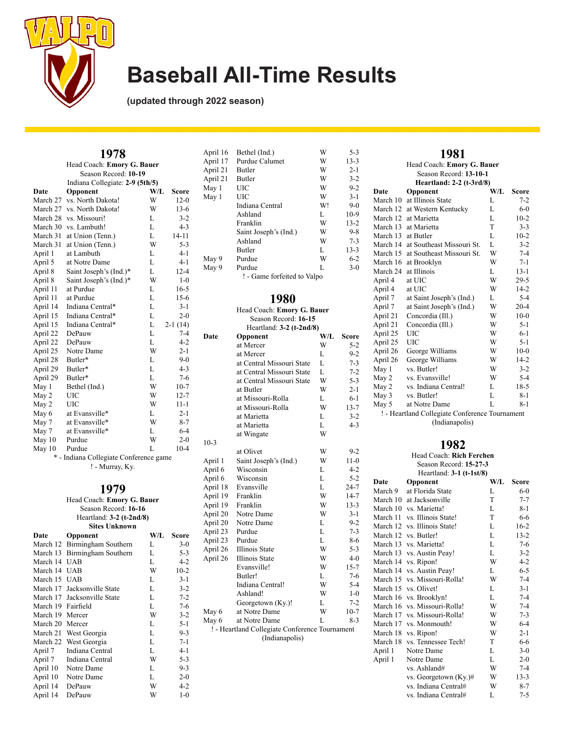# Baseball All-Time Results

**(updated through 2022 season)**

## 1978

Head Coach: **Emory G. Bauer**
Season Record: **10-19**
Indiana Collegiate: **2-9 (5th/5)**

| Date | Opponent | W/L | Score |
|---|---|---|---|
| March 27 | vs. North Dakota! | W | 12-0 |
| March 27 | vs. North Dakota! | W | 13-6 |
| March 28 | vs. Missouri! | L | 3-2 |
| March 30 | vs. Lambuth! | L | 4-3 |
| March 31 | at Union (Tenn.) | L | 14-11 |
| March 31 | at Union (Tenn.) | W | 5-3 |
| April 1 | at Lambuth | L | 4-1 |
| April 5 | at Notre Dame | L | 4-1 |
| April 8 | Saint Joseph's (Ind.)* | L | 12-4 |
| April 8 | Saint Joseph's (Ind.)* | W | 1-0 |
| April 11 | at Purdue | L | 16-5 |
| April 11 | at Purdue | L | 15-6 |
| April 14 | Indiana Central* | L | 3-1 |
| April 15 | Indiana Central* | L | 2-0 |
| April 15 | Indiana Central* | L | 2-1 (14) |
| April 22 | DePauw | L | 7-4 |
| April 22 | DePauw | L | 4-2 |
| April 25 | Notre Dame | W | 2-1 |
| April 28 | Butler* | L | 9-0 |
| April 29 | Butler* | L | 4-3 |
| April 29 | Butler* | L | 7-6 |
| May 1 | Bethel (Ind.) | W | 10-7 |
| May 2 | UIC | W | 12-7 |
| May 2 | UIC | W | 11-1 |
| May 6 | at Evansville* | L | 2-1 |
| May 7 | at Evansville* | W | 8-7 |
| May 7 | at Evansville* | L | 6-4 |
| May 10 | Purdue | W | 2-0 |
| May 10 | Purdue | L | 10-4 |

\* - Indiana Collegiate Conference game
! - Murray, Ky.

## 1979

Head Coach: **Emory G. Bauer**
Season Record: **16-16**
Heartland: **3-2 (t-2nd/8)**
**Sites Unknown**

| Date | Opponent | W/L | Score |
|---|---|---|---|
| March 12 | Birmingham Southern | L | 3-0 |
| March 13 | Birmingham Southern | L | 5-3 |
| March 14 | UAB | L | 4-2 |
| March 14 | UAB | W | 10-2 |
| March 15 | UAB | L | 3-1 |
| March 17 | Jacksonville State | L | 3-2 |
| March 17 | Jacksonville State | L | 7-2 |
| March 19 | Fairfield | L | 7-6 |
| March 19 | Mercer | W | 3-2 |
| March 20 | Mercer | L | 5-1 |
| March 21 | West Georgia | L | 9-3 |
| March 22 | West Georgia | L | 7-1 |
| April 7 | Indiana Central | L | 4-1 |
| April 7 | Indiana Central | W | 5-3 |
| April 10 | Notre Dame | L | 9-3 |
| April 10 | Notre Dame | L | 2-0 |
| April 14 | DePauw | W | 4-2 |
| April 14 | DePauw | W | 1-0 |
| April 16 | Bethel (Ind.) | W | 5-3 |
| April 17 | Purdue Calumet | W | 13-3 |
| April 21 | Butler | W | 2-1 |
| April 21 | Butler | W | 3-2 |
| May 1 | UIC | W | 9-2 |
| May 1 | UIC | W | 3-1 |
| | Indiana Central | W! | 9-0 |
| | Ashland | L | 10-9 |
| | Franklin | W | 13-2 |
| | Saint Joseph's (Ind.) | W | 9-8 |
| | Ashland | W | 7-3 |
| | Butler | L | 13-3 |
| May 9 | Purdue | W | 6-2 |
| May 9 | Purdue | L | 3-0 |

! - Game forfeited to Valpo

## 1980

Head Coach: **Emory G. Bauer**
Season Record: **16-15**
Heartland: **3-2 (t-2nd/8)**

| Date | Opponent | W/L | Score |
|---|---|---|---|
| | at Mercer | W | 5-2 |
| | at Mercer | L | 9-2 |
| | at Central Missouri State | L | 7-3 |
| | at Central Missouri State | L | 7-2 |
| | at Central Missouri State | W | 5-3 |
| | at Butler | W | 2-1 |
| | at Missouri-Rolla | L | 6-1 |
| | at Missouri-Rolla | W | 13-7 |
| | at Marietta | L | 3-2 |
| | at Marietta | L | 4-3 |
| | at Wingate | W | 10-3 |
| | at Olivet | W | 9-2 |
| April 1 | Saint Joseph's (Ind.) | W | 11-0 |
| April 6 | Wisconsin | L | 4-2 |
| April 6 | Wisconsin | L | 5-2 |
| April 18 | Evansville | L | 24-7 |
| April 19 | Franklin | W | 14-7 |
| April 19 | Franklin | W | 13-3 |
| April 20 | Notre Dame | W | 3-1 |
| April 20 | Notre Dame | L | 9-2 |
| April 23 | Purdue | L | 7-3 |
| April 23 | Purdue | L | 8-6 |
| April 26 | Illinois State | W | 5-3 |
| April 26 | Illinois State | W | 4-0 |
| | Evansville! | W | 15-7 |
| | Butler! | L | 7-6 |
| | Indiana Central! | W | 5-4 |
| | Ashland! | W | 1-0 |
| | Georgetown (Ky.)! | L | 7-2 |
| May 6 | at Notre Dame | W | 10-7 |
| May 6 | at Notre Dame | L | 8-3 |

! - Heartland Collegiate Conference Tournament (Indianapolis)

## 1981

Head Coach: **Emory G. Bauer**
Season Record: **13-10-1**
**Heartland: 2-2 (t-3rd/8)**

| Date | Opponent | W/L | Score |
|---|---|---|---|
| March 10 | at Illinois State | L | 7-2 |
| March 12 | at Western Kentucky | L | 6-0 |
| March 12 | at Marietta | L | 10-2 |
| March 13 | at Marietta | T | 3-3 |
| March 13 | at Butler | L | 10-2 |
| March 14 | at Southeast Missouri St. | L | 3-2 |
| March 15 | at Southeast Missouri St. | W | 7-4 |
| March 16 | at Brooklyn | W | 7-1 |
| March 24 | at Illinois | L | 13-1 |
| April 4 | at UIC | W | 29-5 |
| April 4 | at UIC | W | 14-2 |
| April 7 | at Saint Joseph's (Ind.) | L | 5-4 |
| April 7 | at Saint Joseph's (Ind.) | W | 20-4 |
| April 21 | Concordia (Ill.) | W | 10-0 |
| April 21 | Concordia (Ill.) | W | 5-1 |
| April 25 | UIC | W | 6-1 |
| April 25 | UIC | W | 5-1 |
| April 26 | George Williams | W | 10-0 |
| April 26 | George Williams | W | 14-2 |
| May 1 | vs. Butler! | W | 3-2 |
| May 2 | vs. Evansville! | W | 5-4 |
| May 2 | vs. Indiana Central! | L | 18-5 |
| May 3 | vs. Butler! | L | 8-1 |
| May 5 | at Notre Dame | L | 8-1 |

! - Heartland Collegiate Conference Tournament (Indianapolis)

## 1982

Head Coach: **Rich Ferchen**
Season Record: **15-27-3**
Heartland: **3-1 (t-1st/8)**

| Date | Opponent | W/L | Score |
|---|---|---|---|
| March 9 | at Florida State | L | 6-0 |
| March 10 | at Jacksonville | T | 7-7 |
| March 10 | vs. Marietta! | L | 8-1 |
| March 11 | vs. Illinois State! | T | 6-6 |
| March 12 | vs. Illinois State! | L | 16-2 |
| March 12 | vs. Butler! | L | 13-2 |
| March 13 | vs. Marietta! | L | 7-6 |
| March 13 | vs. Austin Peay! | L | 3-2 |
| March 14 | vs. Ripon! | W | 4-2 |
| March 14 | vs. Austin Peay! | L | 6-5 |
| March 15 | vs. Missouri-Rolla! | W | 7-4 |
| March 15 | vs. Olivet! | L | 3-1 |
| March 16 | vs. Brooklyn! | L | 7-4 |
| March 16 | vs. Missouri-Rolla! | W | 7-4 |
| March 17 | vs. Missouri-Rolla! | W | 7-3 |
| March 17 | vs. Monmouth! | W | 6-4 |
| March 18 | vs. Ripon! | W | 2-1 |
| March 18 | vs. Tennessee Tech! | T | 6-6 |
| April 1 | Notre Dame | L | 3-0 |
| April 1 | Notre Dame | L | 2-0 |
| | vs. Ashland# | W | 7-4 |
| | vs. Georgetown (Ky.)# | W | 13-3 |
| | vs. Indiana Central# | W | 8-7 |
| | vs. Indiana Central# | L | 7-5 |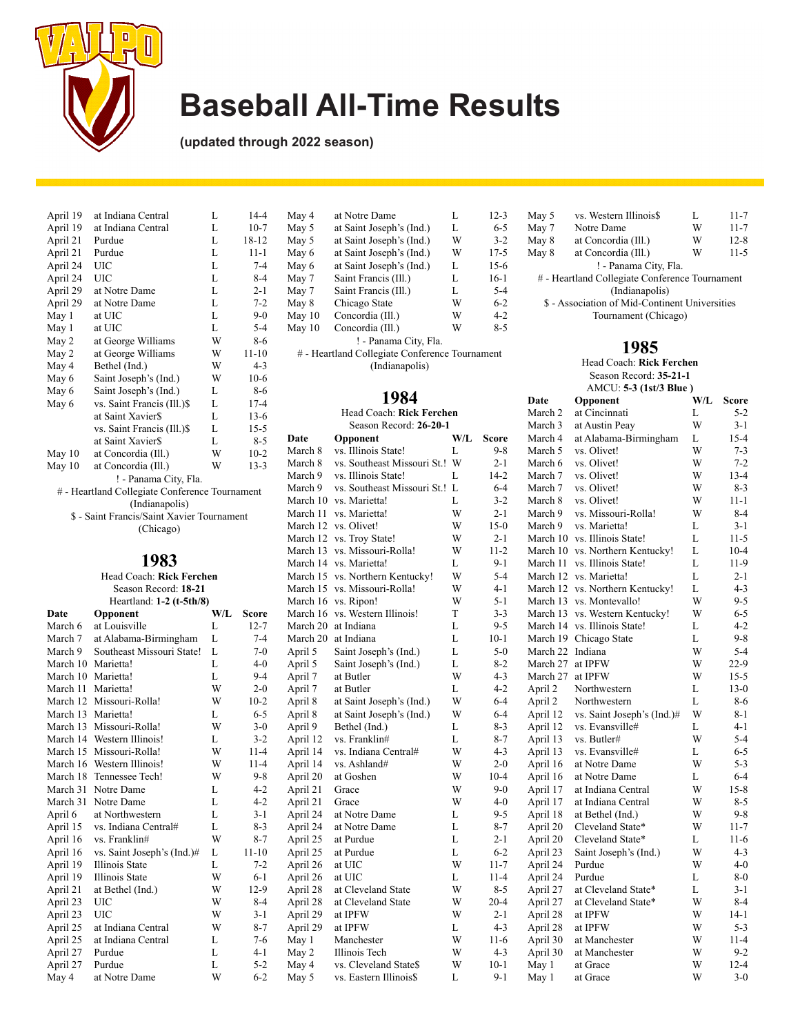# Baseball All-Time Results

**(updated through 2022 season)**

| Date | Opponent | W/L | Score |
|---|---|---|---|
| April 19 | at Indiana Central | L | 14-4 |
| April 19 | at Indiana Central | L | 10-7 |
| April 21 | Purdue | L | 18-12 |
| April 21 | Purdue | L | 11-1 |
| April 24 | UIC | L | 7-4 |
| April 24 | UIC | L | 8-4 |
| April 29 | at Notre Dame | L | 2-1 |
| April 29 | at Notre Dame | L | 7-2 |
| May 1 | at UIC | L | 9-0 |
| May 1 | at UIC | L | 5-4 |
| May 2 | at George Williams | W | 8-6 |
| May 2 | at George Williams | W | 11-10 |
| May 4 | Bethel (Ind.) | W | 4-3 |
| May 6 | Saint Joseph's (Ind.) | W | 10-6 |
| May 6 | Saint Joseph's (Ind.) | L | 8-6 |
| May 6 | vs. Saint Francis (Ill.)$ | L | 17-4 |
| | at Saint Xavier$ | L | 13-6 |
| | vs. Saint Francis (Ill.)$ | L | 15-5 |
| | at Saint Xavier$ | L | 8-5 |
| May 10 | at Concordia (Ill.) | W | 10-2 |
| May 10 | at Concordia (Ill.) | W | 13-3 |

! - Panama City, Fla.
# - Heartland Collegiate Conference Tournament (Indianapolis)
$ - Saint Francis/Saint Xavier Tournament (Chicago)

## 1983

Head Coach: **Rick Ferchen**
Season Record: **18-21**
Heartland: **1-2 (t-5th/8)**

| Date | Opponent | W/L | Score |
|---|---|---|---|
| March 6 | at Louisville | L | 12-7 |
| March 7 | at Alabama-Birmingham | L | 7-4 |
| March 9 | Southeast Missouri State! | L | 7-0 |
| March 10 | Marietta! | L | 4-0 |
| March 10 | Marietta! | L | 9-4 |
| March 11 | Marietta! | W | 2-0 |
| March 12 | Missouri-Rolla! | W | 10-2 |
| March 13 | Marietta! | L | 6-5 |
| March 13 | Missouri-Rolla! | W | 3-0 |
| March 14 | Western Illinois! | L | 3-2 |
| March 15 | Missouri-Rolla! | W | 11-4 |
| March 16 | Western Illinois! | W | 11-4 |
| March 18 | Tennessee Tech! | W | 9-8 |
| March 31 | Notre Dame | L | 4-2 |
| March 31 | Notre Dame | L | 4-2 |
| April 6 | at Northwestern | L | 3-1 |
| April 15 | vs. Indiana Central# | L | 8-3 |
| April 16 | vs. Franklin# | W | 8-7 |
| April 16 | vs. Saint Joseph's (Ind.)# | L | 11-10 |
| April 19 | Illinois State | L | 7-2 |
| April 19 | Illinois State | W | 6-1 |
| April 21 | at Bethel (Ind.) | W | 12-9 |
| April 23 | UIC | W | 8-4 |
| April 23 | UIC | W | 3-1 |
| April 25 | at Indiana Central | W | 8-7 |
| April 25 | at Indiana Central | L | 7-6 |
| April 27 | Purdue | L | 4-1 |
| April 27 | Purdue | L | 5-2 |
| May 4 | at Notre Dame | W | 6-2 |
| May 4 | at Notre Dame | L | 12-3 |
| May 5 | at Saint Joseph's (Ind.) | L | 6-5 |
| May 5 | at Saint Joseph's (Ind.) | W | 3-2 |
| May 6 | at Saint Joseph's (Ind.) | W | 17-5 |
| May 6 | at Saint Joseph's (Ind.) | L | 15-6 |
| May 7 | Saint Francis (Ill.) | L | 16-1 |
| May 7 | Saint Francis (Ill.) | L | 5-4 |
| May 8 | Chicago State | W | 6-2 |
| May 10 | Concordia (Ill.) | W | 4-2 |
| May 10 | Concordia (Ill.) | W | 8-5 |

! - Panama City, Fla.
# - Heartland Collegiate Conference Tournament (Indianapolis)

## 1984

Head Coach: **Rick Ferchen**
Season Record: **26-20-1**

| Date | Opponent | W/L | Score |
|---|---|---|---|
| March 8 | vs. Illinois State! | L | 9-8 |
| March 8 | vs. Southeast Missouri St.! | W | 2-1 |
| March 9 | vs. Illinois State! | L | 14-2 |
| March 9 | vs. Southeast Missouri St.! | L | 6-4 |
| March 10 | vs. Marietta! | L | 3-2 |
| March 11 | vs. Marietta! | W | 2-1 |
| March 12 | vs. Olivet! | W | 15-0 |
| March 12 | vs. Troy State! | W | 2-1 |
| March 13 | vs. Missouri-Rolla! | W | 11-2 |
| March 14 | vs. Marietta! | L | 9-1 |
| March 15 | vs. Northern Kentucky! | W | 5-4 |
| March 15 | vs. Missouri-Rolla! | W | 4-1 |
| March 16 | vs. Ripon! | W | 5-1 |
| March 16 | vs. Western Illinois! | T | 3-3 |
| March 20 | at Indiana | L | 9-5 |
| March 20 | at Indiana | L | 10-1 |
| April 5 | Saint Joseph's (Ind.) | L | 5-0 |
| April 5 | Saint Joseph's (Ind.) | L | 8-2 |
| April 7 | at Butler | W | 4-3 |
| April 7 | at Butler | L | 4-2 |
| April 8 | at Saint Joseph's (Ind.) | W | 6-4 |
| April 8 | at Saint Joseph's (Ind.) | W | 6-4 |
| April 9 | Bethel (Ind.) | L | 8-3 |
| April 12 | vs. Franklin# | L | 8-7 |
| April 14 | vs. Indiana Central# | W | 4-3 |
| April 14 | vs. Ashland# | W | 2-0 |
| April 20 | at Goshen | W | 10-4 |
| April 21 | Grace | W | 9-0 |
| April 21 | Grace | W | 4-0 |
| April 24 | at Notre Dame | L | 9-5 |
| April 24 | at Notre Dame | L | 8-7 |
| April 25 | at Purdue | L | 2-1 |
| April 25 | at Purdue | L | 6-2 |
| April 26 | at UIC | W | 11-7 |
| April 26 | at UIC | L | 11-4 |
| April 28 | at Cleveland State | W | 8-5 |
| April 28 | at Cleveland State | W | 20-4 |
| April 29 | at IPFW | W | 2-1 |
| April 29 | at IPFW | L | 4-3 |
| May 1 | Manchester | W | 11-6 |
| May 2 | Illinois Tech | W | 4-3 |
| May 4 | vs. Cleveland State$ | W | 10-1 |
| May 5 | vs. Eastern Illinois$ | L | 9-1 |
| May 5 | vs. Western Illinois$ | L | 11-7 |
| May 7 | Notre Dame | W | 11-7 |
| May 8 | at Concordia (Ill.) | W | 12-8 |
| May 8 | at Concordia (Ill.) | W | 11-5 |

! - Panama City, Fla.
# - Heartland Collegiate Conference Tournament (Indianapolis)
$ - Association of Mid-Continent Universities Tournament (Chicago)

## 1985

Head Coach: **Rick Ferchen**
Season Record: **35-21-1**
AMCU: **5-3 (1st/3 Blue )**

| Date | Opponent | W/L | Score |
|---|---|---|---|
| March 2 | at Cincinnati | L | 5-2 |
| March 3 | at Austin Peay | W | 3-1 |
| March 4 | at Alabama-Birmingham | L | 15-4 |
| March 5 | vs. Olivet! | W | 7-3 |
| March 6 | vs. Olivet! | W | 7-2 |
| March 7 | vs. Olivet! | W | 13-4 |
| March 7 | vs. Olivet! | W | 8-3 |
| March 8 | vs. Olivet! | W | 11-1 |
| March 9 | vs. Missouri-Rolla! | W | 8-4 |
| March 9 | vs. Marietta! | L | 3-1 |
| March 10 | vs. Illinois State! | L | 11-5 |
| March 10 | vs. Northern Kentucky! | L | 10-4 |
| March 11 | vs. Illinois State! | L | 11-9 |
| March 12 | vs. Marietta! | L | 2-1 |
| March 12 | vs. Northern Kentucky! | L | 4-3 |
| March 13 | vs. Montevallo! | W | 9-5 |
| March 13 | vs. Western Kentucky! | W | 6-5 |
| March 14 | vs. Illinois State! | L | 4-2 |
| March 19 | Chicago State | L | 9-8 |
| March 22 | Indiana | W | 5-4 |
| March 27 | at IPFW | W | 22-9 |
| March 27 | at IPFW | W | 15-5 |
| April 2 | Northwestern | L | 13-0 |
| April 2 | Northwestern | L | 8-6 |
| April 12 | vs. Saint Joseph's (Ind.)# | W | 8-1 |
| April 12 | vs. Evansville# | L | 4-1 |
| April 13 | vs. Butler# | W | 5-4 |
| April 13 | vs. Evansville# | L | 6-5 |
| April 16 | at Notre Dame | W | 5-3 |
| April 16 | at Notre Dame | L | 6-4 |
| April 17 | at Indiana Central | W | 15-8 |
| April 17 | at Indiana Central | W | 8-5 |
| April 18 | at Bethel (Ind.) | W | 9-8 |
| April 20 | Cleveland State* | W | 11-7 |
| April 20 | Cleveland State* | L | 11-6 |
| April 23 | Saint Joseph's (Ind.) | W | 4-3 |
| April 24 | Purdue | W | 4-0 |
| April 24 | Purdue | L | 8-0 |
| April 27 | at Cleveland State* | L | 3-1 |
| April 27 | at Cleveland State* | W | 8-4 |
| April 28 | at IPFW | W | 14-1 |
| April 28 | at IPFW | W | 5-3 |
| April 30 | at Manchester | W | 11-4 |
| April 30 | at Manchester | W | 9-2 |
| May 1 | at Grace | W | 12-4 |
| May 1 | at Grace | W | 3-0 |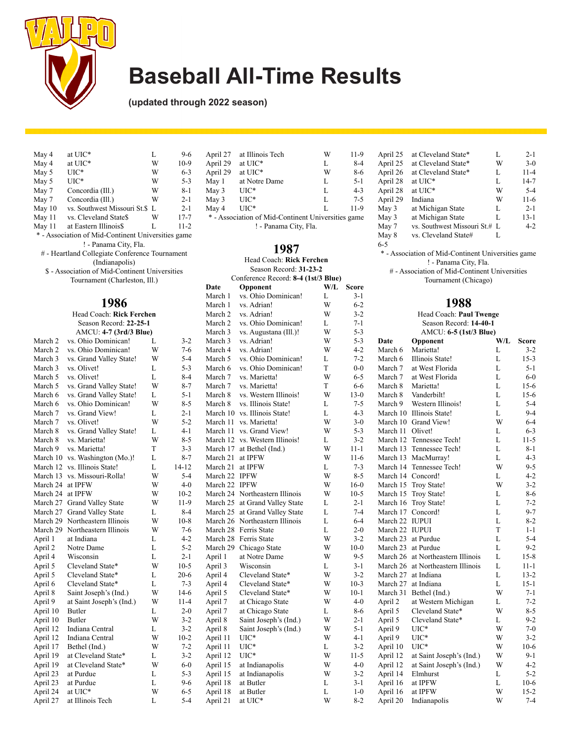# Baseball All-Time Results

**(updated through 2022 season)**

| Date | Opponent | W/L | Score |
|---|---|---|---|
| May 4 | at UIC* | L | 9-6 |
| May 4 | at UIC* | W | 10-9 |
| May 5 | UIC* | W | 6-3 |
| May 5 | UIC* | W | 5-3 |
| May 7 | Concordia (Ill.) | W | 8-1 |
| May 7 | Concordia (Ill.) | W | 2-1 |
| May 10 | vs. Southwest Missouri St.$ | L | 2-1 |
| May 11 | vs. Cleveland State$ | W | 17-7 |
| May 11 | at Eastern Illinois$ | L | 11-2 |

\* - Association of Mid-Continent Universities game

! - Panama City, Fla.

# - Heartland Collegiate Conference Tournament (Indianapolis)

$ - Association of Mid-Continent Universities Tournament (Charleston, Ill.)

## 1986

Head Coach: **Rick Ferchen**
Season Record: **22-25-1**
AMCU: **4-7 (3rd/3 Blue)**

| Date | Opponent | W/L | Score |
|---|---|---|---|
| March 2 | vs. Ohio Dominican! | L | 3-2 |
| March 2 | vs. Ohio Dominican! | W | 7-6 |
| March 3 | vs. Grand Valley State! | W | 5-4 |
| March 3 | vs. Olivet! | L | 5-3 |
| March 5 | vs. Olivet! | L | 8-4 |
| March 5 | vs. Grand Valley State! | W | 8-7 |
| March 6 | vs. Grand Valley State! | L | 5-1 |
| March 6 | vs. Ohio Dominican! | W | 8-5 |
| March 7 | vs. Grand View! | L | 2-1 |
| March 7 | vs. Olivet! | W | 5-2 |
| March 8 | vs. Grand Valley State! | L | 4-1 |
| March 8 | vs. Marietta! | W | 8-5 |
| March 9 | vs. Marietta! | T | 3-3 |
| March 10 | vs. Washington (Mo.)! | L | 8-7 |
| March 12 | vs. Illinois State! | L | 14-12 |
| March 13 | vs. Missouri-Rolla! | W | 5-4 |
| March 24 | at IPFW | W | 4-0 |
| March 24 | at IPFW | W | 10-2 |
| March 27 | Grand Valley State | W | 11-9 |
| March 27 | Grand Valley State | L | 8-4 |
| March 29 | Northeastern Illinois | W | 10-8 |
| March 29 | Northeastern Illinois | W | 7-6 |
| April 1 | at Indiana | L | 4-2 |
| April 2 | Notre Dame | L | 5-2 |
| April 4 | Wisconsin | L | 2-1 |
| April 5 | Cleveland State* | W | 10-5 |
| April 5 | Cleveland State* | L | 20-6 |
| April 6 | Cleveland State* | L | 7-3 |
| April 8 | Saint Joseph's (Ind.) | W | 14-6 |
| April 9 | at Saint Joseph's (Ind.) | W | 11-4 |
| April 10 | Butler | L | 2-0 |
| April 10 | Butler | W | 3-2 |
| April 12 | Indiana Central | L | 3-2 |
| April 12 | Indiana Central | W | 10-2 |
| April 17 | Bethel (Ind.) | W | 7-2 |
| April 19 | at Cleveland State* | L | 3-2 |
| April 19 | at Cleveland State* | W | 6-0 |
| April 23 | at Purdue | L | 5-3 |
| April 23 | at Purdue | L | 9-6 |
| April 24 | at UIC* | W | 6-5 |
| April 27 | at Illinois Tech | L | 5-4 |
| April 27 | at Illinois Tech | W | 11-9 |
| April 29 | at UIC* | L | 8-4 |
| April 29 | at UIC* | W | 8-6 |
| May 1 | at Notre Dame | L | 5-1 |
| May 3 | UIC* | L | 4-3 |
| May 3 | UIC* | L | 7-5 |
| May 4 | UIC* | L | 11-9 |

\* - Association of Mid-Continent Universities game

! - Panama City, Fla.

## 1987

Head Coach: **Rick Ferchen**
Season Record: **31-23-2**
Conference Record: **8-4 (1st/3 Blue)**

| Date | Opponent | W/L | Score |
|---|---|---|---|
| March 1 | vs. Ohio Dominican! | L | 3-1 |
| March 1 | vs. Adrian! | W | 6-2 |
| March 2 | vs. Adrian! | W | 3-2 |
| March 2 | vs. Ohio Dominican! | L | 7-1 |
| March 3 | vs. Augustana (Ill.)! | W | 5-3 |
| March 3 | vs. Adrian! | W | 5-3 |
| March 4 | vs. Adrian! | W | 4-2 |
| March 5 | vs. Ohio Dominican! | L | 7-2 |
| March 6 | vs. Ohio Dominican! | T | 0-0 |
| March 7 | vs. Marietta! | W | 6-5 |
| March 7 | vs. Marietta! | T | 6-6 |
| March 8 | vs. Western Illinois! | W | 13-0 |
| March 8 | vs. Illinois State! | L | 7-5 |
| March 10 | vs. Illinois State! | L | 4-3 |
| March 11 | vs. Marietta! | W | 3-0 |
| March 11 | vs. Grand View! | W | 5-3 |
| March 12 | vs. Western Illinois! | L | 3-2 |
| March 17 | at Bethel (Ind.) | W | 11-1 |
| March 21 | at IPFW | W | 11-6 |
| March 21 | at IPFW | L | 7-3 |
| March 22 | IPFW | W | 8-5 |
| March 22 | IPFW | W | 16-0 |
| March 24 | Northeastern Illinois | W | 10-5 |
| March 25 | at Grand Valley State | L | 2-1 |
| March 25 | at Grand Valley State | L | 7-4 |
| March 26 | Northeastern Illinois | L | 6-4 |
| March 28 | Ferris State | L | 2-0 |
| March 28 | Ferris State | W | 3-2 |
| March 29 | Chicago State | W | 10-0 |
| April 1 | at Notre Dame | W | 9-5 |
| April 3 | Wisconsin | L | 3-1 |
| April 4 | Cleveland State* | W | 3-2 |
| April 4 | Cleveland State* | W | 10-3 |
| April 5 | Cleveland State* | W | 10-1 |
| April 7 | at Chicago State | W | 4-0 |
| April 7 | at Chicago State | L | 8-6 |
| April 8 | Saint Joseph's (Ind.) | W | 2-1 |
| April 8 | Saint Joseph's (Ind.) | W | 5-1 |
| April 11 | UIC* | W | 4-1 |
| April 11 | UIC* | L | 3-2 |
| April 12 | UIC* | W | 11-5 |
| April 15 | at Indianapolis | W | 4-0 |
| April 15 | at Indianapolis | W | 3-2 |
| April 18 | at Butler | L | 3-1 |
| April 18 | at Butler | L | 1-0 |
| April 21 | at UIC* | W | 8-2 |
| April 25 | at Cleveland State* | L | 2-1 |
| April 25 | at Cleveland State* | W | 3-0 |
| April 26 | at Cleveland State* | L | 11-4 |
| April 28 | at UIC* | L | 14-7 |
| April 28 | at UIC* | W | 5-4 |
| April 29 | Indiana | W | 11-6 |
| May 3 | at Michigan State | L | 2-1 |
| May 3 | at Michigan State | L | 13-1 |
| May 7 | vs. Southwest Missouri St.# | L | 4-2 |
| May 8 | vs. Cleveland State# | L | 6-5 |

\* - Association of Mid-Continent Universities game

! - Panama City, Fla.

# - Association of Mid-Continent Universities Tournament (Chicago)

## 1988

Head Coach: **Paul Twenge**
Season Record: **14-40-1**
AMCU: **6-5 (1st/3 Blue)**

| Date | Opponent | W/L | Score |
|---|---|---|---|
| March 6 | Marietta! | L | 3-2 |
| March 6 | Illinois State! | L | 15-3 |
| March 7 | at West Florida | L | 5-1 |
| March 7 | at West Florida | L | 6-0 |
| March 8 | Marietta! | L | 15-6 |
| March 8 | Vanderbilt! | L | 15-6 |
| March 9 | Western Illinois! | L | 5-4 |
| March 10 | Illinois State! | L | 9-4 |
| March 10 | Grand View! | W | 6-4 |
| March 11 | Olivet! | L | 6-3 |
| March 12 | Tennessee Tech! | L | 11-5 |
| March 13 | Tennessee Tech! | L | 8-1 |
| March 13 | MacMurray! | L | 4-3 |
| March 14 | Tennessee Tech! | W | 9-5 |
| March 14 | Concord! | L | 4-2 |
| March 15 | Troy State! | W | 3-2 |
| March 15 | Troy State! | L | 8-6 |
| March 16 | Troy State! | L | 7-2 |
| March 17 | Concord! | L | 9-7 |
| March 22 | IUPUI | L | 8-2 |
| March 22 | IUPUI | T | 1-1 |
| March 23 | at Purdue | L | 5-4 |
| March 23 | at Purdue | L | 9-2 |
| March 26 | at Northeastern Illinois | L | 15-8 |
| March 26 | at Northeastern Illinois | L | 11-1 |
| March 27 | at Indiana | L | 13-2 |
| March 27 | at Indiana | L | 15-1 |
| March 31 | Bethel (Ind.) | W | 7-1 |
| April 2 | at Western Michigan | L | 7-2 |
| April 5 | Cleveland State* | W | 8-5 |
| April 5 | Cleveland State* | L | 9-2 |
| April 9 | UIC* | W | 7-0 |
| April 9 | UIC* | W | 3-2 |
| April 10 | UIC* | W | 10-6 |
| April 12 | at Saint Joseph's (Ind.) | W | 9-1 |
| April 12 | at Saint Joseph's (Ind.) | W | 4-2 |
| April 14 | Elmhurst | L | 5-2 |
| April 16 | at IPFW | L | 10-6 |
| April 16 | at IPFW | W | 15-2 |
| April 20 | Indianapolis | W | 7-4 |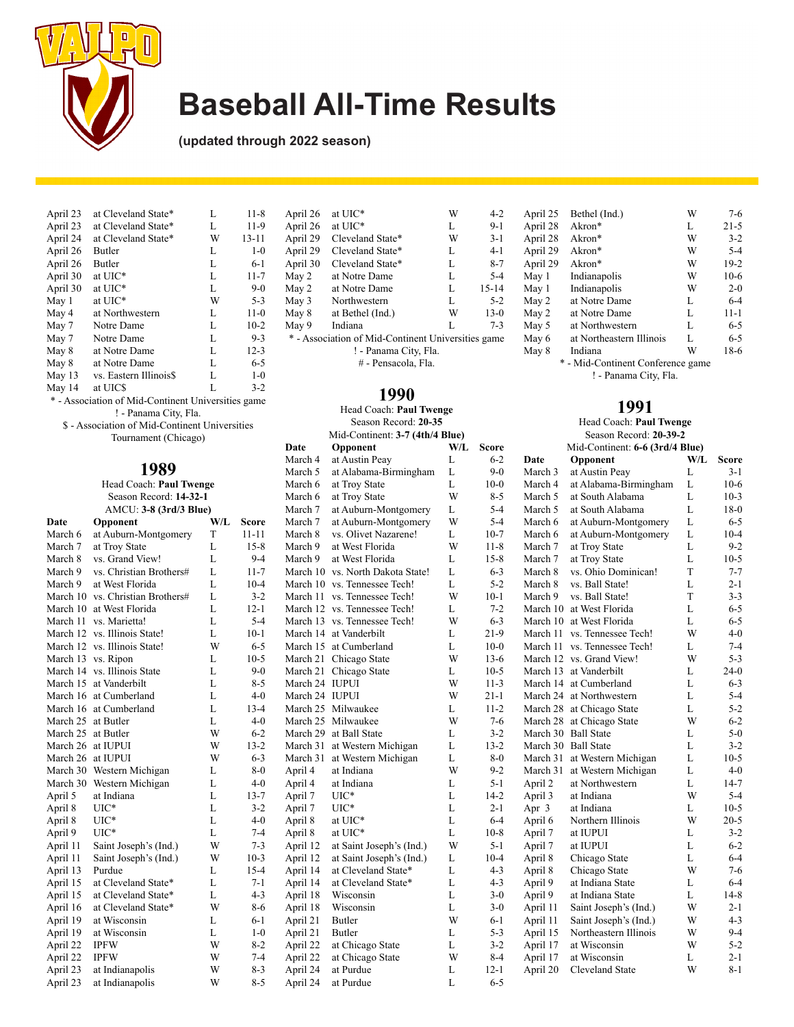# Baseball All-Time Results

**(updated through 2022 season)**

| Date | Opponent | W/L | Score |
|---|---|---|---|
| April 23 | at Cleveland State* | L | 11-8 |
| April 23 | at Cleveland State* | L | 11-9 |
| April 24 | at Cleveland State* | W | 13-11 |
| April 26 | Butler | L | 1-0 |
| April 26 | Butler | L | 6-1 |
| April 30 | at UIC* | L | 11-7 |
| April 30 | at UIC* | L | 9-0 |
| May 1 | at UIC* | W | 5-3 |
| May 4 | at Northwestern | L | 11-0 |
| May 7 | Notre Dame | L | 10-2 |
| May 7 | Notre Dame | L | 9-3 |
| May 8 | at Notre Dame | L | 12-3 |
| May 8 | at Notre Dame | L | 6-5 |
| May 13 | vs. Eastern Illinois$ | L | 1-0 |
| May 14 | at UIC$ | L | 3-2 |

\* - Association of Mid-Continent Universities game
! - Panama City, Fla.
$ - Association of Mid-Continent Universities Tournament (Chicago)

## 1989

Head Coach: **Paul Twenge**
Season Record: **14-32-1**
AMCU: **3-8 (3rd/3 Blue)**

| Date | Opponent | W/L | Score |
|---|---|---|---|
| March 6 | at Auburn-Montgomery | T | 11-11 |
| March 7 | at Troy State | L | 15-8 |
| March 8 | vs. Grand View! | L | 9-4 |
| March 9 | vs. Christian Brothers# | L | 11-7 |
| March 9 | at West Florida | L | 10-4 |
| March 10 | vs. Christian Brothers# | L | 3-2 |
| March 10 | at West Florida | L | 12-1 |
| March 11 | vs. Marietta! | L | 5-4 |
| March 12 | vs. Illinois State! | L | 10-1 |
| March 12 | vs. Illinois State! | W | 6-5 |
| March 13 | vs. Ripon | L | 10-5 |
| March 14 | vs. Illinois State | L | 9-0 |
| March 15 | at Vanderbilt | L | 8-5 |
| March 16 | at Cumberland | L | 4-0 |
| March 16 | at Cumberland | L | 13-4 |
| March 25 | at Butler | L | 4-0 |
| March 25 | at Butler | W | 6-2 |
| March 26 | at IUPUI | W | 13-2 |
| March 26 | at IUPUI | W | 6-3 |
| March 30 | Western Michigan | L | 8-0 |
| March 30 | Western Michigan | L | 4-0 |
| April 5 | at Indiana | L | 13-7 |
| April 8 | UIC* | L | 3-2 |
| April 8 | UIC* | L | 4-0 |
| April 9 | UIC* | L | 7-4 |
| April 11 | Saint Joseph's (Ind.) | W | 7-3 |
| April 11 | Saint Joseph's (Ind.) | W | 10-3 |
| April 13 | Purdue | L | 15-4 |
| April 15 | at Cleveland State* | L | 7-1 |
| April 15 | at Cleveland State* | L | 4-3 |
| April 16 | at Cleveland State* | W | 8-6 |
| April 19 | at Wisconsin | L | 6-1 |
| April 19 | at Wisconsin | L | 1-0 |
| April 22 | IPFW | W | 8-2 |
| April 22 | IPFW | W | 7-4 |
| April 23 | at Indianapolis | W | 8-3 |
| April 23 | at Indianapolis | W | 8-5 |
| April 26 | at UIC* | W | 4-2 |
| April 26 | at UIC* | L | 9-1 |
| April 29 | Cleveland State* | W | 3-1 |
| April 29 | Cleveland State* | L | 4-1 |
| April 30 | Cleveland State* | L | 8-7 |
| May 2 | at Notre Dame | L | 5-4 |
| May 2 | at Notre Dame | L | 15-14 |
| May 3 | Northwestern | L | 5-2 |
| May 8 | at Bethel (Ind.) | W | 13-0 |
| May 9 | Indiana | L | 7-3 |

\* - Association of Mid-Continent Universities game
! - Panama City, Fla.
\# - Pensacola, Fla.

## 1990

Head Coach: **Paul Twenge**
Season Record: **20-35**
Mid-Continent: **3-7 (4th/4 Blue)**

| Date | Opponent | W/L | Score |
|---|---|---|---|
| March 4 | at Austin Peay | L | 6-2 |
| March 5 | at Alabama-Birmingham | L | 9-0 |
| March 6 | at Troy State | L | 10-0 |
| March 6 | at Troy State | W | 8-5 |
| March 7 | at Auburn-Montgomery | L | 5-4 |
| March 7 | at Auburn-Montgomery | W | 5-4 |
| March 8 | vs. Olivet Nazarene! | L | 10-7 |
| March 9 | at West Florida | W | 11-8 |
| March 9 | at West Florida | L | 15-8 |
| March 10 | vs. North Dakota State! | L | 6-3 |
| March 10 | vs. Tennessee Tech! | L | 5-2 |
| March 11 | vs. Tennessee Tech! | W | 10-1 |
| March 12 | vs. Tennessee Tech! | L | 7-2 |
| March 13 | vs. Tennessee Tech! | W | 6-3 |
| March 14 | at Vanderbilt | L | 21-9 |
| March 15 | at Cumberland | L | 10-0 |
| March 21 | Chicago State | W | 13-6 |
| March 21 | Chicago State | L | 10-5 |
| March 24 | IUPUI | W | 11-3 |
| March 24 | IUPUI | W | 21-1 |
| March 25 | Milwaukee | L | 11-2 |
| March 25 | Milwaukee | W | 7-6 |
| March 29 | at Ball State | L | 3-2 |
| March 31 | at Western Michigan | L | 13-2 |
| March 31 | at Western Michigan | L | 8-0 |
| April 4 | at Indiana | W | 9-2 |
| April 4 | at Indiana | L | 5-1 |
| April 7 | UIC* | L | 14-2 |
| April 7 | UIC* | L | 2-1 |
| April 8 | at UIC* | L | 6-4 |
| April 8 | at UIC* | L | 10-8 |
| April 12 | at Saint Joseph's (Ind.) | W | 5-1 |
| April 12 | at Saint Joseph's (Ind.) | L | 10-4 |
| April 14 | at Cleveland State* | L | 4-3 |
| April 14 | at Cleveland State* | L | 4-3 |
| April 18 | Wisconsin | L | 3-0 |
| April 18 | Wisconsin | L | 3-0 |
| April 21 | Butler | W | 6-1 |
| April 21 | Butler | L | 5-3 |
| April 22 | at Chicago State | L | 3-2 |
| April 22 | at Chicago State | W | 8-4 |
| April 24 | at Purdue | L | 12-1 |
| April 24 | at Purdue | L | 6-5 |
| April 25 | Bethel (Ind.) | W | 7-6 |
| April 28 | Akron* | L | 21-5 |
| April 28 | Akron* | W | 3-2 |
| April 29 | Akron* | W | 5-4 |
| April 29 | Akron* | W | 19-2 |
| May 1 | Indianapolis | W | 10-6 |
| May 1 | Indianapolis | W | 2-0 |
| May 2 | at Notre Dame | L | 6-4 |
| May 2 | at Notre Dame | L | 11-1 |
| May 5 | at Northwestern | L | 6-5 |
| May 6 | at Northeastern Illinois | L | 6-5 |
| May 8 | Indiana | W | 18-6 |

\* - Mid-Continent Conference game
! - Panama City, Fla.

## 1991

Head Coach: **Paul Twenge**
Season Record: **20-39-2**
Mid-Continent: **6-6 (3rd/4 Blue)**

| Date | Opponent | W/L | Score |
|---|---|---|---|
| March 3 | at Austin Peay | L | 3-1 |
| March 4 | at Alabama-Birmingham | L | 10-6 |
| March 5 | at South Alabama | L | 10-3 |
| March 5 | at South Alabama | L | 18-0 |
| March 6 | at Auburn-Montgomery | L | 6-5 |
| March 6 | at Auburn-Montgomery | L | 10-4 |
| March 7 | at Troy State | L | 9-2 |
| March 7 | at Troy State | L | 10-5 |
| March 8 | vs. Ohio Dominican! | T | 7-7 |
| March 8 | vs. Ball State! | L | 2-1 |
| March 9 | vs. Ball State! | T | 3-3 |
| March 10 | at West Florida | L | 6-5 |
| March 10 | at West Florida | L | 6-5 |
| March 11 | vs. Tennessee Tech! | W | 4-0 |
| March 11 | vs. Tennessee Tech! | L | 7-4 |
| March 12 | vs. Grand View! | W | 5-3 |
| March 13 | at Vanderbilt | L | 24-0 |
| March 14 | at Cumberland | L | 6-3 |
| March 24 | at Northwestern | L | 5-4 |
| March 28 | at Chicago State | L | 5-2 |
| March 28 | at Chicago State | W | 6-2 |
| March 30 | Ball State | L | 5-0 |
| March 30 | Ball State | L | 3-2 |
| March 31 | at Western Michigan | L | 10-5 |
| March 31 | at Western Michigan | L | 4-0 |
| April 2 | at Northwestern | L | 14-7 |
| April 3 | at Indiana | W | 5-4 |
| Apr 3 | at Indiana | L | 10-5 |
| April 6 | Northern Illinois | W | 20-5 |
| April 7 | at IUPUI | L | 3-2 |
| April 7 | at IUPUI | L | 6-2 |
| April 8 | Chicago State | L | 6-4 |
| April 8 | Chicago State | W | 7-6 |
| April 9 | at Indiana State | L | 6-4 |
| April 9 | at Indiana State | L | 14-8 |
| April 11 | Saint Joseph's (Ind.) | W | 2-1 |
| April 11 | Saint Joseph's (Ind.) | W | 4-3 |
| April 15 | Northeastern Illinois | W | 9-4 |
| April 17 | at Wisconsin | W | 5-2 |
| April 17 | at Wisconsin | L | 2-1 |
| April 20 | Cleveland State | W | 8-1 |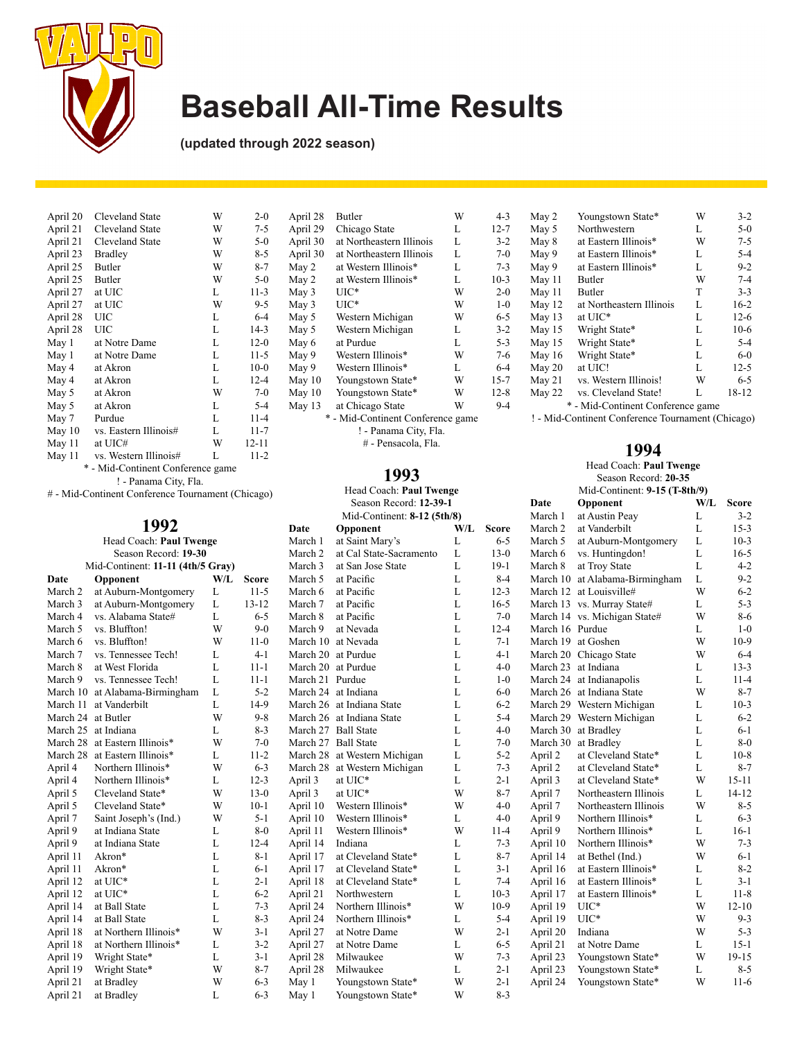# Baseball All-Time Results

**(updated through 2022 season)**

| Date | Opponent | W/L | Score |
|---|---|---|---|
| April 20 | Cleveland State | W | 2-0 |
| April 21 | Cleveland State | W | 7-5 |
| April 21 | Cleveland State | W | 5-0 |
| April 23 | Bradley | W | 8-5 |
| April 25 | Butler | W | 8-7 |
| April 25 | Butler | W | 5-0 |
| April 27 | at UIC | L | 11-3 |
| April 27 | at UIC | W | 9-5 |
| April 28 | UIC | L | 6-4 |
| April 28 | UIC | L | 14-3 |
| May 1 | at Notre Dame | L | 12-0 |
| May 1 | at Notre Dame | L | 11-5 |
| May 4 | at Akron | L | 10-0 |
| May 4 | at Akron | L | 12-4 |
| May 5 | at Akron | W | 7-0 |
| May 5 | at Akron | L | 5-4 |
| May 7 | Purdue | L | 11-4 |
| May 10 | vs. Eastern Illinois# | L | 11-7 |
| May 11 | at UIC# | W | 12-11 |
| May 11 | vs. Western Illinois# | L | 11-2 |

\* - Mid-Continent Conference game

! - Panama City, Fla.

# - Mid-Continent Conference Tournament (Chicago)

## 1992

Head Coach: **Paul Twenge**
Season Record: **19-30**
Mid-Continent: **11-11 (4th/5 Gray)**

| Date | Opponent | W/L | Score |
|---|---|---|---|
| March 2 | at Auburn-Montgomery | L | 11-5 |
| March 3 | at Auburn-Montgomery | L | 13-12 |
| March 4 | vs. Alabama State# | L | 6-5 |
| March 5 | vs. Bluffton! | W | 9-0 |
| March 6 | vs. Bluffton! | W | 11-0 |
| March 7 | vs. Tennessee Tech! | L | 4-1 |
| March 8 | at West Florida | L | 11-1 |
| March 9 | vs. Tennessee Tech! | L | 11-1 |
| March 10 | at Alabama-Birmingham | L | 5-2 |
| March 11 | at Vanderbilt | L | 14-9 |
| March 24 | at Butler | W | 9-8 |
| March 25 | at Indiana | L | 8-3 |
| March 28 | at Eastern Illinois* | W | 7-0 |
| March 28 | at Eastern Illinois* | L | 11-2 |
| April 4 | Northern Illinois* | W | 6-3 |
| April 4 | Northern Illinois* | L | 12-3 |
| April 5 | Cleveland State* | W | 13-0 |
| April 5 | Cleveland State* | W | 10-1 |
| April 7 | Saint Joseph's (Ind.) | W | 5-1 |
| April 9 | at Indiana State | L | 8-0 |
| April 9 | at Indiana State | L | 12-4 |
| April 11 | Akron* | L | 8-1 |
| April 11 | Akron* | L | 6-1 |
| April 12 | at UIC* | L | 2-1 |
| April 12 | at UIC* | L | 6-2 |
| April 14 | at Ball State | L | 7-3 |
| April 14 | at Ball State | L | 8-3 |
| April 18 | at Northern Illinois* | W | 3-1 |
| April 18 | at Northern Illinois* | L | 3-2 |
| April 19 | Wright State* | L | 3-1 |
| April 19 | Wright State* | W | 8-7 |
| April 21 | at Bradley | W | 6-3 |
| April 21 | at Bradley | L | 6-3 |
| April 28 | Butler | W | 4-3 |
| April 29 | Chicago State | L | 12-7 |
| April 30 | at Northeastern Illinois | L | 3-2 |
| April 30 | at Northeastern Illinois | L | 7-0 |
| May 2 | at Western Illinois* | L | 7-3 |
| May 2 | at Western Illinois* | L | 10-3 |
| May 3 | UIC* | W | 2-0 |
| May 3 | UIC* | W | 1-0 |
| May 5 | Western Michigan | W | 6-5 |
| May 5 | Western Michigan | L | 3-2 |
| May 6 | at Purdue | L | 5-3 |
| May 9 | Western Illinois* | W | 7-6 |
| May 9 | Western Illinois* | L | 6-4 |
| May 10 | Youngstown State* | W | 15-7 |
| May 10 | Youngstown State* | W | 12-8 |
| May 13 | at Chicago State | W | 9-4 |

\* - Mid-Continent Conference game

! - Panama City, Fla.

# - Pensacola, Fla.

## 1993

Head Coach: **Paul Twenge**
Season Record: **12-39-1**
Mid-Continent: **8-12 (5th/8)**

| Date | Opponent | W/L | Score |
|---|---|---|---|
| March 1 | at Saint Mary's | L | 6-5 |
| March 2 | at Cal State-Sacramento | L | 13-0 |
| March 3 | at San Jose State | L | 19-1 |
| March 5 | at Pacific | L | 8-4 |
| March 6 | at Pacific | L | 12-3 |
| March 7 | at Pacific | L | 16-5 |
| March 8 | at Pacific | L | 7-0 |
| March 9 | at Nevada | L | 12-4 |
| March 10 | at Nevada | L | 7-1 |
| March 20 | at Purdue | L | 4-1 |
| March 20 | at Purdue | L | 4-0 |
| March 21 | Purdue | L | 1-0 |
| March 24 | at Indiana | L | 6-0 |
| March 26 | at Indiana State | L | 6-2 |
| March 26 | at Indiana State | L | 5-4 |
| March 27 | Ball State | L | 4-0 |
| March 27 | Ball State | L | 7-0 |
| March 28 | at Western Michigan | L | 5-2 |
| March 28 | at Western Michigan | L | 7-3 |
| April 3 | at UIC* | L | 2-1 |
| April 3 | at UIC* | W | 8-7 |
| April 10 | Western Illinois* | W | 4-0 |
| April 10 | Western Illinois* | L | 4-0 |
| April 11 | Western Illinois* | W | 11-4 |
| April 14 | Indiana | L | 7-3 |
| April 17 | at Cleveland State* | L | 8-7 |
| April 17 | at Cleveland State* | L | 3-1 |
| April 18 | at Cleveland State* | L | 7-4 |
| April 21 | Northwestern | L | 10-3 |
| April 24 | Northern Illinois* | W | 10-9 |
| April 24 | Northern Illinois* | L | 5-4 |
| April 27 | at Notre Dame | W | 2-1 |
| April 27 | at Notre Dame | L | 6-5 |
| April 28 | Milwaukee | W | 7-3 |
| April 28 | Milwaukee | L | 2-1 |
| May 1 | Youngstown State* | W | 2-1 |
| May 1 | Youngstown State* | W | 8-3 |
| May 2 | Youngstown State* | W | 3-2 |
| May 5 | Northwestern | L | 5-0 |
| May 8 | at Eastern Illinois* | W | 7-5 |
| May 9 | at Eastern Illinois* | L | 5-4 |
| May 9 | at Eastern Illinois* | L | 9-2 |
| May 11 | Butler | W | 7-4 |
| May 11 | Butler | T | 3-3 |
| May 12 | at Northeastern Illinois | L | 16-2 |
| May 13 | at UIC* | L | 12-6 |
| May 15 | Wright State* | L | 10-6 |
| May 15 | Wright State* | L | 5-4 |
| May 16 | Wright State* | L | 6-0 |
| May 20 | at UIC! | L | 12-5 |
| May 21 | vs. Western Illinois! | W | 6-5 |
| May 22 | vs. Cleveland State! | L | 18-12 |

\* - Mid-Continent Conference game

! - Mid-Continent Conference Tournament (Chicago)

## 1994

Head Coach: **Paul Twenge**
Season Record: **20-35**
Mid-Continent: **9-15 (T-8th/9)**

| Date | Opponent | W/L | Score |
|---|---|---|---|
| March 1 | at Austin Peay | L | 3-2 |
| March 2 | at Vanderbilt | L | 15-3 |
| March 5 | at Auburn-Montgomery | L | 10-3 |
| March 6 | vs. Huntingdon! | L | 16-5 |
| March 8 | at Troy State | L | 4-2 |
| March 10 | at Alabama-Birmingham | L | 9-2 |
| March 12 | at Louisville# | W | 6-2 |
| March 13 | vs. Murray State# | L | 5-3 |
| March 14 | vs. Michigan State# | W | 8-6 |
| March 16 | Purdue | L | 1-0 |
| March 19 | at Goshen | W | 10-9 |
| March 20 | Chicago State | W | 6-4 |
| March 23 | at Indiana | L | 13-3 |
| March 24 | at Indianapolis | L | 11-4 |
| March 26 | at Indiana State | W | 8-7 |
| March 29 | Western Michigan | L | 10-3 |
| March 29 | Western Michigan | L | 6-2 |
| March 30 | at Bradley | L | 6-1 |
| March 30 | at Bradley | L | 8-0 |
| April 2 | at Cleveland State* | L | 10-8 |
| April 2 | at Cleveland State* | L | 8-7 |
| April 3 | at Cleveland State* | W | 15-11 |
| April 7 | Northeastern Illinois | L | 14-12 |
| April 7 | Northeastern Illinois | W | 8-5 |
| April 9 | Northern Illinois* | L | 6-3 |
| April 9 | Northern Illinois* | L | 16-1 |
| April 10 | Northern Illinois* | W | 7-3 |
| April 14 | at Bethel (Ind.) | W | 6-1 |
| April 16 | at Eastern Illinois* | L | 8-2 |
| April 16 | at Eastern Illinois* | L | 3-1 |
| April 17 | at Eastern Illinois* | L | 11-8 |
| April 19 | UIC* | W | 12-10 |
| April 19 | UIC* | W | 9-3 |
| April 20 | Indiana | W | 5-3 |
| April 21 | at Notre Dame | L | 15-1 |
| April 23 | Youngstown State* | W | 19-15 |
| April 23 | Youngstown State* | L | 8-5 |
| April 24 | Youngstown State* | W | 11-6 |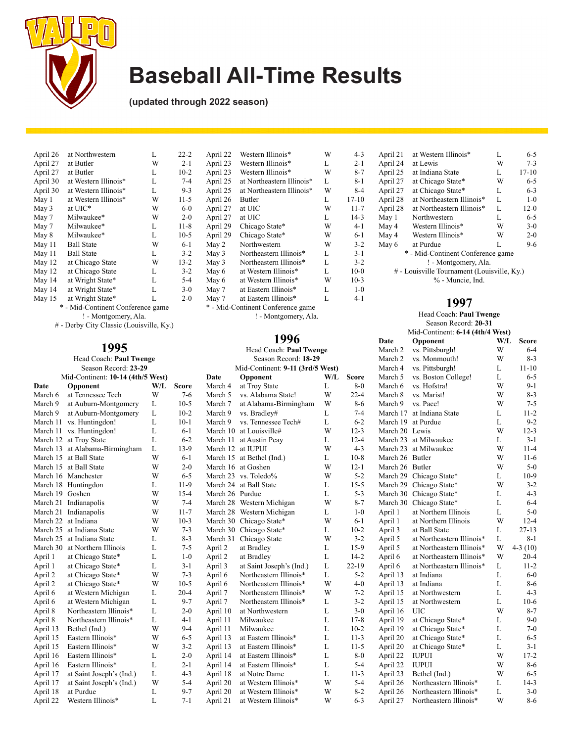# Baseball All-Time Results

**(updated through 2022 season)**

| Date | Opponent | W/L | Score |
|---|---|---|---|
| April 26 | at Northwestern | L | 22-2 |
| April 27 | at Butler | W | 2-1 |
| April 27 | at Butler | L | 10-2 |
| April 30 | at Western Illinois* | L | 7-4 |
| April 30 | at Western Illinois* | L | 9-3 |
| May 1 | at Western Illinois* | W | 11-5 |
| May 3 | at UIC* | W | 6-0 |
| May 7 | Milwaukee* | W | 2-0 |
| May 7 | Milwaukee* | L | 11-8 |
| May 8 | Milwaukee* | L | 10-5 |
| May 11 | Ball State | W | 6-1 |
| May 11 | Ball State | L | 3-2 |
| May 12 | at Chicago State | W | 13-2 |
| May 12 | at Chicago State | L | 3-2 |
| May 14 | at Wright State* | L | 5-4 |
| May 14 | at Wright State* | L | 3-0 |
| May 15 | at Wright State* | L | 2-0 |

\* - Mid-Continent Conference game
! - Montgomery, Ala.
# - Derby City Classic (Louisville, Ky.)

## 1995

Head Coach: **Paul Twenge**
Season Record: **23-29**
Mid-Continent: **10-14 (4th/5 West)**

| Date | Opponent | W/L | Score |
|---|---|---|---|
| March 6 | at Tennessee Tech | W | 7-6 |
| March 9 | at Auburn-Montgomery | L | 10-5 |
| March 9 | at Auburn-Montgomery | L | 10-2 |
| March 11 | vs. Huntingdon! | L | 10-1 |
| March 11 | vs. Huntingdon! | L | 6-1 |
| March 12 | at Troy State | L | 6-2 |
| March 13 | at Alabama-Birmingham | L | 13-9 |
| March 15 | at Ball State | W | 6-1 |
| March 15 | at Ball State | W | 2-0 |
| March 16 | Manchester | W | 6-5 |
| March 18 | Huntingdon | L | 11-9 |
| March 19 | Goshen | W | 15-4 |
| March 21 | Indianapolis | W | 7-4 |
| March 21 | Indianapolis | W | 11-7 |
| March 22 | at Indiana | W | 10-3 |
| March 25 | at Indiana State | W | 7-3 |
| March 25 | at Indiana State | L | 8-3 |
| March 30 | at Northern Illinois | L | 7-5 |
| April 1 | at Chicago State* | L | 1-0 |
| April 1 | at Chicago State* | L | 3-1 |
| April 2 | at Chicago State* | W | 7-3 |
| April 2 | at Chicago State* | W | 10-5 |
| April 6 | at Western Michigan | L | 20-4 |
| April 6 | at Western Michigan | L | 9-7 |
| April 8 | Northeastern Illinois* | L | 2-0 |
| April 8 | Northeastern Illinois* | L | 4-1 |
| April 13 | Bethel (Ind.) | W | 9-4 |
| April 15 | Eastern Illinois* | W | 6-5 |
| April 15 | Eastern Illinois* | W | 3-2 |
| April 16 | Eastern Illinois* | L | 2-0 |
| April 16 | Eastern Illinois* | L | 2-1 |
| April 17 | at Saint Joseph's (Ind.) | L | 4-3 |
| April 17 | at Saint Joseph's (Ind.) | W | 5-4 |
| April 18 | at Purdue | L | 9-7 |
| April 22 | Western Illinois* | L | 7-1 |
| April 22 | Western Illinois* | W | 4-3 |
| April 23 | Western Illinois* | L | 2-1 |
| April 23 | Western Illinois* | W | 8-7 |
| April 25 | at Northeastern Illinois* | L | 8-1 |
| April 25 | at Northeastern Illinois* | W | 8-4 |
| April 26 | Butler | L | 17-10 |
| April 27 | at UIC | W | 11-7 |
| April 27 | at UIC | L | 14-3 |
| April 29 | Chicago State* | W | 4-1 |
| April 29 | Chicago State* | W | 6-1 |
| May 2 | Northwestern | W | 3-2 |
| May 3 | Northeastern Illinois* | L | 3-1 |
| May 3 | Northeastern Illinois* | L | 3-2 |
| May 6 | at Western Illinois* | L | 10-0 |
| May 6 | at Western Illinois* | W | 10-3 |
| May 7 | at Eastern Illinois* | L | 1-0 |
| May 7 | at Eastern Illinois* | L | 4-1 |

\* - Mid-Continent Conference game
! - Montgomery, Ala.

## 1996

Head Coach: **Paul Twenge**
Season Record: **18-29**
Mid-Continent: **9-11 (3rd/5 West)**

| Date | Opponent | W/L | Score |
|---|---|---|---|
| March 4 | at Troy State | L | 8-0 |
| March 5 | vs. Alabama State! | W | 22-4 |
| March 7 | at Alabama-Birmingham | W | 8-6 |
| March 9 | vs. Bradley# | L | 7-4 |
| March 9 | vs. Tennessee Tech# | L | 6-2 |
| March 10 | at Louisville# | W | 12-3 |
| March 11 | at Austin Peay | L | 12-4 |
| March 12 | at IUPUI | W | 4-3 |
| March 15 | at Bethel (Ind.) | L | 10-8 |
| March 16 | at Goshen | W | 12-1 |
| March 23 | vs. Toledo% | W | 5-2 |
| March 24 | at Ball State | L | 15-5 |
| March 26 | Purdue | L | 5-3 |
| March 28 | Western Michigan | W | 8-7 |
| March 28 | Western Michigan | L | 1-0 |
| March 30 | Chicago State* | W | 6-1 |
| March 30 | Chicago State* | L | 10-2 |
| March 31 | Chicago State | W | 3-2 |
| April 2 | at Bradley | L | 15-9 |
| April 2 | at Bradley | L | 14-2 |
| April 3 | at Saint Joseph's (Ind.) | L | 22-19 |
| April 6 | Northeastern Illinois* | L | 5-2 |
| April 6 | Northeastern Illinois* | W | 4-0 |
| April 7 | Northeastern Illinois* | W | 7-2 |
| April 7 | Northeastern Illinois* | L | 3-2 |
| April 10 | at Northwestern | L | 3-0 |
| April 11 | Milwaukee | L | 17-8 |
| April 11 | Milwaukee | L | 10-2 |
| April 13 | at Eastern Illinois* | L | 11-3 |
| April 13 | at Eastern Illinois* | L | 11-5 |
| April 14 | at Eastern Illinois* | L | 8-0 |
| April 14 | at Eastern Illinois* | L | 5-4 |
| April 18 | at Notre Dame | L | 11-3 |
| April 20 | at Western Illinois* | W | 5-4 |
| April 20 | at Western Illinois* | W | 8-2 |
| April 21 | at Western Illinois* | W | 6-3 |
| April 21 | at Western Illinois* | L | 6-5 |
| April 24 | at Lewis | W | 7-3 |
| April 25 | at Indiana State | L | 17-10 |
| April 27 | at Chicago State* | W | 6-5 |
| April 27 | at Chicago State* | L | 6-3 |
| April 28 | at Northeastern Illinois* | L | 1-0 |
| April 28 | at Northeastern Illinois* | L | 12-0 |
| May 1 | Northwestern | L | 6-5 |
| May 4 | Western Illinois* | W | 3-0 |
| May 4 | Western Illinois* | W | 2-0 |
| May 6 | at Purdue | L | 9-6 |

\* - Mid-Continent Conference game
! - Montgomery, Ala.
# - Louisville Tournament (Louisville, Ky.)
% - Muncie, Ind.

## 1997

Head Coach: **Paul Twenge**
Season Record: **20-31**
Mid-Continent: **6-14 (4th/4 West)**

| Date | Opponent | W/L | Score |
|---|---|---|---|
| March 2 | vs. Pittsburgh! | W | 6-4 |
| March 2 | vs. Monmouth! | W | 8-3 |
| March 4 | vs. Pittsburgh! | L | 11-10 |
| March 5 | vs. Boston College! | L | 6-5 |
| March 6 | vs. Hofstra! | W | 9-1 |
| March 8 | vs. Marist! | W | 8-3 |
| March 9 | vs. Pace! | W | 7-5 |
| March 17 | at Indiana State | L | 11-2 |
| March 19 | at Purdue | L | 9-2 |
| March 20 | Lewis | W | 12-3 |
| March 23 | at Milwaukee | L | 3-1 |
| March 23 | at Milwaukee | W | 11-4 |
| March 26 | Butler | W | 11-6 |
| March 26 | Butler | W | 5-0 |
| March 29 | Chicago State* | L | 10-9 |
| March 29 | Chicago State* | W | 3-2 |
| March 30 | Chicago State* | L | 4-3 |
| March 30 | Chicago State* | L | 6-4 |
| April 1 | at Northern Illinois | L | 5-0 |
| April 1 | at Northern Illinois | W | 12-4 |
| April 3 | at Ball State | L | 27-13 |
| April 5 | at Northeastern Illinois* | L | 8-1 |
| April 5 | at Northeastern Illinois* | W | 4-3 (10) |
| April 6 | at Northeastern Illinois* | W | 20-4 |
| April 6 | at Northeastern Illinois* | L | 11-2 |
| April 13 | at Indiana | L | 6-0 |
| April 13 | at Indiana | L | 8-6 |
| April 15 | at Northwestern | L | 4-3 |
| April 15 | at Northwestern | L | 10-6 |
| April 16 | UIC | W | 8-7 |
| April 19 | at Chicago State* | L | 9-0 |
| April 19 | at Chicago State* | L | 7-0 |
| April 20 | at Chicago State* | L | 6-5 |
| April 20 | at Chicago State* | L | 3-1 |
| April 22 | IUPUI | W | 17-2 |
| April 22 | IUPUI | W | 8-6 |
| April 23 | Bethel (Ind.) | W | 6-5 |
| April 26 | Northeastern Illinois* | L | 14-3 |
| April 26 | Northeastern Illinois* | L | 3-0 |
| April 27 | Northeastern Illinois* | W | 8-6 |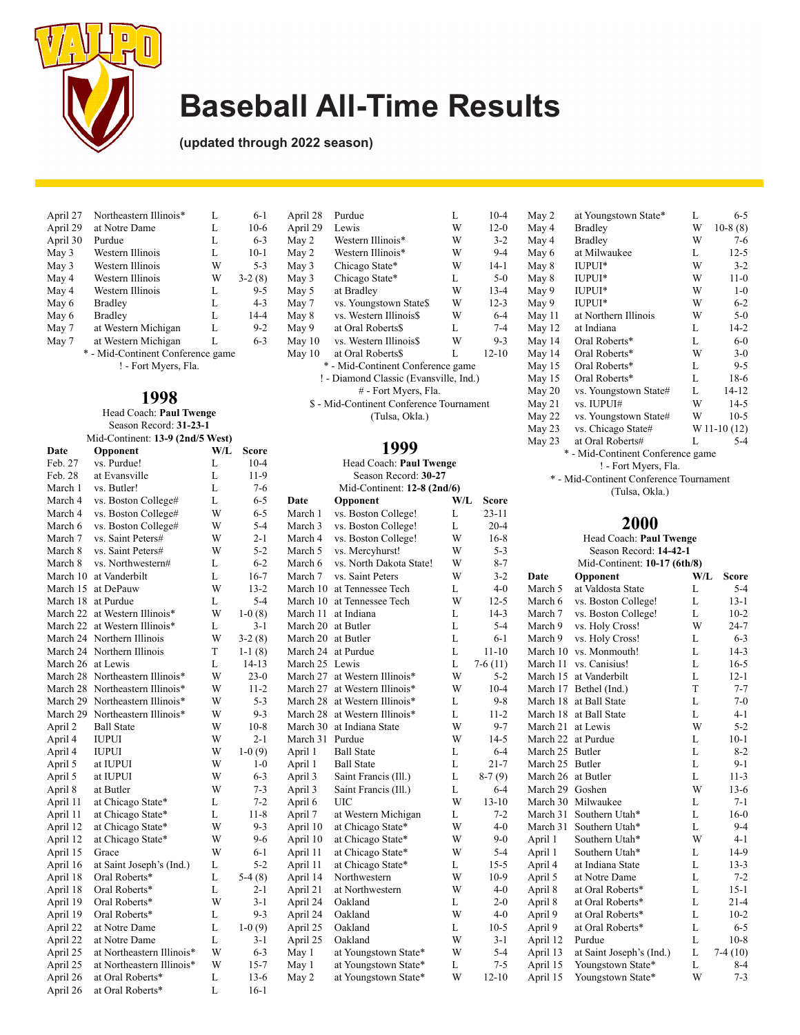# Baseball All-Time Results

**(updated through 2022 season)**

| Date | Opponent | W/L | Score |
|---|---|---|---|
| April 27 | Northeastern Illinois* | L | 6-1 |
| April 29 | at Notre Dame | L | 10-6 |
| April 30 | Purdue | L | 6-3 |
| May 3 | Western Illinois | L | 10-1 |
| May 3 | Western Illinois | W | 5-3 |
| May 4 | Western Illinois | W | 3-2 (8) |
| May 4 | Western Illinois | L | 9-5 |
| May 6 | Bradley | L | 4-3 |
| May 6 | Bradley | L | 14-4 |
| May 7 | at Western Michigan | L | 9-2 |
| May 7 | at Western Michigan | L | 6-3 |

\* - Mid-Continent Conference game
! - Fort Myers, Fla.

## 1998

Head Coach: **Paul Twenge**
Season Record: **31-23-1**
Mid-Continent: **13-9 (2nd/5 West)**

| Date | Opponent | W/L | Score |
|---|---|---|---|
| Feb. 27 | vs. Purdue! | L | 10-4 |
| Feb. 28 | at Evansville | L | 11-9 |
| March 1 | vs. Butler! | L | 7-6 |
| March 4 | vs. Boston College# | L | 6-5 |
| March 4 | vs. Boston College# | W | 6-5 |
| March 6 | vs. Boston College# | W | 5-4 |
| March 7 | vs. Saint Peters# | W | 2-1 |
| March 8 | vs. Saint Peters# | W | 5-2 |
| March 8 | vs. Northwestern# | L | 6-2 |
| March 10 | at Vanderbilt | L | 16-7 |
| March 15 | at DePauw | W | 13-2 |
| March 18 | at Purdue | L | 5-4 |
| March 22 | at Western Illinois* | W | 1-0 (8) |
| March 22 | at Western Illinois* | L | 3-1 |
| March 24 | Northern Illinois | W | 3-2 (8) |
| March 24 | Northern Illinois | T | 1-1 (8) |
| March 26 | at Lewis | L | 14-13 |
| March 28 | Northeastern Illinois* | W | 23-0 |
| March 28 | Northeastern Illinois* | W | 11-2 |
| March 29 | Northeastern Illinois* | W | 5-3 |
| March 29 | Northeastern Illinois* | W | 9-3 |
| April 2 | Ball State | W | 10-8 |
| April 4 | IUPUI | W | 2-1 |
| April 4 | IUPUI | W | 1-0 (9) |
| April 5 | at IUPUI | W | 1-0 |
| April 5 | at IUPUI | W | 6-3 |
| April 8 | at Butler | W | 7-3 |
| April 11 | at Chicago State* | L | 7-2 |
| April 11 | at Chicago State* | L | 11-8 |
| April 12 | at Chicago State* | W | 9-3 |
| April 12 | at Chicago State* | W | 9-6 |
| April 15 | Grace | W | 6-1 |
| April 16 | at Saint Joseph's (Ind.) | L | 5-2 |
| April 18 | Oral Roberts* | L | 5-4 (8) |
| April 18 | Oral Roberts* | L | 2-1 |
| April 19 | Oral Roberts* | W | 3-1 |
| April 19 | Oral Roberts* | L | 9-3 |
| April 22 | at Notre Dame | L | 1-0 (9) |
| April 22 | at Notre Dame | L | 3-1 |
| April 25 | at Northeastern Illinois* | W | 6-3 |
| April 25 | at Northeastern Illinois* | W | 15-7 |
| April 26 | at Oral Roberts* | L | 13-6 |
| April 26 | at Oral Roberts* | L | 16-1 |
| April 28 | Purdue | L | 10-4 |
| April 29 | Lewis | W | 12-0 |
| May 2 | Western Illinois* | W | 3-2 |
| May 2 | Western Illinois* | W | 9-4 |
| May 3 | Chicago State* | W | 14-1 |
| May 3 | Chicago State* | L | 5-0 |
| May 5 | at Bradley | W | 13-4 |
| May 7 | vs. Youngstown State$ | W | 12-3 |
| May 8 | vs. Western Illinois$ | W | 6-4 |
| May 9 | at Oral Roberts$ | L | 7-4 |
| May 10 | vs. Western Illinois$ | W | 9-3 |
| May 10 | at Oral Roberts$ | L | 12-10 |

\* - Mid-Continent Conference game
! - Diamond Classic (Evansville, Ind.)
# - Fort Myers, Fla.
$ - Mid-Continent Conference Tournament (Tulsa, Okla.)

## 1999

Head Coach: **Paul Twenge**
Season Record: **30-27**
Mid-Continent: **12-8 (2nd/6)**

| Date | Opponent | W/L | Score |
|---|---|---|---|
| March 1 | vs. Boston College! | L | 23-11 |
| March 3 | vs. Boston College! | L | 20-4 |
| March 4 | vs. Boston College! | W | 16-8 |
| March 5 | vs. Mercyhurst! | W | 5-3 |
| March 6 | vs. North Dakota State! | W | 8-7 |
| March 7 | vs. Saint Peters | W | 3-2 |
| March 10 | at Tennessee Tech | L | 4-0 |
| March 10 | at Tennessee Tech | W | 12-5 |
| March 11 | at Indiana | L | 14-3 |
| March 20 | at Butler | L | 5-4 |
| March 20 | at Butler | L | 6-1 |
| March 24 | at Purdue | L | 11-10 |
| March 25 | Lewis | L | 7-6 (11) |
| March 27 | at Western Illinois* | W | 5-2 |
| March 27 | at Western Illinois* | W | 10-4 |
| March 28 | at Western Illinois* | L | 9-8 |
| March 28 | at Western Illinois* | L | 11-2 |
| March 30 | at Indiana State | W | 9-7 |
| March 31 | Purdue | W | 14-5 |
| April 1 | Ball State | L | 6-4 |
| April 1 | Ball State | L | 21-7 |
| April 3 | Saint Francis (Ill.) | L | 8-7 (9) |
| April 3 | Saint Francis (Ill.) | L | 6-4 |
| April 6 | UIC | W | 13-10 |
| April 7 | at Western Michigan | L | 7-2 |
| April 10 | at Chicago State* | W | 4-0 |
| April 10 | at Chicago State* | W | 9-0 |
| April 11 | at Chicago State* | W | 5-4 |
| April 11 | at Chicago State* | L | 15-5 |
| April 14 | Northwestern | W | 10-9 |
| April 21 | at Northwestern | W | 4-0 |
| April 24 | Oakland | L | 2-0 |
| April 24 | Oakland | W | 4-0 |
| April 25 | Oakland | L | 10-5 |
| April 25 | Oakland | W | 3-1 |
| May 1 | at Youngstown State* | W | 5-4 |
| May 1 | at Youngstown State* | L | 7-5 |
| May 2 | at Youngstown State* | W | 12-10 |
| May 2 | at Youngstown State* | L | 6-5 |
| May 4 | Bradley | W | 10-8 (8) |
| May 4 | Bradley | W | 7-6 |
| May 6 | at Milwaukee | L | 12-5 |
| May 8 | IUPUI* | W | 3-2 |
| May 8 | IUPUI* | W | 11-0 |
| May 9 | IUPUI* | W | 1-0 |
| May 9 | IUPUI* | W | 6-2 |
| May 11 | at Northern Illinois | W | 5-0 |
| May 12 | at Indiana | L | 14-2 |
| May 14 | Oral Roberts* | L | 6-0 |
| May 14 | Oral Roberts* | W | 3-0 |
| May 15 | Oral Roberts* | L | 9-5 |
| May 15 | Oral Roberts* | L | 18-6 |
| May 20 | vs. Youngstown State# | L | 14-12 |
| May 21 | vs. IUPUI# | W | 14-5 |
| May 22 | vs. Youngstown State# | W | 10-5 |
| May 23 | vs. Chicago State# | W | 11-10 (12) |
| May 23 | at Oral Roberts# | L | 5-4 |

\* - Mid-Continent Conference game
! - Fort Myers, Fla.
\* - Mid-Continent Conference Tournament (Tulsa, Okla.)

## 2000

Head Coach: **Paul Twenge**
Season Record: **14-42-1**
Mid-Continent: **10-17 (6th/8)**

| Date | Opponent | W/L | Score |
|---|---|---|---|
| March 5 | at Valdosta State | L | 5-4 |
| March 6 | vs. Boston College! | L | 13-1 |
| March 7 | vs. Boston College! | L | 10-2 |
| March 9 | vs. Holy Cross! | W | 24-7 |
| March 9 | vs. Holy Cross! | L | 6-3 |
| March 10 | vs. Monmouth! | L | 14-3 |
| March 11 | vs. Canisius! | L | 16-5 |
| March 15 | at Vanderbilt | L | 12-1 |
| March 17 | Bethel (Ind.) | T | 7-7 |
| March 18 | at Ball State | L | 7-0 |
| March 18 | at Ball State | L | 4-1 |
| March 21 | at Lewis | W | 5-2 |
| March 22 | at Purdue | L | 10-1 |
| March 25 | Butler | L | 8-2 |
| March 25 | Butler | L | 9-1 |
| March 26 | at Butler | L | 11-3 |
| March 29 | Goshen | W | 13-6 |
| March 30 | Milwaukee | L | 7-1 |
| March 31 | Southern Utah* | L | 16-0 |
| March 31 | Southern Utah* | L | 9-4 |
| April 1 | Southern Utah* | W | 4-1 |
| April 1 | Southern Utah* | L | 14-9 |
| April 4 | at Indiana State | L | 13-3 |
| April 5 | at Notre Dame | L | 7-2 |
| April 8 | at Oral Roberts* | L | 15-1 |
| April 8 | at Oral Roberts* | L | 21-4 |
| April 9 | at Oral Roberts* | L | 10-2 |
| April 9 | at Oral Roberts* | L | 6-5 |
| April 12 | Purdue | L | 10-8 |
| April 13 | at Saint Joseph's (Ind.) | L | 7-4 (10) |
| April 15 | Youngstown State* | L | 8-4 |
| April 15 | Youngstown State* | W | 7-3 |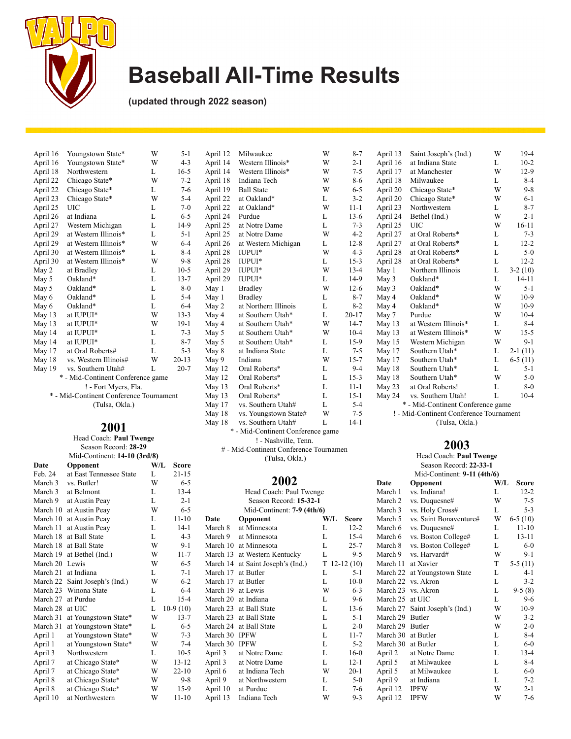# Baseball All-Time Results

**(updated through 2022 season)**

| Date | Opponent | W/L | Score |
|---|---|---|---|
| April 16 | Youngstown State* | W | 5-1 |
| April 16 | Youngstown State* | W | 4-3 |
| April 18 | Northwestern | L | 16-5 |
| April 22 | Chicago State* | W | 7-2 |
| April 22 | Chicago State* | L | 7-6 |
| April 23 | Chicago State* | W | 5-4 |
| April 25 | UIC | L | 7-0 |
| April 26 | at Indiana | L | 6-5 |
| April 27 | Western Michigan | L | 14-9 |
| April 29 | at Western Illinois* | L | 5-1 |
| April 29 | at Western Illinois* | W | 6-4 |
| April 30 | at Western Illinois* | L | 8-4 |
| April 30 | at Western Illinois* | W | 9-8 |
| May 2 | at Bradley | L | 10-5 |
| May 5 | Oakland* | L | 13-7 |
| May 5 | Oakland* | L | 8-0 |
| May 6 | Oakland* | L | 5-4 |
| May 6 | Oakland* | L | 6-4 |
| May 13 | at IUPUI* | W | 13-3 |
| May 13 | at IUPUI* | W | 19-1 |
| May 14 | at IUPUI* | L | 7-3 |
| May 14 | at IUPUI* | L | 8-7 |
| May 17 | at Oral Roberts# | L | 5-3 |
| May 18 | vs. Western Illinois# | W | 20-13 |
| May 19 | vs. Southern Utah# | L | 20-7 |

* - Mid-Continent Conference game
! - Fort Myers, Fla.
* - Mid-Continent Conference Tournament (Tulsa, Okla.)

## 2001

Head Coach: **Paul Twenge**
Season Record: **28-29**
Mid-Continent: **14-10 (3rd/8)**

| Date | Opponent | W/L | Score |
|---|---|---|---|
| Feb. 24 | at East Tennessee State | L | 21-15 |
| March 3 | vs. Butler! | W | 6-5 |
| March 3 | at Belmont | L | 13-4 |
| March 9 | at Austin Peay | L | 2-1 |
| March 10 | at Austin Peay | W | 6-5 |
| March 10 | at Austin Peay | L | 11-10 |
| March 11 | at Austin Peay | L | 14-1 |
| March 18 | at Ball State | L | 4-3 |
| March 18 | at Ball State | W | 9-1 |
| March 19 | at Bethel (Ind.) | W | 11-7 |
| March 20 | Lewis | W | 6-5 |
| March 21 | at Indiana | L | 7-1 |
| March 22 | Saint Joseph's (Ind.) | W | 6-2 |
| March 23 | Winona State | L | 6-4 |
| March 27 | at Purdue | L | 15-4 |
| March 28 | at UIC | L | 10-9 (10) |
| March 31 | at Youngstown State* | W | 13-7 |
| March 31 | at Youngstown State* | L | 6-5 |
| April 1 | at Youngstown State* | W | 7-3 |
| April 1 | at Youngstown State* | W | 7-4 |
| April 3 | Northwestern | L | 10-5 |
| April 7 | at Chicago State* | W | 13-12 |
| April 7 | at Chicago State* | W | 22-10 |
| April 8 | at Chicago State* | W | 9-8 |
| April 8 | at Chicago State* | W | 15-9 |
| April 10 | at Northwestern | W | 11-10 |
| April 12 | Milwaukee | W | 8-7 |
| April 14 | Western Illinois* | W | 2-1 |
| April 14 | Western Illinois* | W | 7-5 |
| April 18 | Indiana Tech | W | 8-6 |
| April 19 | Ball State | W | 6-5 |
| April 22 | at Oakland* | L | 3-2 |
| April 22 | at Oakland* | W | 11-1 |
| April 24 | Purdue | L | 13-6 |
| April 25 | at Notre Dame | L | 7-3 |
| April 25 | at Notre Dame | W | 4-2 |
| April 26 | at Western Michigan | L | 12-8 |
| April 28 | IUPUI* | W | 4-3 |
| April 28 | IUPUI* | L | 15-3 |
| April 29 | IUPUI* | W | 13-4 |
| April 29 | IUPUI* | L | 14-9 |
| May 1 | Bradley | W | 12-6 |
| May 1 | Bradley | L | 8-7 |
| May 2 | at Northern Illinois | L | 8-2 |
| May 4 | at Southern Utah* | L | 20-17 |
| May 4 | at Southern Utah* | W | 14-7 |
| May 5 | at Southern Utah* | W | 10-4 |
| May 5 | at Southern Utah* | L | 15-9 |
| May 8 | at Indiana State | L | 7-5 |
| May 9 | Indiana | W | 15-7 |
| May 12 | Oral Roberts* | L | 9-4 |
| May 12 | Oral Roberts* | L | 15-3 |
| May 13 | Oral Roberts* | L | 11-1 |
| May 13 | Oral Roberts* | L | 15-1 |
| May 17 | vs. Southern Utah# | L | 5-4 |
| May 18 | vs. Youngstown State# | W | 7-5 |
| May 18 | vs. Southern Utah# | L | 14-1 |

* - Mid-Continent Conference game
! - Nashville, Tenn.
# - Mid-Continent Conference Tournamen (Tulsa, Okla.)

## 2002

Head Coach: Paul Twenge
Season Record: **15-32-1**
Mid-Continent: **7-9 (4th/6)**

| Date | Opponent | W/L | Score |
|---|---|---|---|
| March 8 | at Minnesota | L | 12-2 |
| March 9 | at Minnesota | L | 15-4 |
| March 10 | at Minnesota | L | 25-7 |
| March 13 | at Western Kentucky | L | 9-5 |
| March 14 | at Saint Joseph's (Ind.) | T | 12-12 (10) |
| March 17 | at Butler | L | 5-1 |
| March 17 | at Butler | L | 10-0 |
| March 19 | at Lewis | W | 6-3 |
| March 20 | at Indiana | L | 9-6 |
| March 23 | at Ball State | L | 13-6 |
| March 23 | at Ball State | L | 5-1 |
| March 24 | at Ball State | L | 2-0 |
| March 30 | IPFW | L | 11-7 |
| March 30 | IPFW | L | 5-2 |
| April 3 | at Notre Dame | L | 16-0 |
| April 3 | at Notre Dame | L | 12-1 |
| April 6 | at Indiana Tech | W | 20-1 |
| April 9 | at Northwestern | L | 5-0 |
| April 10 | at Purdue | L | 7-6 |
| April 13 | Indiana Tech | W | 9-3 |
| April 13 | Saint Joseph's (Ind.) | W | 19-4 |
| April 16 | at Indiana State | L | 10-2 |
| April 17 | at Manchester | W | 12-9 |
| April 18 | Milwaukee | L | 8-4 |
| April 20 | Chicago State* | W | 9-8 |
| April 20 | Chicago State* | W | 6-1 |
| April 23 | Northwestern | L | 8-7 |
| April 24 | Bethel (Ind.) | W | 2-1 |
| April 25 | UIC | W | 16-11 |
| April 27 | at Oral Roberts* | L | 7-3 |
| April 27 | at Oral Roberts* | L | 12-2 |
| April 28 | at Oral Roberts* | L | 5-0 |
| April 28 | at Oral Roberts* | L | 12-2 |
| May 1 | Northern Illinois | L | 3-2 (10) |
| May 3 | Oakland* | L | 14-11 |
| May 3 | Oakland* | W | 5-1 |
| May 4 | Oakland* | W | 10-9 |
| May 4 | Oakland* | W | 10-9 |
| May 7 | Purdue | W | 10-4 |
| May 13 | at Western Illinois* | L | 8-4 |
| May 13 | at Western Illinois* | W | 15-5 |
| May 15 | Western Michigan | W | 9-1 |
| May 17 | Southern Utah* | L | 2-1 (11) |
| May 17 | Southern Utah* | L | 6-5 (11) |
| May 18 | Southern Utah* | L | 5-1 |
| May 18 | Southern Utah* | W | 5-0 |
| May 23 | at Oral Roberts! | L | 8-0 |
| May 24 | vs. Southern Utah! | L | 10-4 |

* - Mid-Continent Conference game
! - Mid-Continent Conference Tournament (Tulsa, Okla.)

## 2003

Head Coach: **Paul Twenge**
Season Record: **22-33-1**
Mid-Continent: **9-11 (4th/6)**

| Date | Opponent | W/L | Score |
|---|---|---|---|
| March 1 | vs. Indiana! | L | 12-2 |
| March 2 | vs. Duquesne# | W | 7-5 |
| March 3 | vs. Holy Cross# | L | 5-3 |
| March 5 | vs. Saint Bonaventure# | W | 6-5 (10) |
| March 6 | vs. Duquesne# | L | 11-10 |
| March 6 | vs. Boston College# | L | 13-11 |
| March 8 | vs. Boston College# | L | 6-0 |
| March 9 | vs. Harvard# | W | 9-1 |
| March 11 | at Xavier | T | 5-5 (11) |
| March 22 | at Youngstown State | L | 4-1 |
| March 22 | vs. Akron | L | 3-2 |
| March 23 | vs. Akron | L | 9-5 (8) |
| March 25 | at UIC | L | 9-6 |
| March 27 | Saint Joseph's (Ind.) | W | 10-9 |
| March 29 | Butler | W | 3-2 |
| March 29 | Butler | W | 2-0 |
| March 30 | at Butler | L | 8-4 |
| March 30 | at Butler | L | 6-0 |
| April 2 | at Notre Dame | L | 13-4 |
| April 5 | at Milwaukee | L | 8-4 |
| April 5 | at Milwaukee | L | 6-0 |
| April 9 | at Indiana | L | 7-2 |
| April 12 | IPFW | W | 2-1 |
| April 12 | IPFW | W | 7-6 |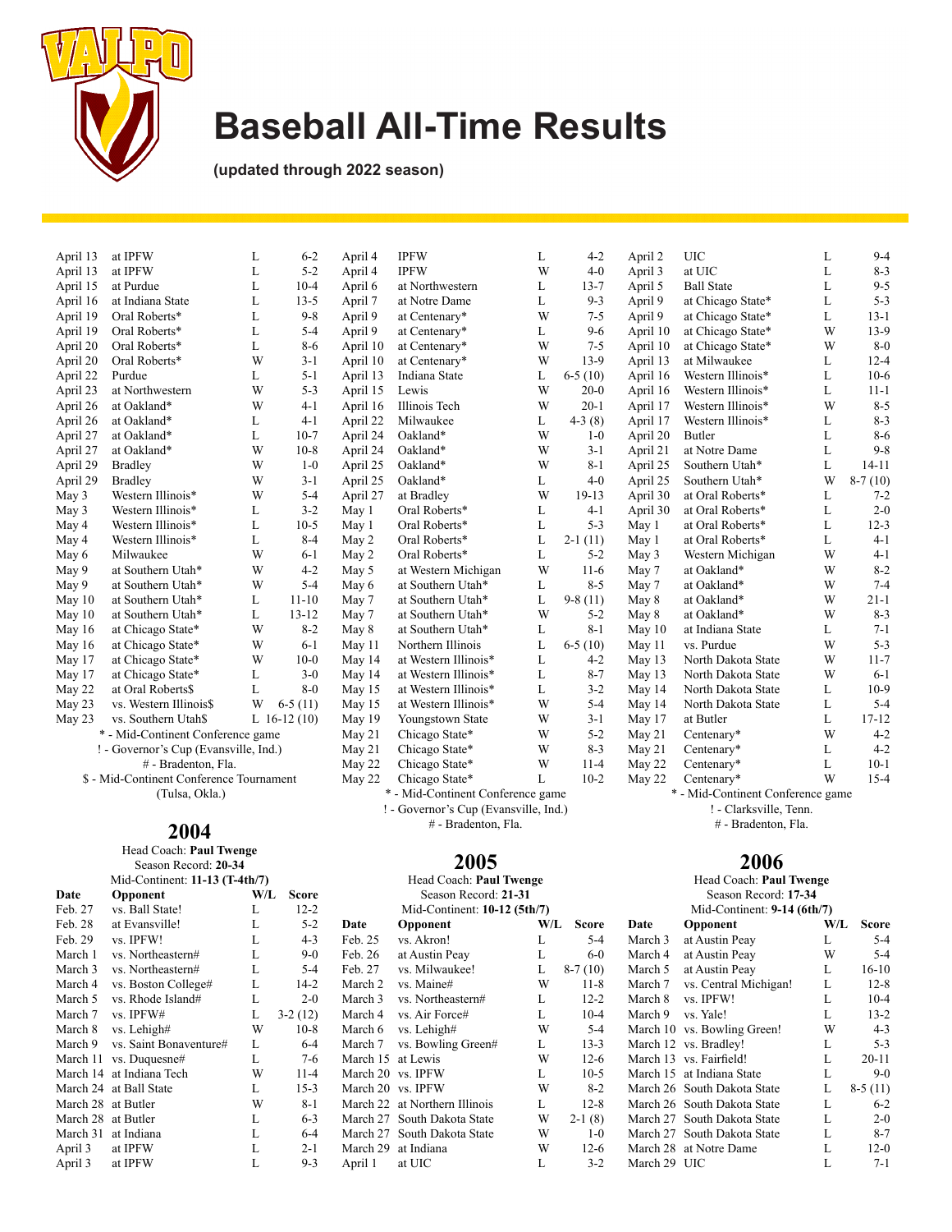# Baseball All-Time Results

**(updated through 2022 season)**

| Date | Opponent | W/L | Score |
|---|---|---|---|
| April 13 | at IPFW | L | 6-2 |
| April 13 | at IPFW | L | 5-2 |
| April 15 | at Purdue | L | 10-4 |
| April 16 | at Indiana State | L | 13-5 |
| April 19 | Oral Roberts* | L | 9-8 |
| April 19 | Oral Roberts* | L | 5-4 |
| April 20 | Oral Roberts* | L | 8-6 |
| April 20 | Oral Roberts* | W | 3-1 |
| April 22 | Purdue | L | 5-1 |
| April 23 | at Northwestern | W | 5-3 |
| April 26 | at Oakland* | W | 4-1 |
| April 26 | at Oakland* | L | 4-1 |
| April 27 | at Oakland* | L | 10-7 |
| April 27 | at Oakland* | W | 10-8 |
| April 29 | Bradley | W | 1-0 |
| April 29 | Bradley | W | 3-1 |
| May 3 | Western Illinois* | W | 5-4 |
| May 3 | Western Illinois* | L | 3-2 |
| May 4 | Western Illinois* | L | 10-5 |
| May 4 | Western Illinois* | L | 8-4 |
| May 6 | Milwaukee | W | 6-1 |
| May 9 | at Southern Utah* | W | 4-2 |
| May 9 | at Southern Utah* | W | 5-4 |
| May 10 | at Southern Utah* | L | 11-10 |
| May 10 | at Southern Utah* | L | 13-12 |
| May 16 | at Chicago State* | W | 8-2 |
| May 16 | at Chicago State* | W | 6-1 |
| May 17 | at Chicago State* | W | 10-0 |
| May 17 | at Chicago State* | L | 3-0 |
| May 22 | at Oral Roberts$ | L | 8-0 |
| May 23 | vs. Western Illinois$ | W | 6-5 (11) |
| May 23 | vs. Southern Utah$ | L | 16-12 (10) |

\* - Mid-Continent Conference game
! - Governor's Cup (Evansville, Ind.)
# - Bradenton, Fla.
$ - Mid-Continent Conference Tournament (Tulsa, Okla.)

## 2004

Head Coach: **Paul Twenge**
Season Record: **20-34**
Mid-Continent: **11-13 (T-4th/7)**

| Date | Opponent | W/L | Score |
|---|---|---|---|
| Feb. 27 | vs. Ball State! | L | 12-2 |
| Feb. 28 | at Evansville! | L | 5-2 |
| Feb. 29 | vs. IPFW! | L | 4-3 |
| March 1 | vs. Northeastern# | L | 9-0 |
| March 3 | vs. Northeastern# | L | 5-4 |
| March 4 | vs. Boston College# | L | 14-2 |
| March 5 | vs. Rhode Island# | L | 2-0 |
| March 7 | vs. IPFW# | L | 3-2 (12) |
| March 8 | vs. Lehigh# | W | 10-8 |
| March 9 | vs. Saint Bonaventure# | L | 6-4 |
| March 11 | vs. Duquesne# | L | 7-6 |
| March 14 | at Indiana Tech | W | 11-4 |
| March 24 | at Ball State | L | 15-3 |
| March 28 | at Butler | W | 8-1 |
| March 28 | at Butler | L | 6-3 |
| March 31 | at Indiana | L | 6-4 |
| April 3 | at IPFW | L | 2-1 |
| April 3 | at IPFW | L | 9-3 |
| April 4 | IPFW | L | 4-2 |
| April 4 | IPFW | W | 4-0 |
| April 6 | at Northwestern | L | 13-7 |
| April 7 | at Notre Dame | L | 9-3 |
| April 9 | at Centenary* | W | 7-5 |
| April 9 | at Centenary* | L | 9-6 |
| April 10 | at Centenary* | W | 7-5 |
| April 10 | at Centenary* | W | 13-9 |
| April 13 | Indiana State | L | 6-5 (10) |
| April 15 | Lewis | W | 20-0 |
| April 16 | Illinois Tech | W | 20-1 |
| April 22 | Milwaukee | L | 4-3 (8) |
| April 24 | Oakland* | W | 1-0 |
| April 24 | Oakland* | W | 3-1 |
| April 25 | Oakland* | W | 8-1 |
| April 25 | Oakland* | L | 4-0 |
| April 27 | at Bradley | W | 19-13 |
| May 1 | Oral Roberts* | L | 4-1 |
| May 1 | Oral Roberts* | L | 5-3 |
| May 2 | Oral Roberts* | L | 2-1 (11) |
| May 2 | Oral Roberts* | L | 5-2 |
| May 5 | at Western Michigan | W | 11-6 |
| May 6 | at Southern Utah* | L | 8-5 |
| May 7 | at Southern Utah* | L | 9-8 (11) |
| May 7 | at Southern Utah* | W | 5-2 |
| May 8 | at Southern Utah* | L | 8-1 |
| May 11 | Northern Illinois | L | 6-5 (10) |
| May 14 | at Western Illinois* | L | 4-2 |
| May 14 | at Western Illinois* | L | 8-7 |
| May 15 | at Western Illinois* | L | 3-2 |
| May 15 | at Western Illinois* | W | 5-4 |
| May 19 | Youngstown State | W | 3-1 |
| May 21 | Chicago State* | W | 5-2 |
| May 21 | Chicago State* | W | 8-3 |
| May 22 | Chicago State* | W | 11-4 |
| May 22 | Chicago State* | L | 10-2 |

\* - Mid-Continent Conference game
! - Governor's Cup (Evansville, Ind.)
# - Bradenton, Fla.

## 2005

Head Coach: **Paul Twenge**
Season Record: **21-31**
Mid-Continent: **10-12 (5th/7)**

| Date | Opponent | W/L | Score |
|---|---|---|---|
| Feb. 25 | vs. Akron! | L | 5-4 |
| Feb. 26 | at Austin Peay | L | 6-0 |
| Feb. 27 | vs. Milwaukee! | L | 8-7 (10) |
| March 2 | vs. Maine# | W | 11-8 |
| March 3 | vs. Northeastern# | L | 12-2 |
| March 4 | vs. Air Force# | L | 10-4 |
| March 6 | vs. Lehigh# | W | 5-4 |
| March 7 | vs. Bowling Green# | L | 13-3 |
| March 15 | at Lewis | W | 12-6 |
| March 20 | vs. IPFW | L | 10-5 |
| March 20 | vs. IPFW | W | 8-2 |
| March 22 | at Northern Illinois | L | 12-8 |
| March 27 | South Dakota State | W | 2-1 (8) |
| March 27 | South Dakota State | W | 1-0 |
| March 29 | at Indiana | W | 12-6 |
| April 1 | at UIC | L | 3-2 |
| April 2 | UIC | L | 9-4 |
| April 3 | at UIC | L | 8-3 |
| April 5 | Ball State | L | 9-5 |
| April 9 | at Chicago State* | L | 5-3 |
| April 9 | at Chicago State* | L | 13-1 |
| April 10 | at Chicago State* | W | 13-9 |
| April 10 | at Chicago State* | W | 8-0 |
| April 13 | at Milwaukee | L | 12-4 |
| April 16 | Western Illinois* | L | 10-6 |
| April 16 | Western Illinois* | L | 11-1 |
| April 17 | Western Illinois* | W | 8-5 |
| April 17 | Western Illinois* | L | 8-3 |
| April 20 | Butler | L | 8-6 |
| April 21 | at Notre Dame | L | 9-8 |
| April 25 | Southern Utah* | L | 14-11 |
| April 25 | Southern Utah* | W | 8-7 (10) |
| April 30 | at Oral Roberts* | L | 7-2 |
| April 30 | at Oral Roberts* | L | 2-0 |
| May 1 | at Oral Roberts* | L | 12-3 |
| May 1 | at Oral Roberts* | L | 4-1 |
| May 3 | Western Michigan | W | 4-1 |
| May 7 | at Oakland* | W | 8-2 |
| May 7 | at Oakland* | W | 7-4 |
| May 8 | at Oakland* | W | 21-1 |
| May 8 | at Oakland* | W | 8-3 |
| May 10 | at Indiana State | L | 7-1 |
| May 11 | vs. Purdue | W | 5-3 |
| May 13 | North Dakota State | W | 11-7 |
| May 13 | North Dakota State | W | 6-1 |
| May 14 | North Dakota State | L | 10-9 |
| May 14 | North Dakota State | L | 5-4 |
| May 17 | at Butler | L | 17-12 |
| May 21 | Centenary* | W | 4-2 |
| May 21 | Centenary* | L | 4-2 |
| May 22 | Centenary* | L | 10-1 |
| May 22 | Centenary* | W | 15-4 |

\* - Mid-Continent Conference game
! - Clarksville, Tenn.
# - Bradenton, Fla.

## 2006

Head Coach: **Paul Twenge**
Season Record: **17-34**
Mid-Continent: **9-14 (6th/7)**

| Date | Opponent | W/L | Score |
|---|---|---|---|
| March 3 | at Austin Peay | L | 5-4 |
| March 4 | at Austin Peay | W | 5-4 |
| March 5 | at Austin Peay | L | 16-10 |
| March 7 | vs. Central Michigan! | L | 12-8 |
| March 8 | vs. IPFW! | L | 10-4 |
| March 9 | vs. Yale! | L | 13-2 |
| March 10 | vs. Bowling Green! | W | 4-3 |
| March 12 | vs. Bradley! | L | 5-3 |
| March 13 | vs. Fairfield! | L | 20-11 |
| March 15 | at Indiana State | L | 9-0 |
| March 26 | South Dakota State | L | 8-5 (11) |
| March 26 | South Dakota State | L | 6-2 |
| March 27 | South Dakota State | L | 2-0 |
| March 27 | South Dakota State | L | 8-7 |
| March 28 | at Notre Dame | L | 12-0 |
| March 29 | UIC | L | 7-1 |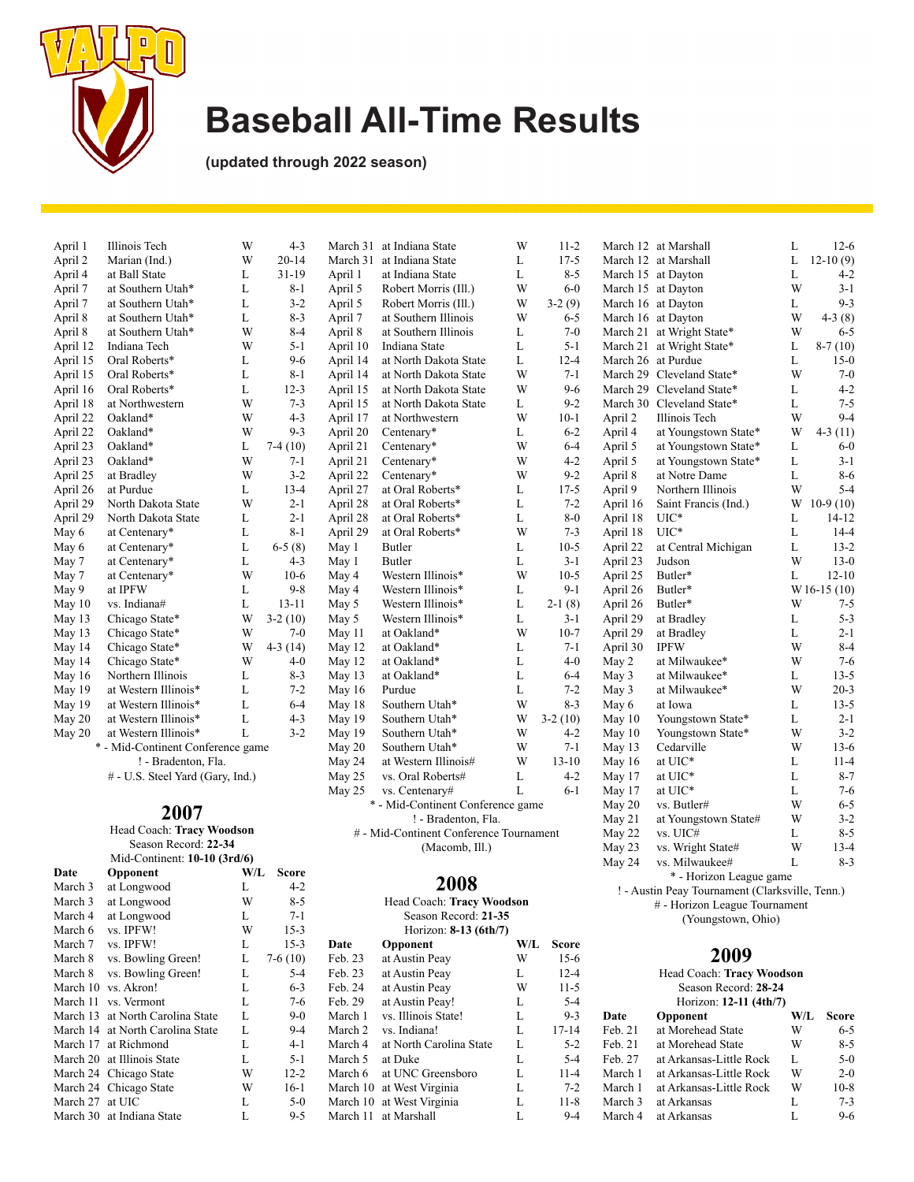# Baseball All-Time Results

**(updated through 2022 season)**

| Date | Opponent | W/L | Score |
|---|---|---|---|
| April 1 | Illinois Tech | W | 4-3 |
| April 2 | Marian (Ind.) | W | 20-14 |
| April 4 | at Ball State | L | 31-19 |
| April 7 | at Southern Utah* | L | 8-1 |
| April 7 | at Southern Utah* | L | 3-2 |
| April 8 | at Southern Utah* | L | 8-3 |
| April 8 | at Southern Utah* | W | 8-4 |
| April 12 | Indiana Tech | W | 5-1 |
| April 15 | Oral Roberts* | L | 9-6 |
| April 15 | Oral Roberts* | L | 8-1 |
| April 16 | Oral Roberts* | L | 12-3 |
| April 18 | at Northwestern | W | 7-3 |
| April 22 | Oakland* | W | 4-3 |
| April 22 | Oakland* | W | 9-3 |
| April 23 | Oakland* | L | 7-4 (10) |
| April 23 | Oakland* | W | 7-1 |
| April 25 | at Bradley | W | 3-2 |
| April 26 | at Purdue | L | 13-4 |
| April 29 | North Dakota State | W | 2-1 |
| April 29 | North Dakota State | L | 2-1 |
| May 6 | at Centenary* | L | 8-1 |
| May 6 | at Centenary* | L | 6-5 (8) |
| May 7 | at Centenary* | L | 4-3 |
| May 7 | at Centenary* | W | 10-6 |
| May 9 | at IPFW | L | 9-8 |
| May 10 | vs. Indiana# | L | 13-11 |
| May 13 | Chicago State* | W | 3-2 (10) |
| May 13 | Chicago State* | W | 7-0 |
| May 14 | Chicago State* | W | 4-3 (14) |
| May 14 | Chicago State* | W | 4-0 |
| May 16 | Northern Illinois | L | 8-3 |
| May 19 | at Western Illinois* | L | 7-2 |
| May 19 | at Western Illinois* | L | 6-4 |
| May 20 | at Western Illinois* | L | 4-3 |
| May 20 | at Western Illinois* | L | 3-2 |

\* - Mid-Continent Conference game
! - Bradenton, Fla.
# - U.S. Steel Yard (Gary, Ind.)

## 2007

Head Coach: **Tracy Woodson**
Season Record: **22-34**
Mid-Continent: **10-10 (3rd/6)**

| Date | Opponent | W/L | Score |
|---|---|---|---|
| March 3 | at Longwood | L | 4-2 |
| March 3 | at Longwood | W | 8-5 |
| March 4 | at Longwood | L | 7-1 |
| March 6 | vs. IPFW! | W | 15-3 |
| March 7 | vs. IPFW! | L | 15-3 |
| March 8 | vs. Bowling Green! | L | 7-6 (10) |
| March 8 | vs. Bowling Green! | L | 5-4 |
| March 10 | vs. Akron! | L | 6-3 |
| March 11 | vs. Vermont | L | 7-6 |
| March 13 | at North Carolina State | L | 9-0 |
| March 14 | at North Carolina State | L | 9-4 |
| March 17 | at Richmond | L | 4-1 |
| March 20 | at Illinois State | L | 5-1 |
| March 24 | Chicago State | W | 12-2 |
| March 24 | Chicago State | W | 16-1 |
| March 27 | at UIC | L | 5-0 |
| March 30 | at Indiana State | L | 9-5 |
| March 31 | at Indiana State | W | 11-2 |
| March 31 | at Indiana State | L | 17-5 |
| April 1 | at Indiana State | L | 8-5 |
| April 5 | Robert Morris (Ill.) | W | 6-0 |
| April 5 | Robert Morris (Ill.) | W | 3-2 (9) |
| April 7 | at Southern Illinois | W | 6-5 |
| April 8 | at Southern Illinois | L | 7-0 |
| April 10 | Indiana State | L | 5-1 |
| April 14 | at North Dakota State | L | 12-4 |
| April 14 | at North Dakota State | W | 7-1 |
| April 15 | at North Dakota State | W | 9-6 |
| April 15 | at North Dakota State | L | 9-2 |
| April 17 | at Northwestern | W | 10-1 |
| April 20 | Centenary* | L | 6-2 |
| April 21 | Centenary* | W | 6-4 |
| April 21 | Centenary* | W | 4-2 |
| April 22 | Centenary* | W | 9-2 |
| April 27 | at Oral Roberts* | L | 17-5 |
| April 28 | at Oral Roberts* | L | 7-2 |
| April 28 | at Oral Roberts* | L | 8-0 |
| April 29 | at Oral Roberts* | W | 7-3 |
| May 1 | Butler | L | 10-5 |
| May 1 | Butler | L | 3-1 |
| May 4 | Western Illinois* | W | 10-5 |
| May 4 | Western Illinois* | L | 9-1 |
| May 5 | Western Illinois* | L | 2-1 (8) |
| May 5 | Western Illinois* | L | 3-1 |
| May 11 | at Oakland* | W | 10-7 |
| May 12 | at Oakland* | L | 7-1 |
| May 12 | at Oakland* | L | 4-0 |
| May 13 | at Oakland* | L | 6-4 |
| May 16 | Purdue | L | 7-2 |
| May 18 | Southern Utah* | W | 8-3 |
| May 19 | Southern Utah* | W | 3-2 (10) |
| May 19 | Southern Utah* | W | 4-2 |
| May 20 | Southern Utah* | W | 7-1 |
| May 24 | at Western Illinois# | W | 13-10 |
| May 25 | vs. Oral Roberts# | L | 4-2 |
| May 25 | vs. Centenary# | L | 6-1 |

\* - Mid-Continent Conference game
! - Bradenton, Fla.
# - Mid-Continent Conference Tournament (Macomb, Ill.)

## 2008

Head Coach: **Tracy Woodson**
Season Record: **21-35**
Horizon: **8-13 (6th/7)**

| Date | Opponent | W/L | Score |
|---|---|---|---|
| Feb. 23 | at Austin Peay | W | 15-6 |
| Feb. 23 | at Austin Peay | L | 12-4 |
| Feb. 24 | at Austin Peay | W | 11-5 |
| Feb. 29 | at Austin Peay! | L | 5-4 |
| March 1 | vs. Illinois State! | L | 9-3 |
| March 2 | vs. Indiana! | L | 17-14 |
| March 4 | at North Carolina State | L | 5-2 |
| March 5 | at Duke | L | 5-4 |
| March 6 | at UNC Greensboro | L | 11-4 |
| March 10 | at West Virginia | L | 7-2 |
| March 10 | at West Virginia | L | 11-8 |
| March 11 | at Marshall | L | 9-4 |
| March 12 | at Marshall | L | 12-6 |
| March 12 | at Marshall | L | 12-10 (9) |
| March 15 | at Dayton | L | 4-2 |
| March 15 | at Dayton | W | 3-1 |
| March 16 | at Dayton | L | 9-3 |
| March 16 | at Dayton | W | 4-3 (8) |
| March 21 | at Wright State* | W | 6-5 |
| March 21 | at Wright State* | L | 8-7 (10) |
| March 26 | at Purdue | L | 15-0 |
| March 29 | Cleveland State* | W | 7-0 |
| March 29 | Cleveland State* | L | 4-2 |
| March 30 | Cleveland State* | L | 7-5 |
| April 2 | Illinois Tech | W | 9-4 |
| April 4 | at Youngstown State* | W | 4-3 (11) |
| April 5 | at Youngstown State* | L | 6-0 |
| April 5 | at Youngstown State* | L | 3-1 |
| April 8 | at Notre Dame | L | 8-6 |
| April 9 | Northern Illinois | W | 5-4 |
| April 16 | Saint Francis (Ind.) | W | 10-9 (10) |
| April 18 | UIC* | L | 14-12 |
| April 18 | UIC* | L | 14-4 |
| April 22 | at Central Michigan | L | 13-2 |
| April 23 | Judson | W | 13-0 |
| April 25 | Butler* | L | 12-10 |
| April 26 | Butler* | W | 16-15 (10) |
| April 26 | Butler* | W | 7-5 |
| April 29 | at Bradley | L | 5-3 |
| April 29 | at Bradley | L | 2-1 |
| April 30 | IPFW | W | 8-4 |
| May 2 | at Milwaukee* | W | 7-6 |
| May 3 | at Milwaukee* | L | 13-5 |
| May 3 | at Milwaukee* | W | 20-3 |
| May 6 | at Iowa | L | 13-5 |
| May 10 | Youngstown State* | L | 2-1 |
| May 10 | Youngstown State* | W | 3-2 |
| May 13 | Cedarville | W | 13-6 |
| May 16 | at UIC* | L | 11-4 |
| May 17 | at UIC* | L | 8-7 |
| May 17 | at UIC* | L | 7-6 |
| May 20 | vs. Butler# | W | 6-5 |
| May 21 | at Youngstown State# | W | 3-2 |
| May 22 | vs. UIC# | L | 8-5 |
| May 23 | vs. Wright State# | W | 13-4 |
| May 24 | vs. Milwaukee# | L | 8-3 |

\* - Horizon League game
! - Austin Peay Tournament (Clarksville, Tenn.)
# - Horizon League Tournament (Youngstown, Ohio)

## 2009

Head Coach: **Tracy Woodson**
Season Record: **28-24**
Horizon: **12-11 (4th/7)**

| Date | Opponent | W/L | Score |
|---|---|---|---|
| Feb. 21 | at Morehead State | W | 6-5 |
| Feb. 21 | at Morehead State | W | 8-5 |
| Feb. 27 | at Arkansas-Little Rock | L | 5-0 |
| March 1 | at Arkansas-Little Rock | W | 2-0 |
| March 1 | at Arkansas-Little Rock | W | 10-8 |
| March 3 | at Arkansas | L | 7-3 |
| March 4 | at Arkansas | L | 9-6 |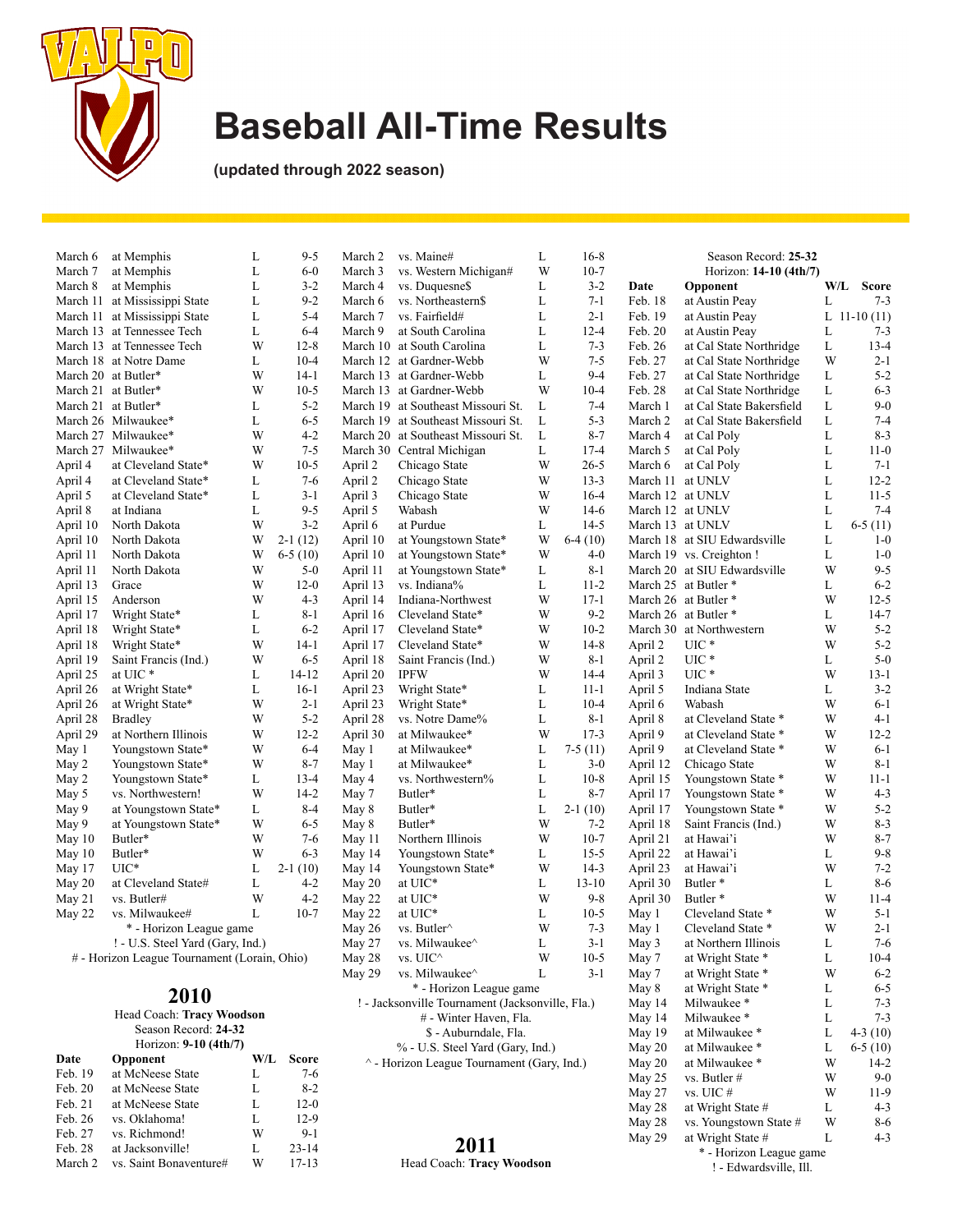# Baseball All-Time Results

**(updated through 2022 season)**

| Date | Opponent | W/L | Score |
|---|---|---|---|
| March 6 | at Memphis | L | 9-5 |
| March 7 | at Memphis | L | 6-0 |
| March 8 | at Memphis | L | 3-2 |
| March 11 | at Mississippi State | L | 9-2 |
| March 11 | at Mississippi State | L | 5-4 |
| March 13 | at Tennessee Tech | L | 6-4 |
| March 13 | at Tennessee Tech | W | 12-8 |
| March 18 | at Notre Dame | L | 10-4 |
| March 20 | at Butler* | W | 14-1 |
| March 21 | at Butler* | W | 10-5 |
| March 21 | at Butler* | L | 5-2 |
| March 26 | Milwaukee* | L | 6-5 |
| March 27 | Milwaukee* | W | 4-2 |
| March 27 | Milwaukee* | W | 7-5 |
| April 4 | at Cleveland State* | W | 10-5 |
| April 4 | at Cleveland State* | L | 7-6 |
| April 5 | at Cleveland State* | L | 3-1 |
| April 8 | at Indiana | L | 9-5 |
| April 10 | North Dakota | W | 3-2 |
| April 10 | North Dakota | W | 2-1 (12) |
| April 11 | North Dakota | W | 6-5 (10) |
| April 11 | North Dakota | W | 5-0 |
| April 13 | Grace | W | 12-0 |
| April 15 | Anderson | W | 4-3 |
| April 17 | Wright State* | L | 8-1 |
| April 18 | Wright State* | L | 6-2 |
| April 18 | Wright State* | W | 14-1 |
| April 19 | Saint Francis (Ind.) | W | 6-5 |
| April 25 | at UIC * | L | 14-12 |
| April 26 | at Wright State* | L | 16-1 |
| April 26 | at Wright State* | W | 2-1 |
| April 28 | Bradley | W | 5-2 |
| April 29 | at Northern Illinois | W | 12-2 |
| May 1 | Youngstown State* | W | 6-4 |
| May 2 | Youngstown State* | W | 8-7 |
| May 2 | Youngstown State* | L | 13-4 |
| May 5 | vs. Northwestern! | W | 14-2 |
| May 9 | at Youngstown State* | L | 8-4 |
| May 9 | at Youngstown State* | W | 6-5 |
| May 10 | Butler* | W | 7-6 |
| May 10 | Butler* | W | 6-3 |
| May 17 | UIC* | L | 2-1 (10) |
| May 20 | at Cleveland State# | L | 4-2 |
| May 21 | vs. Butler# | W | 4-2 |
| May 22 | vs. Milwaukee# | L | 10-7 |

\* - Horizon League game
! - U.S. Steel Yard (Gary, Ind.)
\# - Horizon League Tournament (Lorain, Ohio)

## 2010

Head Coach: **Tracy Woodson**
Season Record: **24-32**
Horizon: **9-10 (4th/7)**

| Date | Opponent | W/L | Score |
|---|---|---|---|
| Feb. 19 | at McNeese State | L | 7-6 |
| Feb. 20 | at McNeese State | L | 8-2 |
| Feb. 21 | at McNeese State | L | 12-0 |
| Feb. 26 | vs. Oklahoma! | L | 12-9 |
| Feb. 27 | vs. Richmond! | W | 9-1 |
| Feb. 28 | at Jacksonville! | L | 23-14 |
| March 2 | vs. Saint Bonaventure# | W | 17-13 |
| March 2 | vs. Maine# | L | 16-8 |
| March 3 | vs. Western Michigan# | W | 10-7 |
| March 4 | vs. Duquesne$ | L | 3-2 |
| March 6 | vs. Northeastern$ | L | 7-1 |
| March 7 | vs. Fairfield# | L | 2-1 |
| March 9 | at South Carolina | L | 12-4 |
| March 10 | at South Carolina | L | 7-3 |
| March 12 | at Gardner-Webb | W | 7-5 |
| March 13 | at Gardner-Webb | L | 9-4 |
| March 13 | at Gardner-Webb | W | 10-4 |
| March 19 | at Southeast Missouri St. | L | 7-4 |
| March 19 | at Southeast Missouri St. | L | 5-3 |
| March 20 | at Southeast Missouri St. | L | 8-7 |
| March 30 | Central Michigan | L | 17-4 |
| April 2 | Chicago State | W | 26-5 |
| April 2 | Chicago State | W | 13-3 |
| April 3 | Chicago State | W | 16-4 |
| April 5 | Wabash | W | 14-6 |
| April 6 | at Purdue | L | 14-5 |
| April 10 | at Youngstown State* | W | 6-4 (10) |
| April 10 | at Youngstown State* | W | 4-0 |
| April 11 | at Youngstown State* | L | 8-1 |
| April 13 | vs. Indiana% | L | 11-2 |
| April 14 | Indiana-Northwest | W | 17-1 |
| April 16 | Cleveland State* | W | 9-2 |
| April 17 | Cleveland State* | W | 10-2 |
| April 17 | Cleveland State* | W | 14-8 |
| April 18 | Saint Francis (Ind.) | W | 8-1 |
| April 20 | IPFW | W | 14-4 |
| April 23 | Wright State* | L | 11-1 |
| April 23 | Wright State* | L | 10-4 |
| April 28 | vs. Notre Dame% | L | 8-1 |
| April 30 | at Milwaukee* | W | 17-3 |
| May 1 | at Milwaukee* | L | 7-5 (11) |
| May 1 | at Milwaukee* | L | 3-0 |
| May 4 | vs. Northwestern% | L | 10-8 |
| May 7 | Butler* | L | 8-7 |
| May 8 | Butler* | L | 2-1 (10) |
| May 8 | Butler* | W | 7-2 |
| May 11 | Northern Illinois | W | 10-7 |
| May 14 | Youngstown State* | L | 15-5 |
| May 14 | Youngstown State* | W | 14-3 |
| May 20 | at UIC* | L | 13-10 |
| May 22 | at UIC* | W | 9-8 |
| May 22 | at UIC* | L | 10-5 |
| May 26 | vs. Butler^ | W | 7-3 |
| May 27 | vs. Milwaukee^ | L | 3-1 |
| May 28 | vs. UIC^ | W | 10-5 |
| May 29 | vs. Milwaukee^ | L | 3-1 |

\* - Horizon League game
! - Jacksonville Tournament (Jacksonville, Fla.)
\# - Winter Haven, Fla.
$ - Auburndale, Fla.
% - U.S. Steel Yard (Gary, Ind.)
^ - Horizon League Tournament (Gary, Ind.)

## 2011

Head Coach: **Tracy Woodson**
Season Record: **25-32**
Horizon: **14-10 (4th/7)**

| Date | Opponent | W/L | Score |
|---|---|---|---|
| Feb. 18 | at Austin Peay | L | 7-3 |
| Feb. 19 | at Austin Peay | L | 11-10 (11) |
| Feb. 20 | at Austin Peay | L | 7-3 |
| Feb. 26 | at Cal State Northridge | L | 13-4 |
| Feb. 27 | at Cal State Northridge | W | 2-1 |
| Feb. 27 | at Cal State Northridge | L | 5-2 |
| Feb. 28 | at Cal State Northridge | L | 6-3 |
| March 1 | at Cal State Bakersfield | L | 9-0 |
| March 2 | at Cal State Bakersfield | L | 7-4 |
| March 4 | at Cal Poly | L | 8-3 |
| March 5 | at Cal Poly | L | 11-0 |
| March 6 | at Cal Poly | L | 7-1 |
| March 11 | at UNLV | L | 12-2 |
| March 12 | at UNLV | L | 11-5 |
| March 12 | at UNLV | L | 7-4 |
| March 13 | at UNLV | L | 6-5 (11) |
| March 18 | at SIU Edwardsville | L | 1-0 |
| March 19 | vs. Creighton ! | L | 1-0 |
| March 20 | at SIU Edwardsville | W | 9-5 |
| March 25 | at Butler * | L | 6-2 |
| March 26 | at Butler * | W | 12-5 |
| March 26 | at Butler * | L | 14-7 |
| March 30 | at Northwestern | W | 5-2 |
| April 2 | UIC * | W | 5-2 |
| April 2 | UIC * | L | 5-0 |
| April 3 | UIC * | W | 13-1 |
| April 5 | Indiana State | L | 3-2 |
| April 6 | Wabash | W | 6-1 |
| April 8 | at Cleveland State * | W | 4-1 |
| April 9 | at Cleveland State * | W | 12-2 |
| April 9 | at Cleveland State * | W | 6-1 |
| April 12 | Chicago State | W | 8-1 |
| April 15 | Youngstown State * | W | 11-1 |
| April 17 | Youngstown State * | W | 4-3 |
| April 17 | Youngstown State * | W | 5-2 |
| April 18 | Saint Francis (Ind.) | W | 8-3 |
| April 21 | at Hawai'i | W | 8-7 |
| April 22 | at Hawai'i | L | 9-8 |
| April 23 | at Hawai'i | W | 7-2 |
| April 30 | Butler * | L | 8-6 |
| April 30 | Butler * | W | 11-4 |
| May 1 | Cleveland State * | W | 5-1 |
| May 1 | Cleveland State * | W | 2-1 |
| May 3 | at Northern Illinois | L | 7-6 |
| May 7 | at Wright State * | L | 10-4 |
| May 7 | at Wright State * | W | 6-2 |
| May 8 | at Wright State * | L | 6-5 |
| May 14 | Milwaukee * | L | 7-3 |
| May 14 | Milwaukee * | L | 7-3 |
| May 19 | at Milwaukee * | L | 4-3 (10) |
| May 20 | at Milwaukee * | L | 6-5 (10) |
| May 20 | at Milwaukee * | W | 14-2 |
| May 25 | vs. Butler # | W | 9-0 |
| May 27 | vs. UIC # | W | 11-9 |
| May 28 | at Wright State # | L | 4-3 |
| May 28 | vs. Youngstown State # | W | 8-6 |
| May 29 | at Wright State # | L | 4-3 |

\* - Horizon League game
! - Edwardsville, Ill.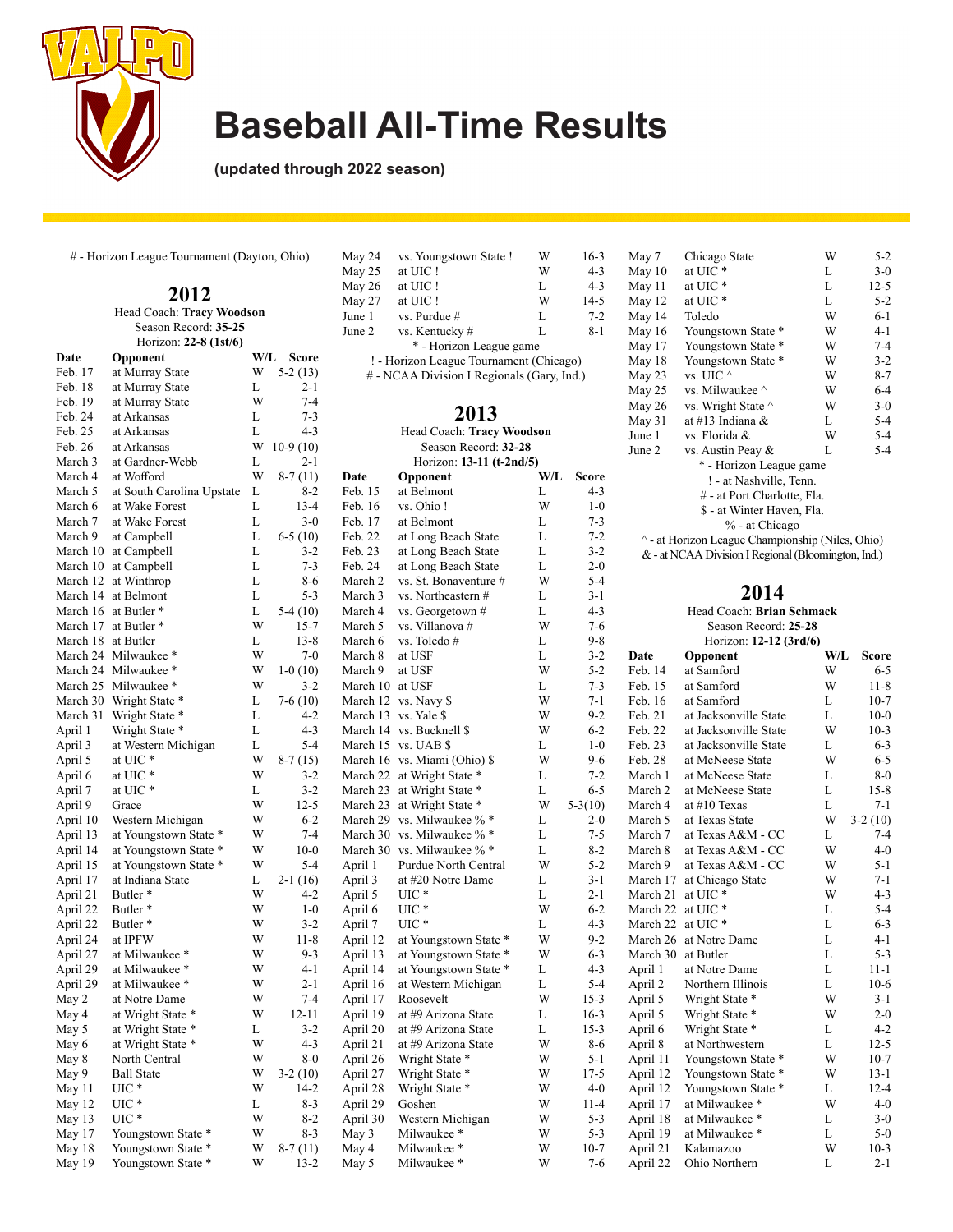# Baseball All-Time Results

**(updated through 2022 season)**

# - Horizon League Tournament (Dayton, Ohio)

## 2012

Head Coach: **Tracy Woodson**
Season Record: **35-25**
Horizon: **22-8 (1st/6)**

| Date | Opponent | W/L | Score |
|---|---|---|---|
| Feb. 17 | at Murray State | W | 5-2 (13) |
| Feb. 18 | at Murray State | L | 2-1 |
| Feb. 19 | at Murray State | W | 7-4 |
| Feb. 24 | at Arkansas | L | 7-3 |
| Feb. 25 | at Arkansas | L | 4-3 |
| Feb. 26 | at Arkansas | W | 10-9 (10) |
| March 3 | at Gardner-Webb | L | 2-1 |
| March 4 | at Wofford | W | 8-7 (11) |
| March 5 | at South Carolina Upstate | L | 8-2 |
| March 6 | at Wake Forest | L | 13-4 |
| March 7 | at Wake Forest | L | 3-0 |
| March 9 | at Campbell | L | 6-5 (10) |
| March 10 | at Campbell | L | 3-2 |
| March 10 | at Campbell | L | 7-3 |
| March 12 | at Winthrop | L | 8-6 |
| March 14 | at Belmont | L | 5-3 |
| March 16 | at Butler * | L | 5-4 (10) |
| March 17 | at Butler * | W | 15-7 |
| March 18 | at Butler | L | 13-8 |
| March 24 | Milwaukee * | W | 7-0 |
| March 24 | Milwaukee * | W | 1-0 (10) |
| March 25 | Milwaukee * | W | 3-2 |
| March 30 | Wright State * | L | 7-6 (10) |
| March 31 | Wright State * | L | 4-2 |
| April 1 | Wright State * | L | 4-3 |
| April 3 | at Western Michigan | L | 5-4 |
| April 5 | at UIC * | W | 8-7 (15) |
| April 6 | at UIC * | W | 3-2 |
| April 7 | at UIC * | L | 3-2 |
| April 9 | Grace | W | 12-5 |
| April 10 | Western Michigan | W | 6-2 |
| April 13 | at Youngstown State * | W | 7-4 |
| April 14 | at Youngstown State * | W | 10-0 |
| April 15 | at Youngstown State * | W | 5-4 |
| April 17 | at Indiana State | L | 2-1 (16) |
| April 21 | Butler * | W | 4-2 |
| April 22 | Butler * | W | 1-0 |
| April 22 | Butler * | W | 3-2 |
| April 24 | at IPFW | W | 11-8 |
| April 27 | at Milwaukee * | W | 9-3 |
| April 29 | at Milwaukee * | W | 4-1 |
| April 29 | at Milwaukee * | W | 2-1 |
| May 2 | at Notre Dame | W | 7-4 |
| May 4 | at Wright State * | W | 12-11 |
| May 5 | at Wright State * | L | 3-2 |
| May 6 | at Wright State * | W | 4-3 |
| May 8 | North Central | W | 8-0 |
| May 9 | Ball State | W | 3-2 (10) |
| May 11 | UIC * | W | 14-2 |
| May 12 | UIC * | L | 8-3 |
| May 13 | UIC * | W | 8-2 |
| May 17 | Youngstown State * | W | 8-3 |
| May 18 | Youngstown State * | W | 8-7 (11) |
| May 19 | Youngstown State * | W | 13-2 |
| May 24 | vs. Youngstown State ! | W | 16-3 |
| May 25 | at UIC ! | W | 4-3 |
| May 26 | at UIC ! | L | 4-3 |
| May 27 | at UIC ! | W | 14-5 |
| June 1 | vs. Purdue # | L | 7-2 |
| June 2 | vs. Kentucky # | L | 8-1 |

* - Horizon League game
! - Horizon League Tournament (Chicago)
# - NCAA Division I Regionals (Gary, Ind.)

## 2013

Head Coach: **Tracy Woodson**
Season Record: **32-28**
Horizon: **13-11 (t-2nd/5)**

| Date | Opponent | W/L | Score |
|---|---|---|---|
| Feb. 15 | at Belmont | L | 4-3 |
| Feb. 16 | vs. Ohio ! | W | 1-0 |
| Feb. 17 | at Belmont | L | 7-3 |
| Feb. 22 | at Long Beach State | L | 7-2 |
| Feb. 23 | at Long Beach State | L | 3-2 |
| Feb. 24 | at Long Beach State | L | 2-0 |
| March 2 | vs. St. Bonaventure # | W | 5-4 |
| March 3 | vs. Northeastern # | L | 3-1 |
| March 4 | vs. Georgetown # | L | 4-3 |
| March 5 | vs. Villanova # | W | 7-6 |
| March 6 | vs. Toledo # | L | 9-8 |
| March 8 | at USF | L | 3-2 |
| March 9 | at USF | W | 5-2 |
| March 10 | at USF | L | 7-3 |
| March 12 | vs. Navy $ | W | 7-1 |
| March 13 | vs. Yale $ | W | 9-2 |
| March 14 | vs. Bucknell $ | W | 6-2 |
| March 15 | vs. UAB $ | L | 1-0 |
| March 16 | vs. Miami (Ohio) $ | W | 9-6 |
| March 22 | at Wright State * | L | 7-2 |
| March 23 | at Wright State * | L | 6-5 |
| March 23 | at Wright State * | W | 5-3(10) |
| March 29 | vs. Milwaukee % * | L | 2-0 |
| March 30 | vs. Milwaukee % * | L | 7-5 |
| March 30 | vs. Milwaukee % * | L | 8-2 |
| April 1 | Purdue North Central | W | 5-2 |
| April 3 | at #20 Notre Dame | L | 3-1 |
| April 5 | UIC * | L | 2-1 |
| April 6 | UIC * | W | 6-2 |
| April 7 | UIC * | L | 4-3 |
| April 12 | at Youngstown State * | W | 9-2 |
| April 13 | at Youngstown State * | W | 6-3 |
| April 14 | at Youngstown State * | L | 4-3 |
| April 16 | at Western Michigan | L | 5-4 |
| April 17 | Roosevelt | W | 15-3 |
| April 19 | at #9 Arizona State | L | 16-3 |
| April 20 | at #9 Arizona State | L | 15-3 |
| April 21 | at #9 Arizona State | W | 8-6 |
| April 26 | Wright State * | W | 5-1 |
| April 27 | Wright State * | W | 17-5 |
| April 28 | Wright State * | W | 4-0 |
| April 29 | Goshen | W | 11-4 |
| April 30 | Western Michigan | W | 5-3 |
| May 3 | Milwaukee * | W | 5-3 |
| May 4 | Milwaukee * | W | 10-7 |
| May 5 | Milwaukee * | W | 7-6 |
| May 7 | Chicago State | W | 5-2 |
| May 10 | at UIC * | L | 3-0 |
| May 11 | at UIC * | L | 12-5 |
| May 12 | at UIC * | L | 5-2 |
| May 14 | Toledo | W | 6-1 |
| May 16 | Youngstown State * | W | 4-1 |
| May 17 | Youngstown State * | W | 7-4 |
| May 18 | Youngstown State * | W | 3-2 |
| May 23 | vs. UIC ^ | W | 8-7 |
| May 25 | vs. Milwaukee ^ | W | 6-4 |
| May 26 | vs. Wright State ^ | W | 3-0 |
| May 31 | at #13 Indiana & | L | 5-4 |
| June 1 | vs. Florida & | W | 5-4 |
| June 2 | vs. Austin Peay & | L | 5-4 |

* - Horizon League game
! - at Nashville, Tenn.
# - at Port Charlotte, Fla.
$ - at Winter Haven, Fla.
% - at Chicago
^ - at Horizon League Championship (Niles, Ohio)
& - at NCAA Division I Regional (Bloomington, Ind.)

## 2014

Head Coach: **Brian Schmack**
Season Record: **25-28**
Horizon: **12-12 (3rd/6)**

| Date | Opponent | W/L | Score |
|---|---|---|---|
| Feb. 14 | at Samford | W | 6-5 |
| Feb. 15 | at Samford | W | 11-8 |
| Feb. 16 | at Samford | L | 10-7 |
| Feb. 21 | at Jacksonville State | L | 10-0 |
| Feb. 22 | at Jacksonville State | W | 10-3 |
| Feb. 23 | at Jacksonville State | L | 6-3 |
| Feb. 28 | at McNeese State | W | 6-5 |
| March 1 | at McNeese State | L | 8-0 |
| March 2 | at McNeese State | L | 15-8 |
| March 4 | at #10 Texas | L | 7-1 |
| March 5 | at Texas State | W | 3-2 (10) |
| March 7 | at Texas A&M - CC | L | 7-4 |
| March 8 | at Texas A&M - CC | W | 4-0 |
| March 9 | at Texas A&M - CC | W | 5-1 |
| March 17 | at Chicago State | W | 7-1 |
| March 21 | at UIC * | W | 4-3 |
| March 22 | at UIC * | L | 5-4 |
| March 22 | at UIC * | L | 6-3 |
| March 26 | at Notre Dame | L | 4-1 |
| March 30 | at Butler | L | 5-3 |
| April 1 | at Notre Dame | L | 11-1 |
| April 2 | Northern Illinois | L | 10-6 |
| April 5 | Wright State * | W | 3-1 |
| April 5 | Wright State * | W | 2-0 |
| April 6 | Wright State * | L | 4-2 |
| April 8 | at Northwestern | L | 12-5 |
| April 11 | Youngstown State * | W | 10-7 |
| April 12 | Youngstown State * | W | 13-1 |
| April 12 | Youngstown State * | L | 12-4 |
| April 17 | at Milwaukee * | W | 4-0 |
| April 18 | at Milwaukee * | L | 3-0 |
| April 19 | at Milwaukee * | L | 5-0 |
| April 21 | Kalamazoo | W | 10-3 |
| April 22 | Ohio Northern | L | 2-1 |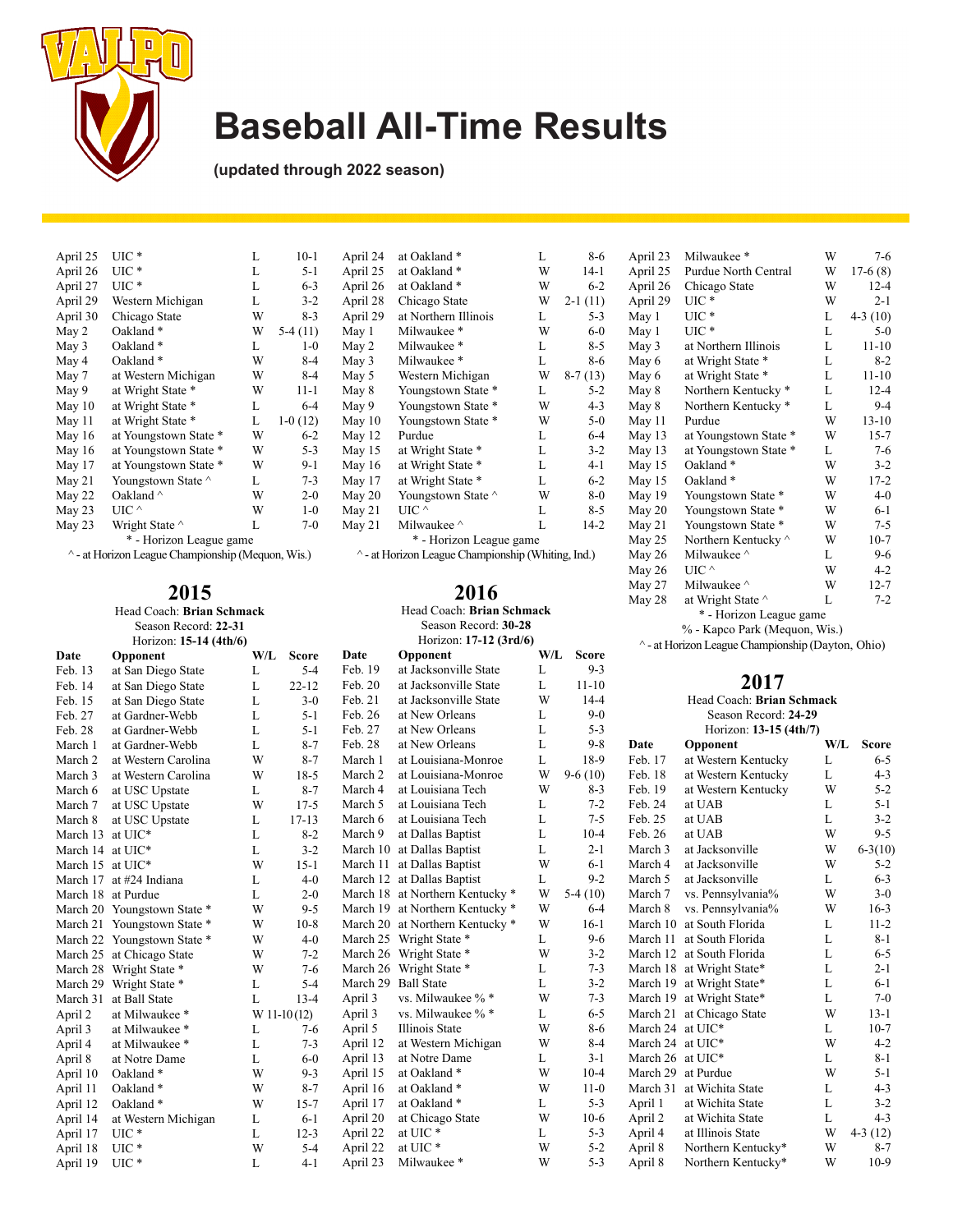# Baseball All-Time Results

**(updated through 2022 season)**

| Date | Opponent | W/L | Score |
|---|---|---|---|
| April 25 | UIC * | L | 10-1 |
| April 26 | UIC * | L | 5-1 |
| April 27 | UIC * | L | 6-3 |
| April 29 | Western Michigan | L | 3-2 |
| April 30 | Chicago State | W | 8-3 |
| May 2 | Oakland * | W | 5-4 (11) |
| May 3 | Oakland * | L | 1-0 |
| May 4 | Oakland * | W | 8-4 |
| May 7 | at Western Michigan | W | 8-4 |
| May 9 | at Wright State * | W | 11-1 |
| May 10 | at Wright State * | L | 6-4 |
| May 11 | at Wright State * | L | 1-0 (12) |
| May 16 | at Youngstown State * | W | 6-2 |
| May 16 | at Youngstown State * | W | 5-3 |
| May 17 | at Youngstown State * | W | 9-1 |
| May 21 | Youngstown State ^ | L | 7-3 |
| May 22 | Oakland ^ | W | 2-0 |
| May 23 | UIC ^ | W | 1-0 |
| May 23 | Wright State ^ | L | 7-0 |

\* - Horizon League game

^ - at Horizon League Championship (Mequon, Wis.)

## 2015

Head Coach: **Brian Schmack**
Season Record: **22-31**
Horizon: **15-14 (4th/6)**

| Date | Opponent | W/L | Score |
|---|---|---|---|
| Feb. 13 | at San Diego State | L | 5-4 |
| Feb. 14 | at San Diego State | L | 22-12 |
| Feb. 15 | at San Diego State | L | 3-0 |
| Feb. 27 | at Gardner-Webb | L | 5-1 |
| Feb. 28 | at Gardner-Webb | L | 5-1 |
| March 1 | at Gardner-Webb | L | 8-7 |
| March 2 | at Western Carolina | W | 8-7 |
| March 3 | at Western Carolina | W | 18-5 |
| March 6 | at USC Upstate | L | 8-7 |
| March 7 | at USC Upstate | W | 17-5 |
| March 8 | at USC Upstate | L | 17-13 |
| March 13 | at UIC* | L | 8-2 |
| March 14 | at UIC* | L | 3-2 |
| March 15 | at UIC* | W | 15-1 |
| March 17 | at #24 Indiana | L | 4-0 |
| March 18 | at Purdue | L | 2-0 |
| March 20 | Youngstown State * | W | 9-5 |
| March 21 | Youngstown State * | W | 10-8 |
| March 22 | Youngstown State * | W | 4-0 |
| March 25 | at Chicago State | W | 7-2 |
| March 28 | Wright State * | W | 7-6 |
| March 29 | Wright State * | L | 5-4 |
| March 31 | at Ball State | L | 13-4 |
| April 2 | at Milwaukee * | W | 11-10 (12) |
| April 3 | at Milwaukee * | L | 7-6 |
| April 4 | at Milwaukee * | L | 7-3 |
| April 8 | at Notre Dame | L | 6-0 |
| April 10 | Oakland * | W | 9-3 |
| April 11 | Oakland * | W | 8-7 |
| April 12 | Oakland * | W | 15-7 |
| April 14 | at Western Michigan | L | 6-1 |
| April 17 | UIC * | L | 12-3 |
| April 18 | UIC * | W | 5-4 |
| April 19 | UIC * | L | 4-1 |
| April 24 | at Oakland * | L | 8-6 |
| April 25 | at Oakland * | W | 14-1 |
| April 26 | at Oakland * | W | 6-2 |
| April 28 | Chicago State | W | 2-1 (11) |
| April 29 | at Northern Illinois | L | 5-3 |
| May 1 | Milwaukee * | W | 6-0 |
| May 2 | Milwaukee * | L | 8-5 |
| May 3 | Milwaukee * | L | 8-6 |
| May 5 | Western Michigan | W | 8-7 (13) |
| May 8 | Youngstown State * | L | 5-2 |
| May 9 | Youngstown State * | W | 4-3 |
| May 10 | Youngstown State * | W | 5-0 |
| May 12 | Purdue | L | 6-4 |
| May 15 | at Wright State * | L | 3-2 |
| May 16 | at Wright State * | L | 4-1 |
| May 17 | at Wright State * | L | 6-2 |
| May 20 | Youngstown State ^ | W | 8-0 |
| May 21 | UIC ^ | L | 8-5 |
| May 21 | Milwaukee ^ | L | 14-2 |

\* - Horizon League game

^ - at Horizon League Championship (Whiting, Ind.)

## 2016

Head Coach: **Brian Schmack**
Season Record: **30-28**
Horizon: **17-12 (3rd/6)**

| Date | Opponent | W/L | Score |
|---|---|---|---|
| Feb. 19 | at Jacksonville State | L | 9-3 |
| Feb. 20 | at Jacksonville State | L | 11-10 |
| Feb. 21 | at Jacksonville State | W | 14-4 |
| Feb. 26 | at New Orleans | L | 9-0 |
| Feb. 27 | at New Orleans | L | 5-3 |
| Feb. 28 | at New Orleans | L | 9-8 |
| March 1 | at Louisiana-Monroe | L | 18-9 |
| March 2 | at Louisiana-Monroe | W | 9-6 (10) |
| March 4 | at Louisiana Tech | W | 8-3 |
| March 5 | at Louisiana Tech | L | 7-2 |
| March 6 | at Louisiana Tech | L | 7-5 |
| March 9 | at Dallas Baptist | L | 10-4 |
| March 10 | at Dallas Baptist | L | 2-1 |
| March 11 | at Dallas Baptist | W | 6-1 |
| March 12 | at Dallas Baptist | L | 9-2 |
| March 18 | at Northern Kentucky * | W | 5-4 (10) |
| March 19 | at Northern Kentucky * | W | 6-4 |
| March 20 | at Northern Kentucky * | W | 16-1 |
| March 25 | Wright State * | L | 9-6 |
| March 26 | Wright State * | W | 3-2 |
| March 26 | Wright State * | L | 7-3 |
| March 29 | Ball State | L | 3-2 |
| April 3 | vs. Milwaukee % * | W | 7-3 |
| April 3 | vs. Milwaukee % * | L | 6-5 |
| April 5 | Illinois State | W | 8-6 |
| April 12 | at Western Michigan | W | 8-4 |
| April 13 | at Notre Dame | L | 3-1 |
| April 15 | at Oakland * | W | 10-4 |
| April 16 | at Oakland * | W | 11-0 |
| April 17 | at Oakland * | L | 5-3 |
| April 20 | at Chicago State | W | 10-6 |
| April 22 | at UIC * | L | 5-3 |
| April 22 | at UIC * | W | 5-2 |
| April 23 | Milwaukee * | W | 5-3 |
| April 23 | Milwaukee * | W | 7-6 |
| April 25 | Purdue North Central | W | 17-6 (8) |
| April 26 | Chicago State | W | 12-4 |
| April 29 | UIC * | W | 2-1 |
| May 1 | UIC * | L | 4-3 (10) |
| May 1 | UIC * | L | 5-0 |
| May 3 | at Northern Illinois | L | 11-10 |
| May 6 | at Wright State * | L | 8-2 |
| May 6 | at Wright State * | L | 11-10 |
| May 8 | Northern Kentucky * | L | 12-4 |
| May 8 | Northern Kentucky * | L | 9-4 |
| May 11 | Purdue | W | 13-10 |
| May 13 | at Youngstown State * | W | 15-7 |
| May 13 | at Youngstown State * | L | 7-6 |
| May 15 | Oakland * | W | 3-2 |
| May 15 | Oakland * | W | 17-2 |
| May 19 | Youngstown State * | W | 4-0 |
| May 20 | Youngstown State * | W | 6-1 |
| May 21 | Youngstown State * | W | 7-5 |
| May 25 | Northern Kentucky ^ | W | 10-7 |
| May 26 | Milwaukee ^ | L | 9-6 |
| May 26 | UIC ^ | W | 4-2 |
| May 27 | Milwaukee ^ | W | 12-7 |
| May 28 | at Wright State ^ | L | 7-2 |

\* - Horizon League game

% - Kapco Park (Mequon, Wis.)

^ - at Horizon League Championship (Dayton, Ohio)

## 2017

Head Coach: **Brian Schmack**
Season Record: **24-29**
Horizon: **13-15 (4th/7)**

| Date | Opponent | W/L | Score |
|---|---|---|---|
| Feb. 17 | at Western Kentucky | L | 6-5 |
| Feb. 18 | at Western Kentucky | L | 4-3 |
| Feb. 19 | at Western Kentucky | W | 5-2 |
| Feb. 24 | at UAB | L | 5-1 |
| Feb. 25 | at UAB | L | 3-2 |
| Feb. 26 | at UAB | W | 9-5 |
| March 3 | at Jacksonville | W | 6-3 (10) |
| March 4 | at Jacksonville | W | 5-2 |
| March 5 | at Jacksonville | L | 6-3 |
| March 7 | vs. Pennsylvania% | W | 3-0 |
| March 8 | vs. Pennsylvania% | W | 16-3 |
| March 10 | at South Florida | L | 11-2 |
| March 11 | at South Florida | L | 8-1 |
| March 12 | at South Florida | L | 6-5 |
| March 18 | at Wright State* | L | 2-1 |
| March 19 | at Wright State* | L | 6-1 |
| March 19 | at Wright State* | L | 7-0 |
| March 21 | at Chicago State | W | 13-1 |
| March 24 | at UIC* | L | 10-7 |
| March 25 | at UIC* | W | 4-2 |
| March 26 | at UIC* | L | 8-1 |
| March 29 | at Purdue | W | 5-1 |
| March 31 | at Wichita State | L | 4-3 |
| April 1 | at Wichita State | L | 3-2 |
| April 2 | at Wichita State | L | 4-3 |
| April 4 | at Illinois State | W | 4-3 (12) |
| April 8 | Northern Kentucky* | W | 8-7 |
| April 8 | Northern Kentucky* | W | 10-9 |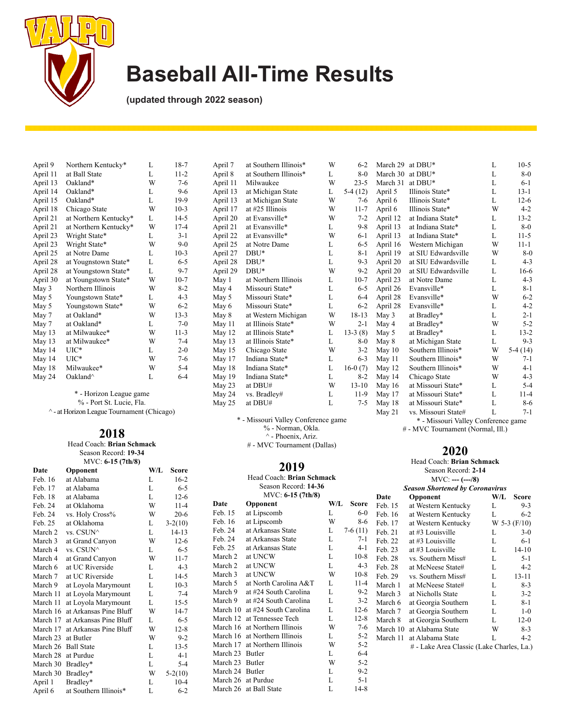# Baseball All-Time Results

**(updated through 2022 season)**

| | | | |
|---|---|---|---|
| April 9 | Northern Kentucky* | L | 18-7 |
| April 11 | at Ball State | L | 11-2 |
| April 13 | Oakland* | W | 7-6 |
| April 14 | Oakland* | L | 9-6 |
| April 15 | Oakland* | L | 19-9 |
| April 18 | Chicago State | W | 10-3 |
| April 21 | at Northern Kentucky* | L | 14-5 |
| April 21 | at Northern Kentucky* | W | 17-4 |
| April 23 | Wright State* | L | 3-1 |
| April 23 | Wright State* | W | 9-0 |
| April 25 | at Notre Dame | L | 10-3 |
| April 28 | at Yougnstown State* | L | 6-5 |
| April 28 | at Youngstown State* | L | 9-7 |
| April 30 | at Youngstown State* | W | 10-7 |
| May 3 | Northern Illinois | W | 8-2 |
| May 5 | Youngstown State* | L | 4-3 |
| May 5 | Youngstown State* | W | 6-2 |
| May 7 | at Oakland* | W | 13-3 |
| May 7 | at Oakland* | L | 7-0 |
| May 13 | at Milwaukee* | W | 11-3 |
| May 13 | at Milwaukee* | W | 7-4 |
| May 14 | UIC* | L | 2-0 |
| May 14 | UIC* | W | 7-6 |
| May 18 | Milwaukee* | W | 5-4 |
| May 24 | Oakland^ | L | 6-4 |

\* - Horizon League game
% - Port St. Lucie, Fla.
^ - at Horizon League Tournament (Chicago)

## 2018

Head Coach: **Brian Schmack**
Season Record: **19-34**
MVC: **6-15 (7th/8)**

| Date | Opponent | W/L | Score |
|---|---|---|---|
| Feb. 16 | at Alabama | L | 16-2 |
| Feb. 17 | at Alabama | L | 6-5 |
| Feb. 18 | at Alabama | L | 12-6 |
| Feb. 24 | at Oklahoma | W | 11-4 |
| Feb. 24 | vs. Holy Cross% | W | 20-6 |
| Feb. 25 | at Oklahoma | L | 3-2(10) |
| March 2 | vs. CSUN^ | L | 14-13 |
| March 3 | at Grand Canyon | W | 12-6 |
| March 4 | vs. CSUN^ | L | 6-5 |
| March 4 | at Grand Canyon | W | 11-7 |
| March 6 | at UC Riverside | L | 4-3 |
| March 7 | at UC Riverside | L | 14-5 |
| March 9 | at Loyola Marymount | L | 10-3 |
| March 11 | at Loyola Marymount | L | 7-4 |
| March 11 | at Loyola Marymount | L | 15-5 |
| March 16 | at Arkansas Pine Bluff | W | 14-7 |
| March 17 | at Arkansas Pine Bluff | L | 6-5 |
| March 17 | at Arkansas Pine Bluff | W | 12-8 |
| March 23 | at Butler | W | 9-2 |
| March 26 | Ball State | L | 13-5 |
| March 28 | at Purdue | L | 4-1 |
| March 30 | Bradley* | L | 5-4 |
| March 30 | Bradley* | W | 5-2(10) |
| April 1 | Bradley* | L | 10-4 |
| April 6 | at Southern Illinois* | L | 6-2 |
| April 7 | at Southern Illinois* | W | 6-2 |
| April 8 | at Southern Illinois* | L | 8-0 |
| April 11 | Milwaukee | W | 23-5 |
| April 13 | at Michigan State | L | 5-4 (12) |
| April 13 | at Michigan State | W | 7-6 |
| April 17 | at #25 Illinois | W | 11-7 |
| April 20 | at Evansville* | W | 7-2 |
| April 21 | at Evansville* | L | 9-8 |
| April 22 | at Evansville* | W | 6-1 |
| April 25 | at Notre Dame | L | 6-5 |
| April 27 | DBU* | L | 8-1 |
| April 28 | DBU* | L | 9-3 |
| April 29 | DBU* | W | 9-2 |
| May 1 | at Northern Illinois | L | 10-7 |
| May 4 | Missouri State* | L | 6-5 |
| May 5 | Missouri State* | L | 6-4 |
| May 6 | Missouri State* | L | 6-2 |
| May 8 | at Western Michigan | W | 18-13 |
| May 11 | at Illinois State* | W | 2-1 |
| May 12 | at Illinois State* | L | 13-3 (8) |
| May 13 | at Illinois State* | L | 8-0 |
| May 15 | Chicago State | W | 3-2 |
| May 17 | Indiana State* | L | 6-3 |
| May 18 | Indiana State* | L | 16-0 (7) |
| May 19 | Indiana State* | L | 8-2 |
| May 23 | at DBU# | W | 13-10 |
| May 24 | vs. Bradley# | L | 11-9 |
| May 25 | at DBU# | L | 7-5 |

\* - Missouri Valley Conference game
% - Norman, Okla.
^ - Phoenix, Ariz.
\# - MVC Tournament (Dallas)

## 2019

Head Coach: **Brian Schmack**
Season Record: **14-36**
MVC: **6-15 (7th/8)**

| Date | Opponent | W/L | Score |
|---|---|---|---|
| Feb. 15 | at Lipscomb | L | 6-0 |
| Feb. 16 | at Lipscomb | W | 8-6 |
| Feb. 24 | at Arkansas State | L | 7-6 (11) |
| Feb. 24 | at Arkansas State | L | 7-1 |
| Feb. 25 | at Arkansas State | L | 4-1 |
| March 2 | at UNCW | L | 10-8 |
| March 2 | at UNCW | L | 4-3 |
| March 3 | at UNCW | W | 10-8 |
| March 5 | at North Carolina A&T | L | 11-4 |
| March 9 | at #24 South Carolina | L | 9-2 |
| March 9 | at #24 South Carolina | L | 3-2 |
| March 10 | at #24 South Carolina | L | 12-6 |
| March 12 | at Tennessee Tech | L | 12-8 |
| March 16 | at Northern Illinois | W | 7-6 |
| March 16 | at Northern Illinois | L | 5-2 |
| March 17 | at Northern Illinois | W | 5-2 |
| March 23 | Butler | L | 6-4 |
| March 23 | Butler | W | 5-2 |
| March 24 | Butler | L | 9-2 |
| March 26 | at Purdue | L | 5-1 |
| March 26 | at Ball State | L | 14-8 |
| March 29 | at DBU* | L | 10-5 |
| March 30 | at DBU* | L | 8-0 |
| March 31 | at DBU* | L | 6-1 |
| April 5 | Illinois State* | L | 13-1 |
| April 6 | Illinois State* | L | 12-6 |
| April 6 | Illinois State* | W | 4-2 |
| April 12 | at Indiana State* | L | 13-2 |
| April 13 | at Indiana State* | L | 8-0 |
| April 13 | at Indiana State* | L | 11-5 |
| April 16 | Western Michigan | W | 11-1 |
| April 19 | at SIU Edwardsville | W | 8-0 |
| April 20 | at SIU Edwardsville | L | 4-3 |
| April 20 | at SIU Edwardsville | L | 16-6 |
| April 23 | at Notre Dame | L | 4-3 |
| April 26 | Evansville* | L | 8-1 |
| April 28 | Evansville* | W | 6-2 |
| April 28 | Evansville* | L | 4-2 |
| May 3 | at Bradley* | L | 2-1 |
| May 4 | at Bradley* | W | 5-2 |
| May 5 | at Bradley* | L | 13-2 |
| May 8 | at Michigan State | L | 9-3 |
| May 10 | Southern Illinois* | W | 5-4 (14) |
| May 11 | Southern Illinois* | W | 7-1 |
| May 12 | Southern Illinois* | W | 4-1 |
| May 14 | Chicago State | W | 4-3 |
| May 16 | at Missouri State* | L | 5-4 |
| May 17 | at Missouri State* | L | 11-4 |
| May 18 | at Missouri State* | L | 8-6 |
| May 21 | vs. Missouri State# | L | 7-1 |

\* - Missouri Valley Conference game
\# - MVC Tournament (Normal, Ill.)

## 2020

Head Coach: **Brian Schmack**
Season Record: **2-14**
MVC: **--- (---/8)**
***Season Shortened by Coronavirus***

| Date | Opponent | W/L | Score |
|---|---|---|---|
| Feb. 15 | at Western Kentucky | L | 9-3 |
| Feb. 16 | at Western Kentucky | L | 6-2 |
| Feb. 17 | at Western Kentucky | W | 5-3 (F/10) |
| Feb. 21 | at #3 Louisville | L | 3-0 |
| Feb. 22 | at #3 Louisville | L | 6-1 |
| Feb. 23 | at #3 Louisville | L | 14-10 |
| Feb. 28 | vs. Southern Miss# | L | 5-1 |
| Feb. 28 | at McNeese State# | L | 4-2 |
| Feb. 29 | vs. Southern Miss# | L | 13-11 |
| March 1 | at McNeese State# | L | 8-3 |
| March 3 | at Nicholls State | L | 3-2 |
| March 6 | at Georgia Southern | L | 8-1 |
| March 7 | at Georgia Southern | L | 1-0 |
| March 8 | at Georgia Southern | L | 12-0 |
| March 10 | at Alabama State | W | 8-3 |
| March 11 | at Alabama State | L | 4-2 |

\# - Lake Area Classic (Lake Charles, La.)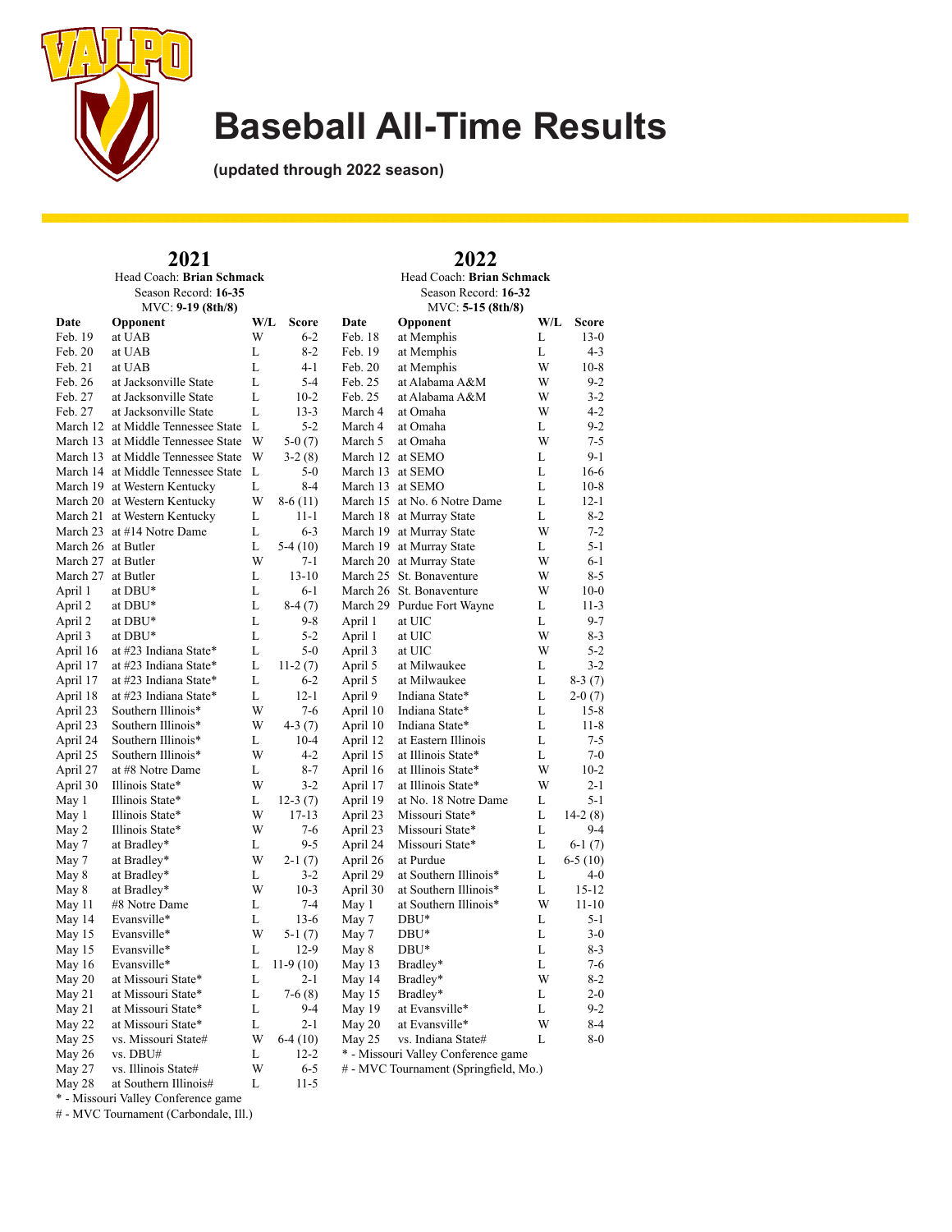# Baseball All-Time Results

**(updated through 2022 season)**

## 2021

Head Coach: **Brian Schmack**
Season Record: **16-35**
MVC: **9-19 (8th/8)**

| Date | Opponent | W/L | Score |
|---|---|---|---|
| Feb. 19 | at UAB | W | 6-2 |
| Feb. 20 | at UAB | L | 8-2 |
| Feb. 21 | at UAB | L | 4-1 |
| Feb. 26 | at Jacksonville State | L | 5-4 |
| Feb. 27 | at Jacksonville State | L | 10-2 |
| Feb. 27 | at Jacksonville State | L | 13-3 |
| March 12 | at Middle Tennessee State | L | 5-2 |
| March 13 | at Middle Tennessee State | W | 5-0 (7) |
| March 13 | at Middle Tennessee State | W | 3-2 (8) |
| March 14 | at Middle Tennessee State | L | 5-0 |
| March 19 | at Western Kentucky | L | 8-4 |
| March 20 | at Western Kentucky | W | 8-6 (11) |
| March 21 | at Western Kentucky | L | 11-1 |
| March 23 | at #14 Notre Dame | L | 6-3 |
| March 26 | at Butler | L | 5-4 (10) |
| March 27 | at Butler | W | 7-1 |
| March 27 | at Butler | L | 13-10 |
| April 1 | at DBU* | L | 6-1 |
| April 2 | at DBU* | L | 8-4 (7) |
| April 2 | at DBU* | L | 9-8 |
| April 3 | at DBU* | L | 5-2 |
| April 16 | at #23 Indiana State* | L | 5-0 |
| April 17 | at #23 Indiana State* | L | 11-2 (7) |
| April 17 | at #23 Indiana State* | L | 6-2 |
| April 18 | at #23 Indiana State* | L | 12-1 |
| April 23 | Southern Illinois* | W | 7-6 |
| April 23 | Southern Illinois* | W | 4-3 (7) |
| April 24 | Southern Illinois* | L | 10-4 |
| April 25 | Southern Illinois* | W | 4-2 |
| April 27 | at #8 Notre Dame | L | 8-7 |
| April 30 | Illinois State* | W | 3-2 |
| May 1 | Illinois State* | L | 12-3 (7) |
| May 1 | Illinois State* | W | 17-13 |
| May 2 | Illinois State* | W | 7-6 |
| May 7 | at Bradley* | L | 9-5 |
| May 7 | at Bradley* | W | 2-1 (7) |
| May 8 | at Bradley* | L | 3-2 |
| May 8 | at Bradley* | W | 10-3 |
| May 11 | #8 Notre Dame | L | 7-4 |
| May 14 | Evansville* | L | 13-6 |
| May 15 | Evansville* | W | 5-1 (7) |
| May 15 | Evansville* | L | 12-9 |
| May 16 | Evansville* | L | 11-9 (10) |
| May 20 | at Missouri State* | L | 2-1 |
| May 21 | at Missouri State* | L | 7-6 (8) |
| May 21 | at Missouri State* | L | 9-4 |
| May 22 | at Missouri State* | L | 2-1 |
| May 25 | vs. Missouri State# | W | 6-4 (10) |
| May 26 | vs. DBU# | L | 12-2 |
| May 27 | vs. Illinois State# | W | 6-5 |
| May 28 | at Southern Illinois# | L | 11-5 |

* - Missouri Valley Conference game

# - MVC Tournament (Carbondale, Ill.)

## 2022

Head Coach: **Brian Schmack**
Season Record: **16-32**
MVC: **5-15 (8th/8)**

| Date | Opponent | W/L | Score |
|---|---|---|---|
| Feb. 18 | at Memphis | L | 13-0 |
| Feb. 19 | at Memphis | L | 4-3 |
| Feb. 20 | at Memphis | W | 10-8 |
| Feb. 25 | at Alabama A&M | W | 9-2 |
| Feb. 25 | at Alabama A&M | W | 3-2 |
| March 4 | at Omaha | W | 4-2 |
| March 4 | at Omaha | L | 9-2 |
| March 5 | at Omaha | W | 7-5 |
| March 12 | at SEMO | L | 9-1 |
| March 13 | at SEMO | L | 16-6 |
| March 13 | at SEMO | L | 10-8 |
| March 15 | at No. 6 Notre Dame | L | 12-1 |
| March 18 | at Murray State | L | 8-2 |
| March 19 | at Murray State | W | 7-2 |
| March 19 | at Murray State | L | 5-1 |
| March 20 | at Murray State | W | 6-1 |
| March 25 | St. Bonaventure | W | 8-5 |
| March 26 | St. Bonaventure | W | 10-0 |
| March 29 | Purdue Fort Wayne | L | 11-3 |
| April 1 | at UIC | L | 9-7 |
| April 1 | at UIC | W | 8-3 |
| April 3 | at UIC | W | 5-2 |
| April 5 | at Milwaukee | L | 3-2 |
| April 5 | at Milwaukee | L | 8-3 (7) |
| April 9 | Indiana State* | L | 2-0 (7) |
| April 10 | Indiana State* | L | 15-8 |
| April 10 | Indiana State* | L | 11-8 |
| April 12 | at Eastern Illinois | L | 7-5 |
| April 15 | at Illinois State* | L | 7-0 |
| April 16 | at Illinois State* | W | 10-2 |
| April 17 | at Illinois State* | W | 2-1 |
| April 19 | at No. 18 Notre Dame | L | 5-1 |
| April 23 | Missouri State* | L | 14-2 (8) |
| April 23 | Missouri State* | L | 9-4 |
| April 24 | Missouri State* | L | 6-1 (7) |
| April 26 | at Purdue | L | 6-5 (10) |
| April 29 | at Southern Illinois* | L | 4-0 |
| April 30 | at Southern Illinois* | L | 15-12 |
| May 1 | at Southern Illinois* | W | 11-10 |
| May 7 | DBU* | L | 5-1 |
| May 7 | DBU* | L | 3-0 |
| May 8 | DBU* | L | 8-3 |
| May 13 | Bradley* | L | 7-6 |
| May 14 | Bradley* | W | 8-2 |
| May 15 | Bradley* | L | 2-0 |
| May 19 | at Evansville* | L | 9-2 |
| May 20 | at Evansville* | W | 8-4 |
| May 25 | vs. Indiana State# | L | 8-0 |

* - Missouri Valley Conference game

# - MVC Tournament (Springfield, Mo.)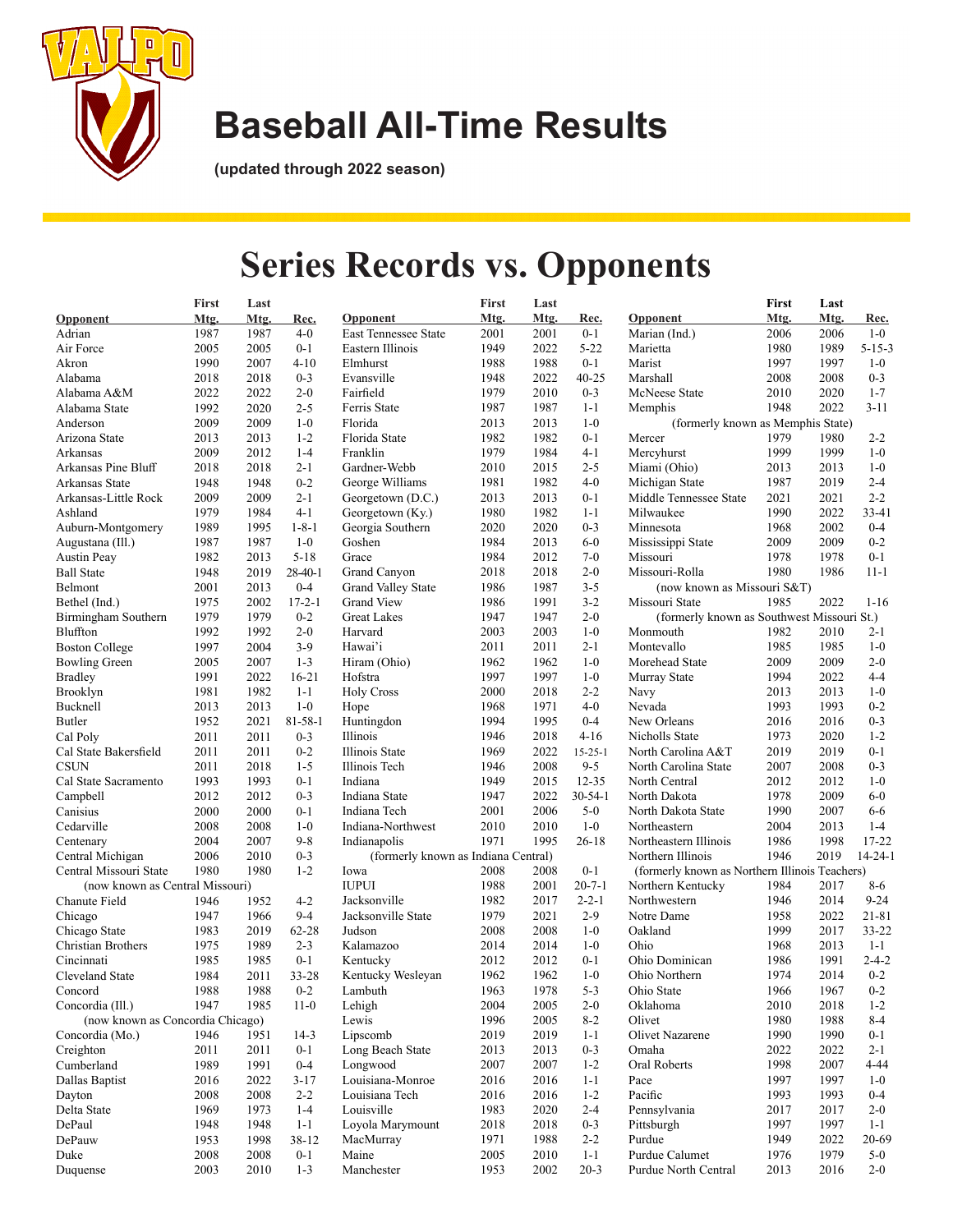# Baseball All-Time Results

**(updated through 2022 season)**

# Series Records vs. Opponents

| Opponent | First Mtg. | Last Mtg. | Rec. |
|---|---|---|---|
| Adrian | 1987 | 1987 | 4-0 |
| Air Force | 2005 | 2005 | 0-1 |
| Akron | 1990 | 2007 | 4-10 |
| Alabama | 2018 | 2018 | 0-3 |
| Alabama A&M | 2022 | 2022 | 2-0 |
| Alabama State | 1992 | 2020 | 2-5 |
| Anderson | 2009 | 2009 | 1-0 |
| Arizona State | 2013 | 2013 | 1-2 |
| Arkansas | 2009 | 2012 | 1-4 |
| Arkansas Pine Bluff | 2018 | 2018 | 2-1 |
| Arkansas State | 1948 | 1948 | 0-2 |
| Arkansas-Little Rock | 2009 | 2009 | 2-1 |
| Ashland | 1979 | 1984 | 4-1 |
| Auburn-Montgomery | 1989 | 1995 | 1-8-1 |
| Augustana (Ill.) | 1987 | 1987 | 1-0 |
| Austin Peay | 1982 | 2013 | 5-18 |
| Ball State | 1948 | 2019 | 28-40-1 |
| Belmont | 2001 | 2013 | 0-4 |
| Bethel (Ind.) | 1975 | 2002 | 17-2-1 |
| Birmingham Southern | 1979 | 1979 | 0-2 |
| Bluffton | 1992 | 1992 | 2-0 |
| Boston College | 1997 | 2004 | 3-9 |
| Bowling Green | 2005 | 2007 | 1-3 |
| Bradley | 1991 | 2022 | 16-21 |
| Brooklyn | 1981 | 1982 | 1-1 |
| Bucknell | 2013 | 2013 | 1-0 |
| Butler | 1952 | 2021 | 81-58-1 |
| Cal Poly | 2011 | 2011 | 0-3 |
| Cal State Bakersfield | 2011 | 2011 | 0-2 |
| CSUN | 2011 | 2018 | 1-5 |
| Cal State Sacramento | 1993 | 1993 | 0-1 |
| Campbell | 2012 | 2012 | 0-3 |
| Canisius | 2000 | 2000 | 0-1 |
| Cedarville | 2008 | 2008 | 1-0 |
| Centenary | 2004 | 2007 | 9-8 |
| Central Michigan | 2006 | 2010 | 0-3 |
| Central Missouri State | 1980 | 1980 | 1-2 |
| (now known as Central Missouri) | | | |
| Chanute Field | 1946 | 1952 | 4-2 |
| Chicago | 1947 | 1966 | 9-4 |
| Chicago State | 1983 | 2019 | 62-28 |
| Christian Brothers | 1975 | 1989 | 2-3 |
| Cincinnati | 1985 | 1985 | 0-1 |
| Cleveland State | 1984 | 2011 | 33-28 |
| Concord | 1988 | 1988 | 0-2 |
| Concordia (Ill.) | 1947 | 1985 | 11-0 |
| (now known as Concordia Chicago) | | | |
| Concordia (Mo.) | 1946 | 1951 | 14-3 |
| Creighton | 2011 | 2011 | 0-1 |
| Cumberland | 1989 | 1991 | 0-4 |
| Dallas Baptist | 2016 | 2022 | 3-17 |
| Dayton | 2008 | 2008 | 2-2 |
| Delta State | 1969 | 1973 | 1-4 |
| DePaul | 1948 | 1948 | 1-1 |
| DePauw | 1953 | 1998 | 38-12 |
| Duke | 2008 | 2008 | 0-1 |
| Duquense | 2003 | 2010 | 1-3 |
| East Tennessee State | 2001 | 2001 | 0-1 |
| Eastern Illinois | 1949 | 2022 | 5-22 |
| Elmhurst | 1988 | 1988 | 0-1 |
| Evansville | 1948 | 2022 | 40-25 |
| Fairfield | 1979 | 2010 | 0-3 |
| Ferris State | 1987 | 1987 | 1-1 |
| Florida | 2013 | 2013 | 1-0 |
| Florida State | 1982 | 1982 | 0-1 |
| Franklin | 1979 | 1984 | 4-1 |
| Gardner-Webb | 2010 | 2015 | 2-5 |
| George Williams | 1981 | 1982 | 4-0 |
| Georgetown (D.C.) | 2013 | 2013 | 0-1 |
| Georgetown (Ky.) | 1980 | 1982 | 1-1 |
| Georgia Southern | 2020 | 2020 | 0-3 |
| Goshen | 1984 | 2013 | 6-0 |
| Grace | 1984 | 2012 | 7-0 |
| Grand Canyon | 2018 | 2018 | 2-0 |
| Grand Valley State | 1986 | 1987 | 3-5 |
| Grand View | 1986 | 1991 | 3-2 |
| Great Lakes | 1947 | 1947 | 2-0 |
| Harvard | 2003 | 2003 | 1-0 |
| Hawai'i | 2011 | 2011 | 2-1 |
| Hiram (Ohio) | 1962 | 1962 | 1-0 |
| Hofstra | 1997 | 1997 | 1-0 |
| Holy Cross | 2000 | 2018 | 2-2 |
| Hope | 1968 | 1971 | 4-0 |
| Huntingdon | 1994 | 1995 | 0-4 |
| Illinois | 1946 | 2018 | 4-16 |
| Illinois State | 1969 | 2022 | 15-25-1 |
| Illinois Tech | 1946 | 2008 | 9-5 |
| Indiana | 1949 | 2015 | 12-35 |
| Indiana State | 1947 | 2022 | 30-54-1 |
| Indiana Tech | 2001 | 2006 | 5-0 |
| Indiana-Northwest | 2010 | 2010 | 1-0 |
| Indianapolis | 1971 | 1995 | 26-18 |
| (formerly known as Indiana Central) | | | |
| Iowa | 2008 | 2008 | 0-1 |
| IUPUI | 1988 | 2001 | 20-7-1 |
| Jacksonville | 1982 | 2017 | 2-2-1 |
| Jacksonville State | 1979 | 2021 | 2-9 |
| Judson | 2008 | 2008 | 1-0 |
| Kalamazoo | 2014 | 2014 | 1-0 |
| Kentucky | 2012 | 2012 | 0-1 |
| Kentucky Wesleyan | 1962 | 1962 | 1-0 |
| Lambuth | 1963 | 1978 | 5-3 |
| Lehigh | 2004 | 2005 | 2-0 |
| Lewis | 1996 | 2005 | 8-2 |
| Lipscomb | 2019 | 2019 | 1-1 |
| Long Beach State | 2013 | 2013 | 0-3 |
| Longwood | 2007 | 2007 | 1-2 |
| Louisiana-Monroe | 2016 | 2016 | 1-1 |
| Louisiana Tech | 2016 | 2016 | 1-2 |
| Louisville | 1983 | 2020 | 2-4 |
| Loyola Marymount | 2018 | 2018 | 0-3 |
| MacMurray | 1971 | 1988 | 2-2 |
| Maine | 2005 | 2010 | 1-1 |
| Manchester | 1953 | 2002 | 20-3 |
| Marian (Ind.) | 2006 | 2006 | 1-0 |
| Marietta | 1980 | 1989 | 5-15-3 |
| Marist | 1997 | 1997 | 1-0 |
| Marshall | 2008 | 2008 | 0-3 |
| McNeese State | 2010 | 2020 | 1-7 |
| Memphis | 1948 | 2022 | 3-11 |
| (formerly known as Memphis State) | | | |
| Mercer | 1979 | 1980 | 2-2 |
| Mercyhurst | 1999 | 1999 | 1-0 |
| Miami (Ohio) | 2013 | 2013 | 1-0 |
| Michigan State | 1987 | 2019 | 2-4 |
| Middle Tennessee State | 2021 | 2021 | 2-2 |
| Milwaukee | 1990 | 2022 | 33-41 |
| Minnesota | 1968 | 2002 | 0-4 |
| Mississippi State | 2009 | 2009 | 0-2 |
| Missouri | 1978 | 1978 | 0-1 |
| Missouri-Rolla | 1980 | 1986 | 11-1 |
| (now known as Missouri S&T) | | | |
| Missouri State | 1985 | 2022 | 1-16 |
| (formerly known as Southwest Missouri St.) | | | |
| Monmouth | 1982 | 2010 | 2-1 |
| Montevallo | 1985 | 1985 | 1-0 |
| Morehead State | 2009 | 2009 | 2-0 |
| Murray State | 1994 | 2022 | 4-4 |
| Navy | 2013 | 2013 | 1-0 |
| Nevada | 1993 | 1993 | 0-2 |
| New Orleans | 2016 | 2016 | 0-3 |
| Nicholls State | 1973 | 2020 | 1-2 |
| North Carolina A&T | 2019 | 2019 | 0-1 |
| North Carolina State | 2007 | 2008 | 0-3 |
| North Central | 2012 | 2012 | 1-0 |
| North Dakota | 1978 | 2009 | 6-0 |
| North Dakota State | 1990 | 2007 | 6-6 |
| Northeastern | 2004 | 2013 | 1-4 |
| Northeastern Illinois | 1986 | 1998 | 17-22 |
| Northern Illinois | 1946 | 2019 | 14-24-1 |
| (formerly known as Northern Illinois Teachers) | | | |
| Northern Kentucky | 1984 | 2017 | 8-6 |
| Northwestern | 1946 | 2014 | 9-24 |
| Notre Dame | 1958 | 2022 | 21-81 |
| Oakland | 1999 | 2017 | 33-22 |
| Ohio | 1968 | 2013 | 1-1 |
| Ohio Dominican | 1986 | 1991 | 2-4-2 |
| Ohio Northern | 1974 | 2014 | 0-2 |
| Ohio State | 1966 | 1967 | 0-2 |
| Oklahoma | 2010 | 2018 | 1-2 |
| Olivet | 1980 | 1988 | 8-4 |
| Olivet Nazarene | 1990 | 1990 | 0-1 |
| Omaha | 2022 | 2022 | 2-1 |
| Oral Roberts | 1998 | 2007 | 4-44 |
| Pace | 1997 | 1997 | 1-0 |
| Pacific | 1993 | 1993 | 0-4 |
| Pennsylvania | 2017 | 2017 | 2-0 |
| Pittsburgh | 1997 | 1997 | 1-1 |
| Purdue | 1949 | 2022 | 20-69 |
| Purdue Calumet | 1976 | 1979 | 5-0 |
| Purdue North Central | 2013 | 2016 | 2-0 |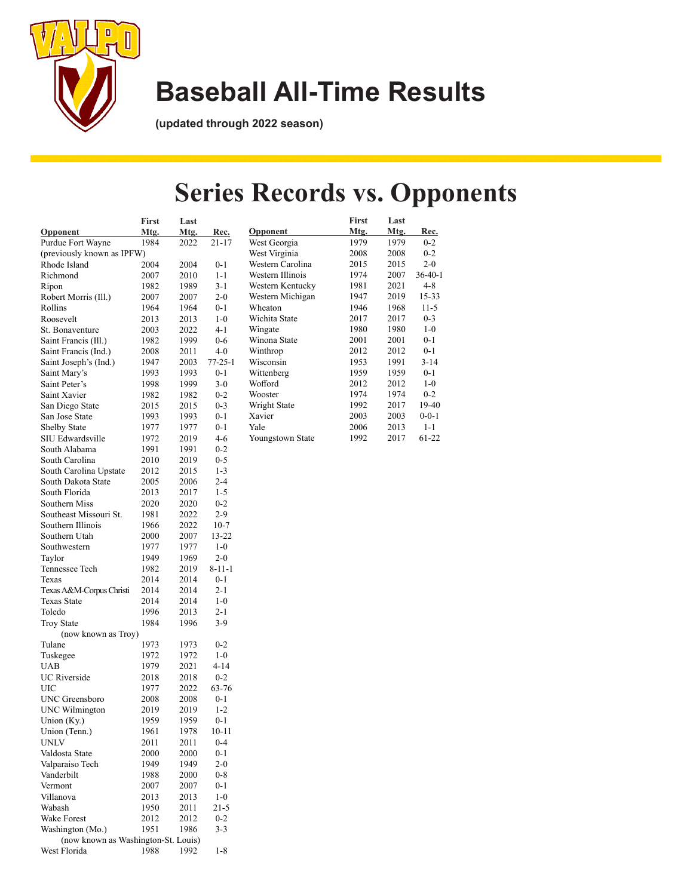# Baseball All-Time Results

**(updated through 2022 season)**

# Series Records vs. Opponents

| Opponent | First Mtg. | Last Mtg. | Rec. |
|---|---|---|---|
| Purdue Fort Wayne | 1984 | 2022 | 21-17 |
| (previously known as IPFW) | | | |
| Rhode Island | 2004 | 2004 | 0-1 |
| Richmond | 2007 | 2010 | 1-1 |
| Ripon | 1982 | 1989 | 3-1 |
| Robert Morris (Ill.) | 2007 | 2007 | 2-0 |
| Rollins | 1964 | 1964 | 0-1 |
| Roosevelt | 2013 | 2013 | 1-0 |
| St. Bonaventure | 2003 | 2022 | 4-1 |
| Saint Francis (Ill.) | 1982 | 1999 | 0-6 |
| Saint Francis (Ind.) | 2008 | 2011 | 4-0 |
| Saint Joseph's (Ind.) | 1947 | 2003 | 77-25-1 |
| Saint Mary's | 1993 | 1993 | 0-1 |
| Saint Peter's | 1998 | 1999 | 3-0 |
| Saint Xavier | 1982 | 1982 | 0-2 |
| San Diego State | 2015 | 2015 | 0-3 |
| San Jose State | 1993 | 1993 | 0-1 |
| Shelby State | 1977 | 1977 | 0-1 |
| SIU Edwardsville | 1972 | 2019 | 4-6 |
| South Alabama | 1991 | 1991 | 0-2 |
| South Carolina | 2010 | 2019 | 0-5 |
| South Carolina Upstate | 2012 | 2015 | 1-3 |
| South Dakota State | 2005 | 2006 | 2-4 |
| South Florida | 2013 | 2017 | 1-5 |
| Southern Miss | 2020 | 2020 | 0-2 |
| Southeast Missouri St. | 1981 | 2022 | 2-9 |
| Southern Illinois | 1966 | 2022 | 10-7 |
| Southern Utah | 2000 | 2007 | 13-22 |
| Southwestern | 1977 | 1977 | 1-0 |
| Taylor | 1949 | 1969 | 2-0 |
| Tennessee Tech | 1982 | 2019 | 8-11-1 |
| Texas | 2014 | 2014 | 0-1 |
| Texas A&M-Corpus Christi | 2014 | 2014 | 2-1 |
| Texas State | 2014 | 2014 | 1-0 |
| Toledo | 1996 | 2013 | 2-1 |
| Troy State | 1984 | 1996 | 3-9 |
| (now known as Troy) | | | |
| Tulane | 1973 | 1973 | 0-2 |
| Tuskegee | 1972 | 1972 | 1-0 |
| UAB | 1979 | 2021 | 4-14 |
| UC Riverside | 2018 | 2018 | 0-2 |
| UIC | 1977 | 2022 | 63-76 |
| UNC Greensboro | 2008 | 2008 | 0-1 |
| UNC Wilmington | 2019 | 2019 | 1-2 |
| Union (Ky.) | 1959 | 1959 | 0-1 |
| Union (Tenn.) | 1961 | 1978 | 10-11 |
| UNLV | 2011 | 2011 | 0-4 |
| Valdosta State | 2000 | 2000 | 0-1 |
| Valparaiso Tech | 1949 | 1949 | 2-0 |
| Vanderbilt | 1988 | 2000 | 0-8 |
| Vermont | 2007 | 2007 | 0-1 |
| Villanova | 2013 | 2013 | 1-0 |
| Wabash | 1950 | 2011 | 21-5 |
| Wake Forest | 2012 | 2012 | 0-2 |
| Washington (Mo.) | 1951 | 1986 | 3-3 |
| (now known as Washington-St. Louis) | | | |
| West Florida | 1988 | 1992 | 1-8 |
| West Georgia | 1979 | 1979 | 0-2 |
| West Virginia | 2008 | 2008 | 0-2 |
| Western Carolina | 2015 | 2015 | 2-0 |
| Western Illinois | 1974 | 2007 | 36-40-1 |
| Western Kentucky | 1981 | 2021 | 4-8 |
| Western Michigan | 1947 | 2019 | 15-33 |
| Wheaton | 1946 | 1968 | 11-5 |
| Wichita State | 2017 | 2017 | 0-3 |
| Wingate | 1980 | 1980 | 1-0 |
| Winona State | 2001 | 2001 | 0-1 |
| Winthrop | 2012 | 2012 | 0-1 |
| Wisconsin | 1953 | 1991 | 3-14 |
| Wittenberg | 1959 | 1959 | 0-1 |
| Wofford | 2012 | 2012 | 1-0 |
| Wooster | 1974 | 1974 | 0-2 |
| Wright State | 1992 | 2017 | 19-40 |
| Xavier | 2003 | 2003 | 0-0-1 |
| Yale | 2006 | 2013 | 1-1 |
| Youngstown State | 1992 | 2017 | 61-22 |